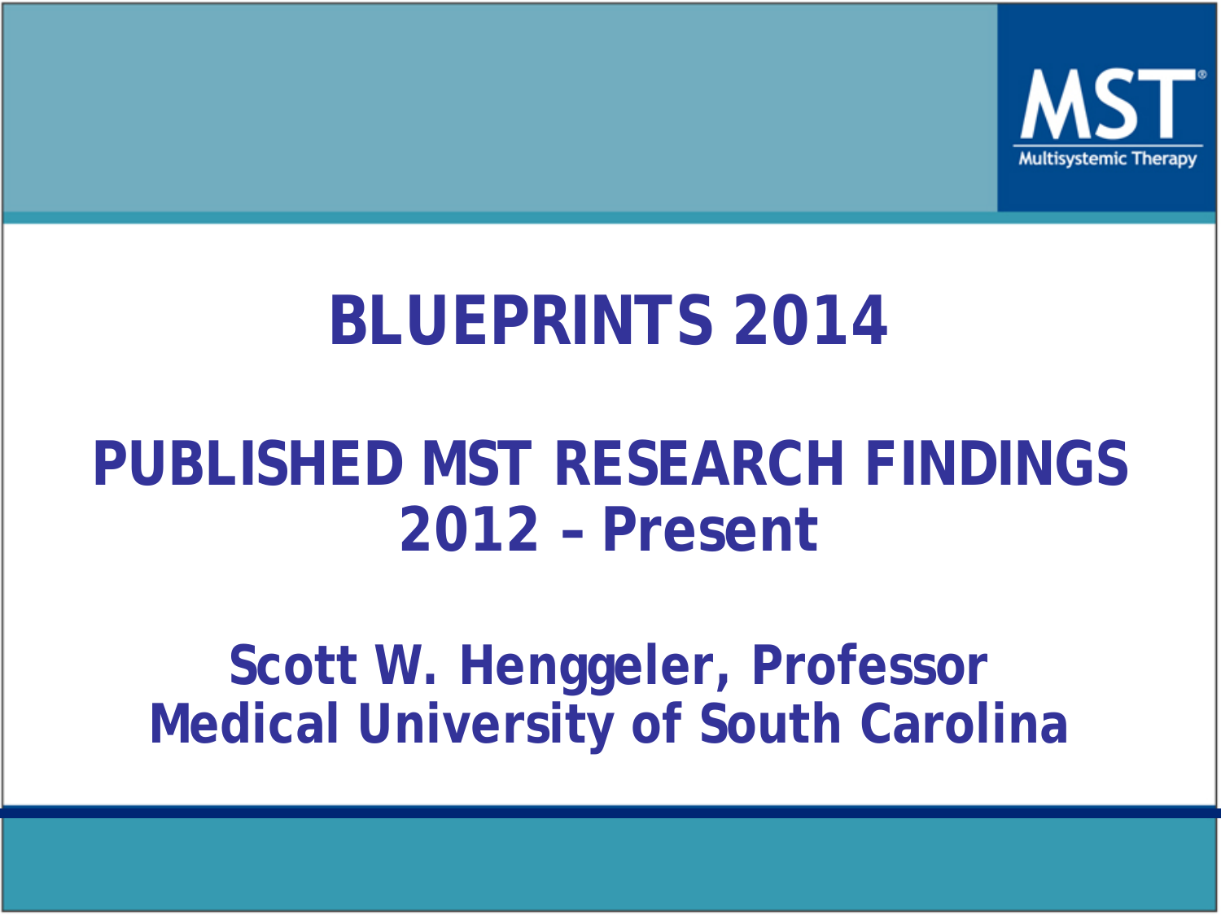MST

Multisystemic Therapy

# BLUEPRINTS 2014

## PUBLISHED MST RESEARCH FINDINGS 2012 – Present

**Scott W. Henggeler, Professor**
**Medical University of South Carolina**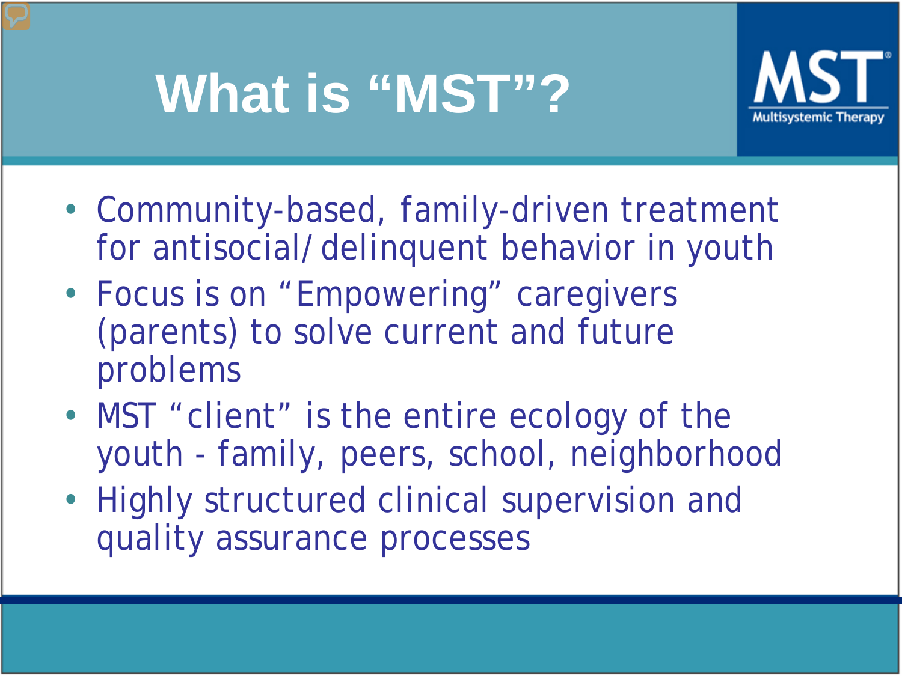# What is "MST"?

MST
Multisystemic Therapy

- Community-based, family-driven treatment for antisocial/delinquent behavior in youth
- Focus is on "Empowering" caregivers (parents) to solve current and future problems
- MST "client" is the entire ecology of the youth - family, peers, school, neighborhood
- Highly structured clinical supervision and quality assurance processes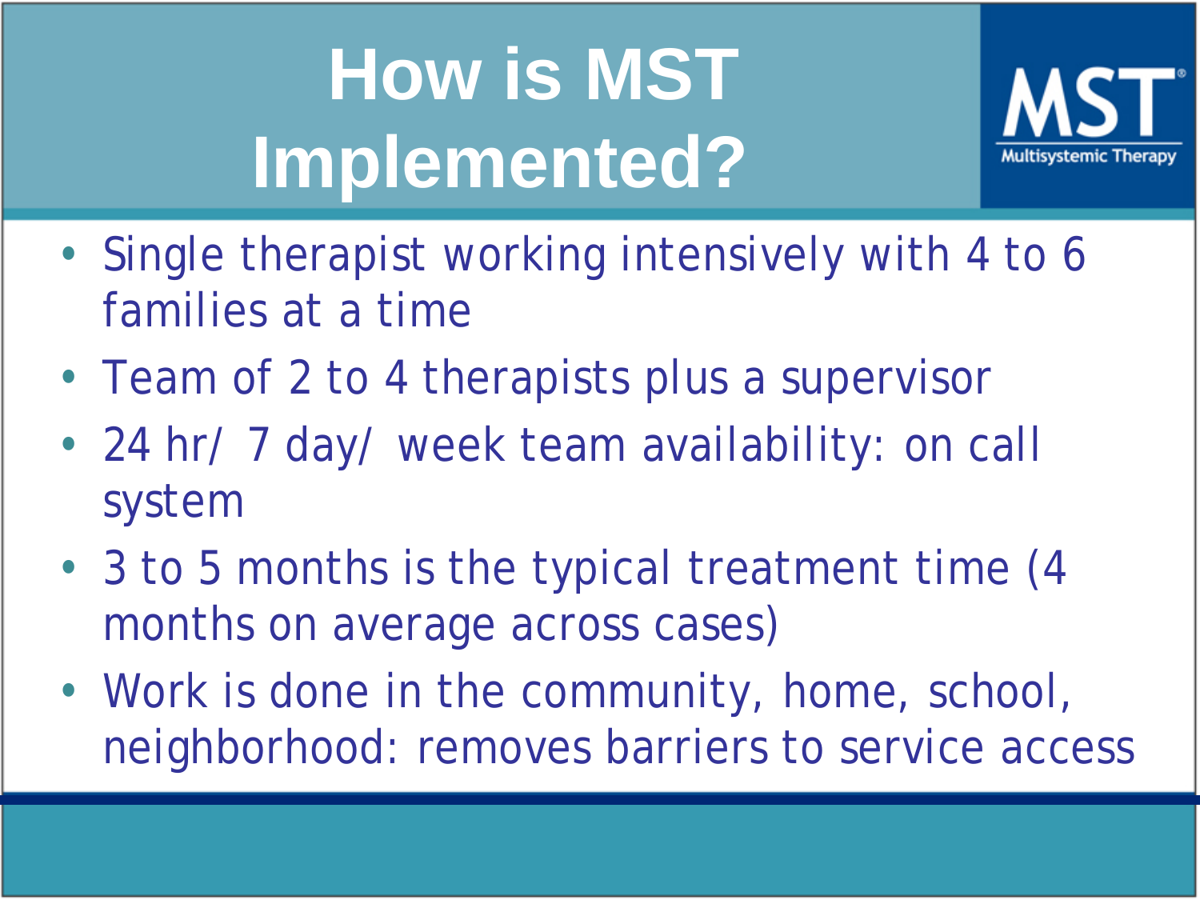# How is MST Implemented?

- Single therapist working intensively with 4 to 6 families at a time
- Team of 2 to 4 therapists plus a supervisor
- 24 hr/ 7 day/ week team availability: on call system
- 3 to 5 months is the typical treatment time (4 months on average across cases)
- Work is done in the community, home, school, neighborhood: removes barriers to service access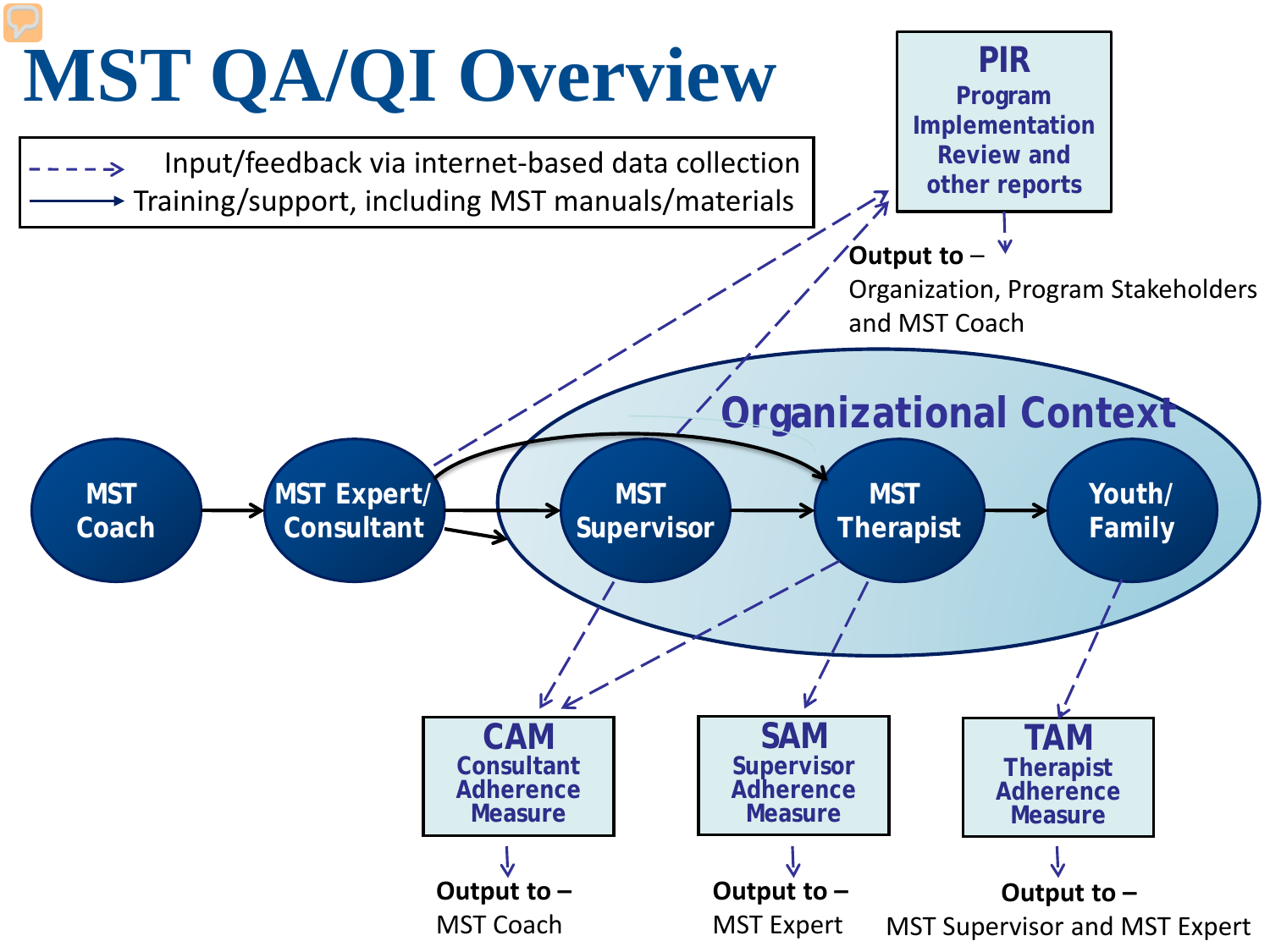# MST QA/QI Overview

- - - > Input/feedback via internet-based data collection

——> Training/support, including MST manuals/materials

**PIR**
**Program Implementation Review and other reports**

**Output to –**
Organization, Program Stakeholders and MST Coach

**Organizational Context**

MST Coach → MST Expert/ Consultant → MST Supervisor → MST Therapist → Youth/ Family

**CAM**
**Consultant Adherence Measure**

**Output to –**
MST Coach

**SAM**
**Supervisor Adherence Measure**

**Output to –**
MST Expert

**TAM**
**Therapist Adherence Measure**

**Output to –**
MST Supervisor and MST Expert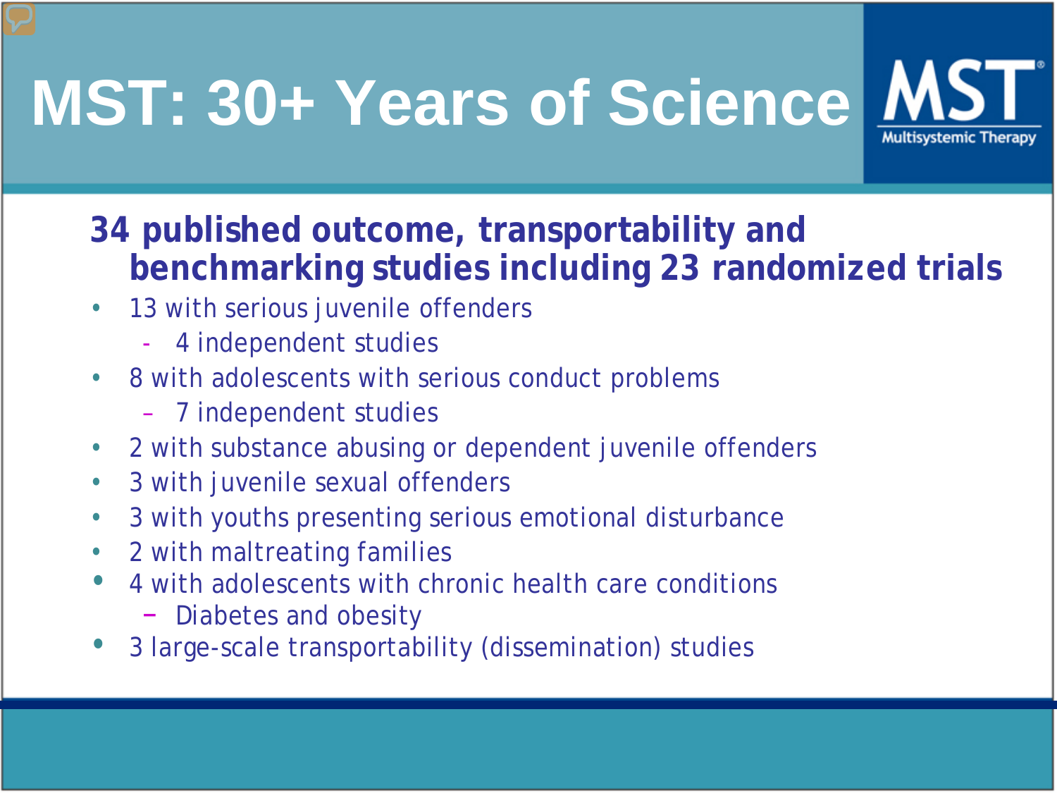# MST: 30+ Years of Science

MST Multisystemic Therapy

**34 published outcome, transportability and benchmarking studies including 23 randomized trials**

- 13 with serious juvenile offenders
  - 4 independent studies
- 8 with adolescents with serious conduct problems
  - 7 independent studies
- 2 with substance abusing or dependent juvenile offenders
- 3 with juvenile sexual offenders
- 3 with youths presenting serious emotional disturbance
- 2 with maltreating families
- 4 with adolescents with chronic health care conditions
  - Diabetes and obesity
- 3 large-scale transportability (dissemination) studies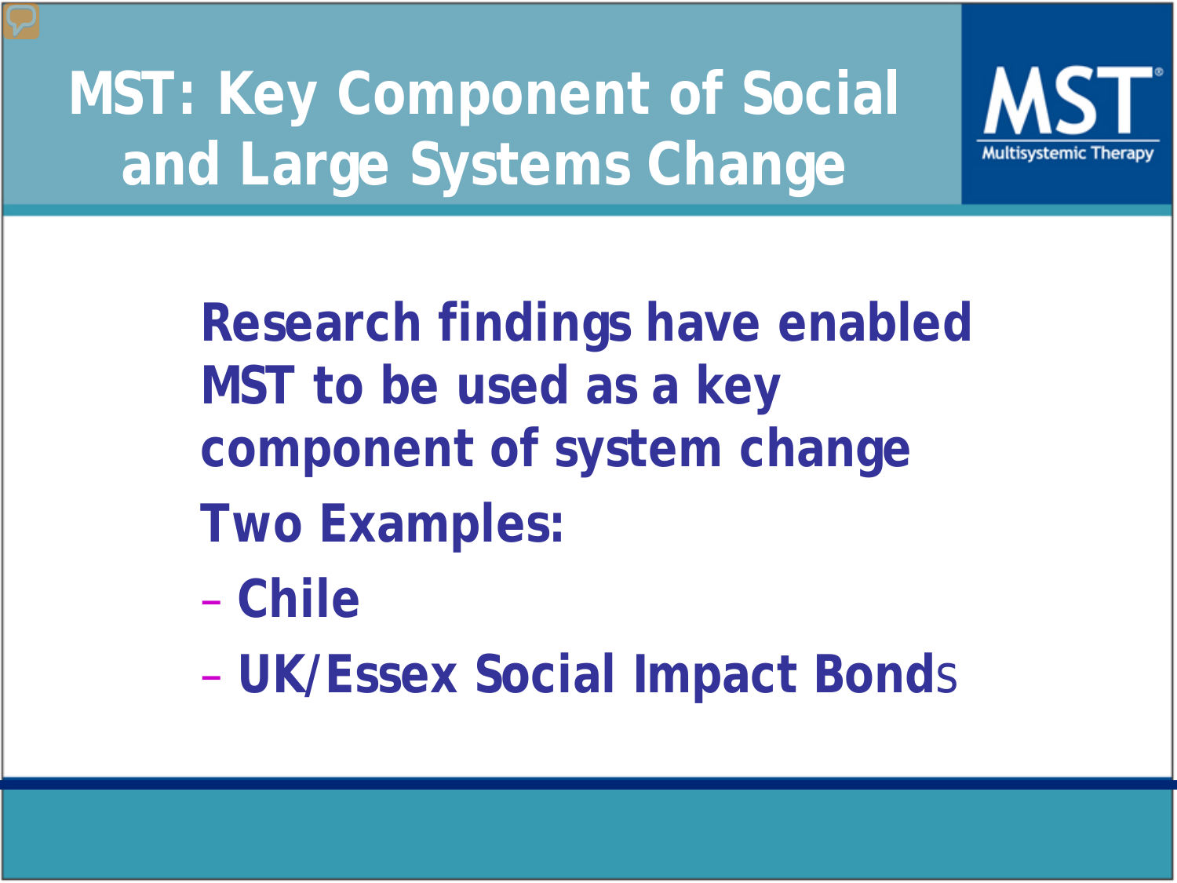# MST: Key Component of Social and Large Systems Change

**Research findings have enabled MST to be used as a key component of system change**

**Two Examples:**

- **Chile**
- **UK/Essex Social Impact Bonds**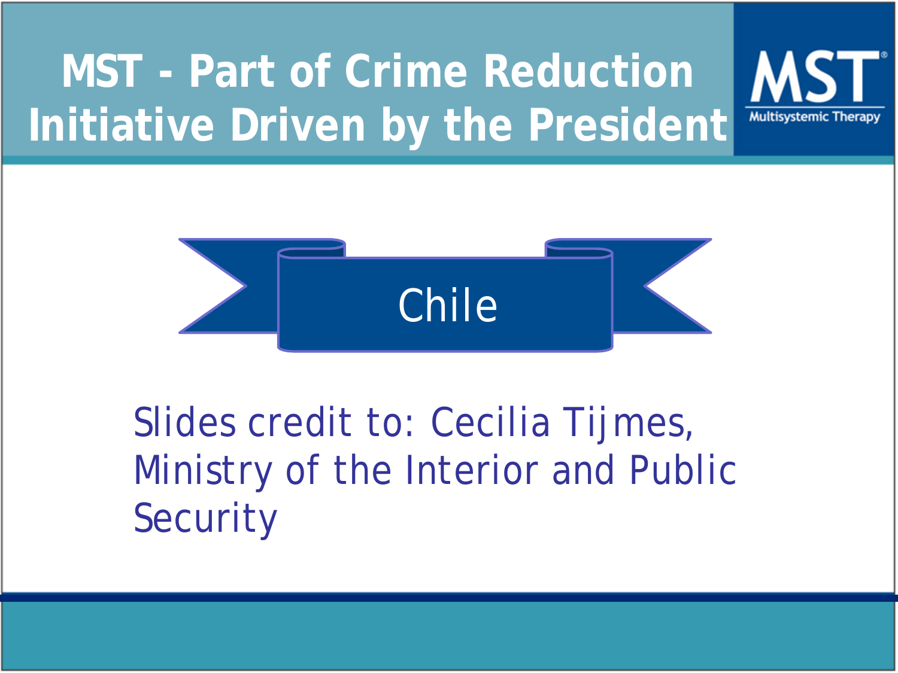# MST - Part of Crime Reduction Initiative Driven by the President

MST
Multisystemic Therapy

Chile

Slides credit to: Cecilia Tijmes, Ministry of the Interior and Public Security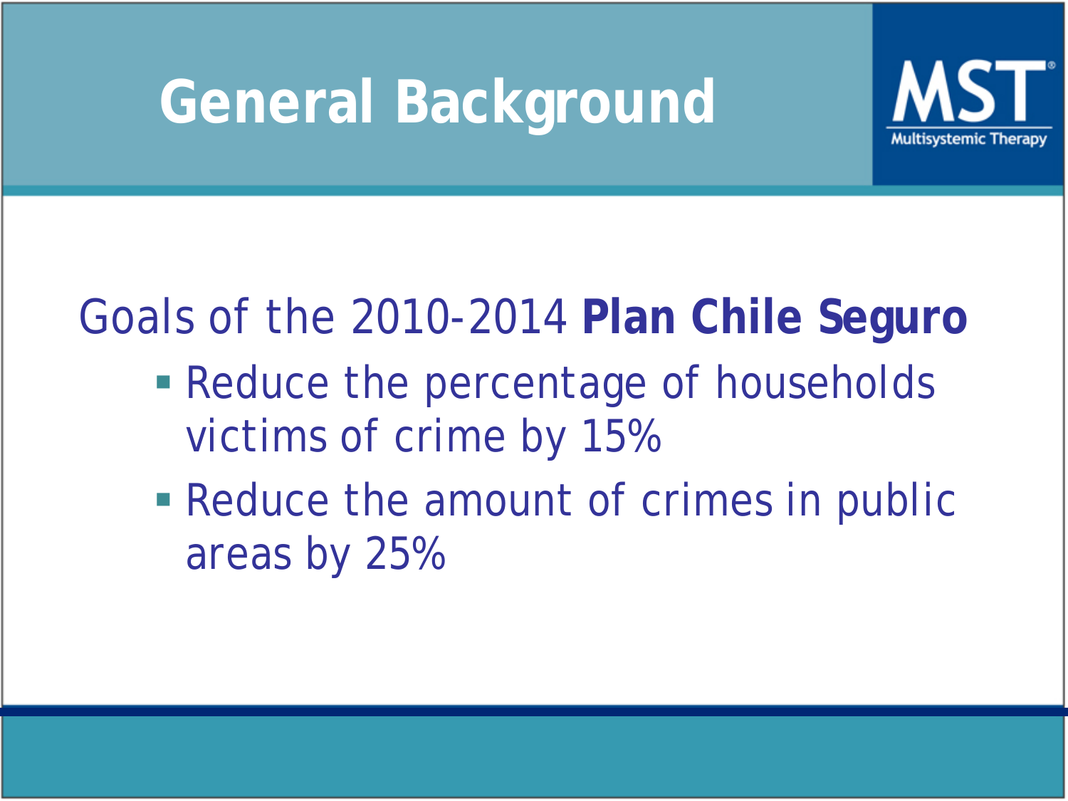# General Background

Goals of the 2010-2014 **Plan Chile Seguro**

- Reduce the percentage of households victims of crime by 15%
- Reduce the amount of crimes in public areas by 25%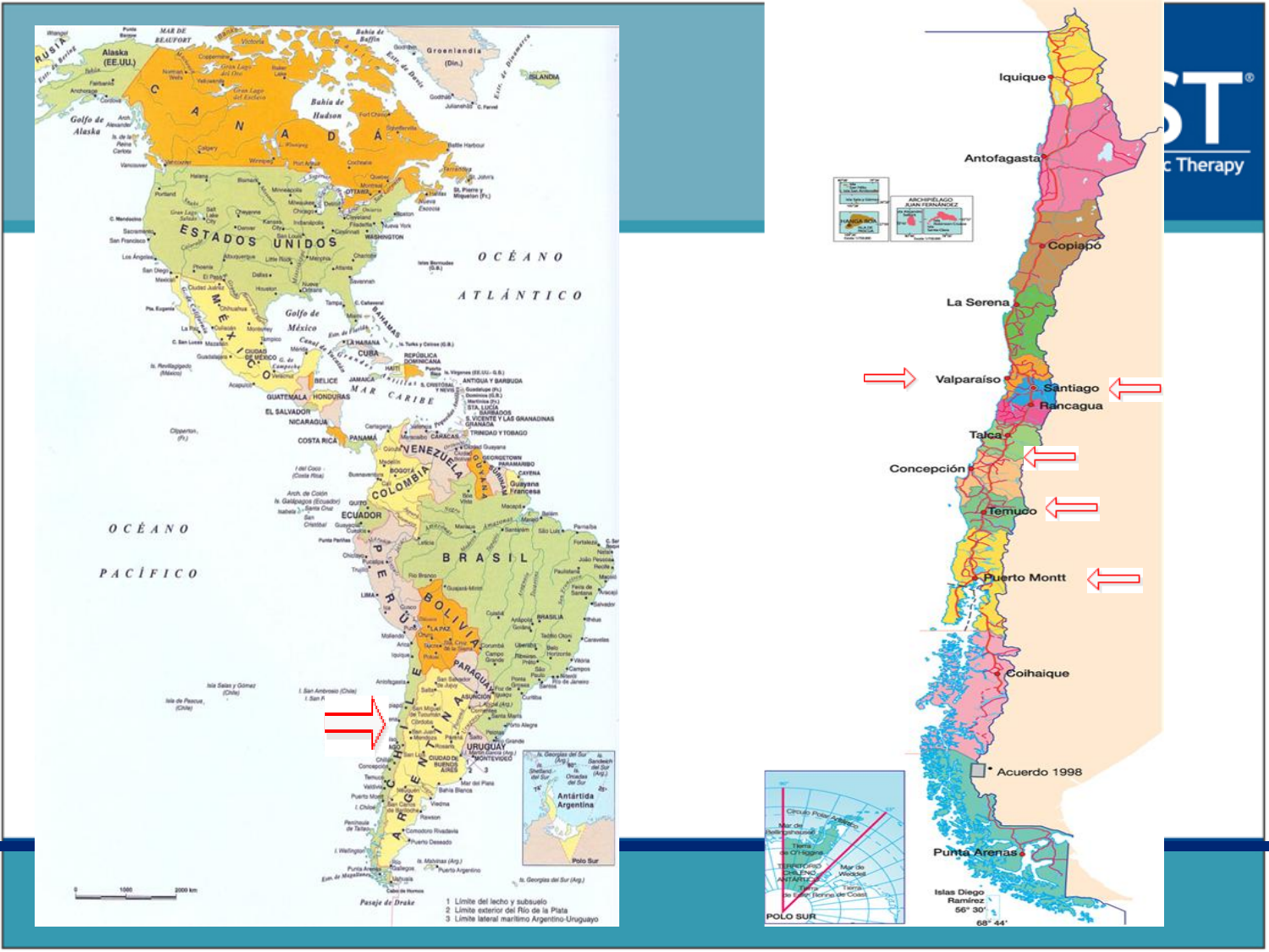Iquique

Antofagasta

Copiapó

La Serena

Valparaíso

Santiago

Rancagua

Talca

Concepción

Temuco

Puerto Montt

Coihaique

Acuerdo 1998

Punta Arenas

Islas Diego Ramírez 56° 30'

68° 44'

POLO SUR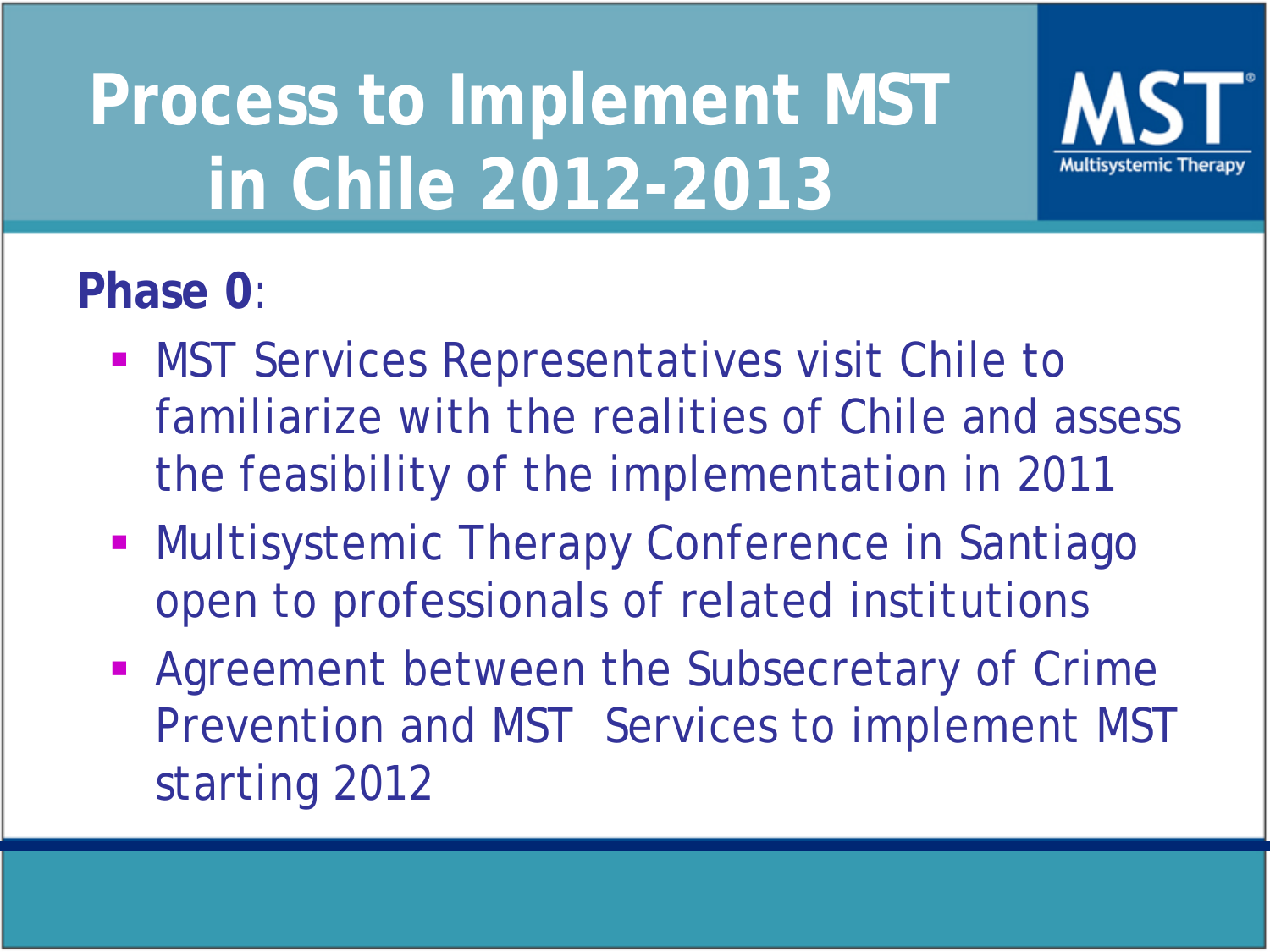# Process to Implement MST in Chile 2012-2013

MST Multisystemic Therapy

**Phase 0**:

- MST Services Representatives visit Chile to familiarize with the realities of Chile and assess the feasibility of the implementation in 2011
- Multisystemic Therapy Conference in Santiago open to professionals of related institutions
- Agreement between the Subsecretary of Crime Prevention and MST Services to implement MST starting 2012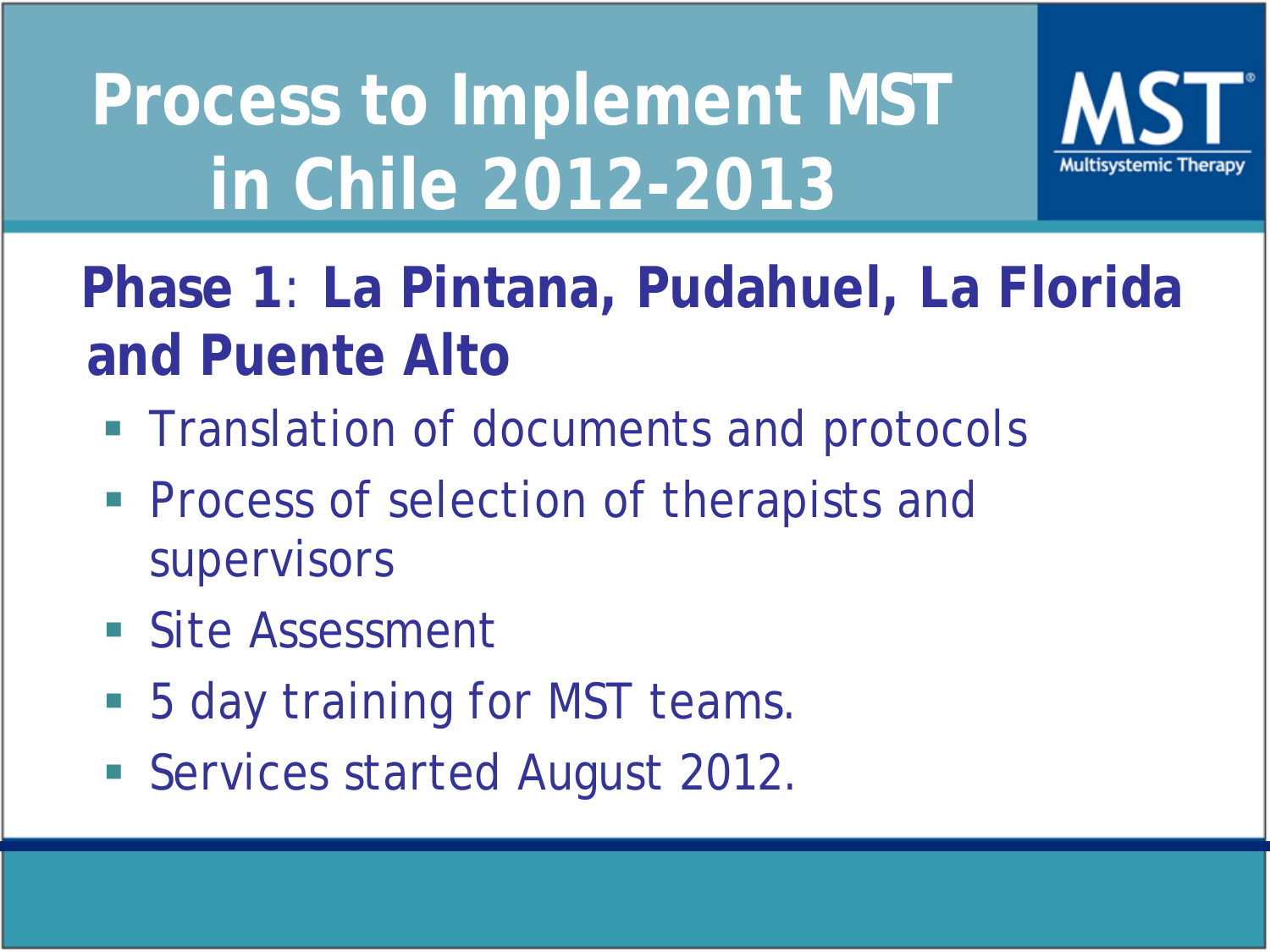# Process to Implement MST in Chile 2012-2013

MST Multisystemic Therapy

## Phase 1: La Pintana, Pudahuel, La Florida and Puente Alto

- Translation of documents and protocols
- Process of selection of therapists and supervisors
- Site Assessment
- 5 day training for MST teams.
- Services started August 2012.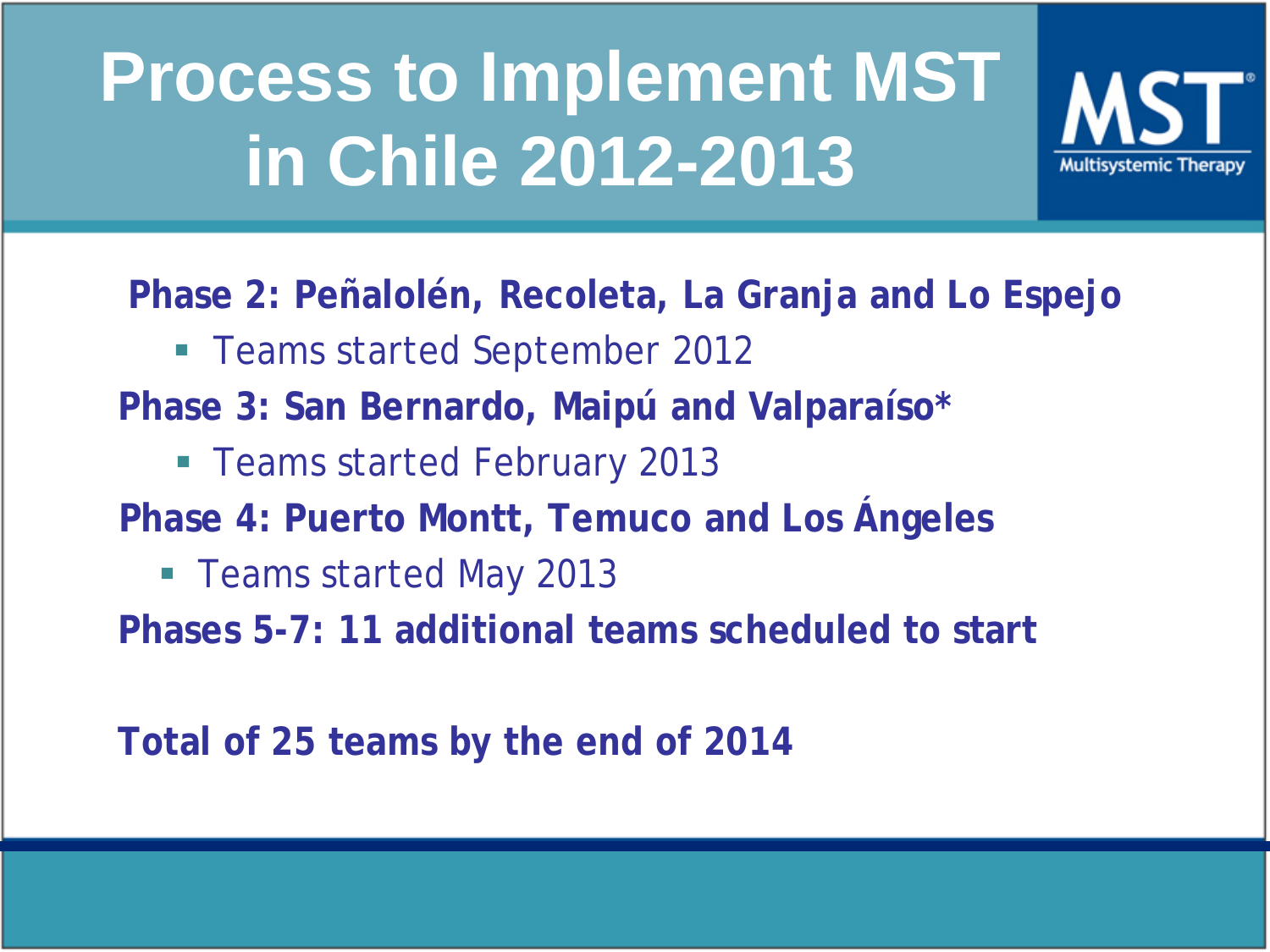# Process to Implement MST in Chile 2012-2013

MST Multisystemic Therapy

**Phase 2: Peñalolén, Recoleta, La Granja and Lo Espejo**

- Teams started September 2012

**Phase 3: San Bernardo, Maipú and Valparaíso***

- Teams started February 2013

**Phase 4: Puerto Montt, Temuco and Los Ángeles**

- Teams started May 2013

**Phases 5-7: 11 additional teams scheduled to start**

**Total of 25 teams by the end of 2014**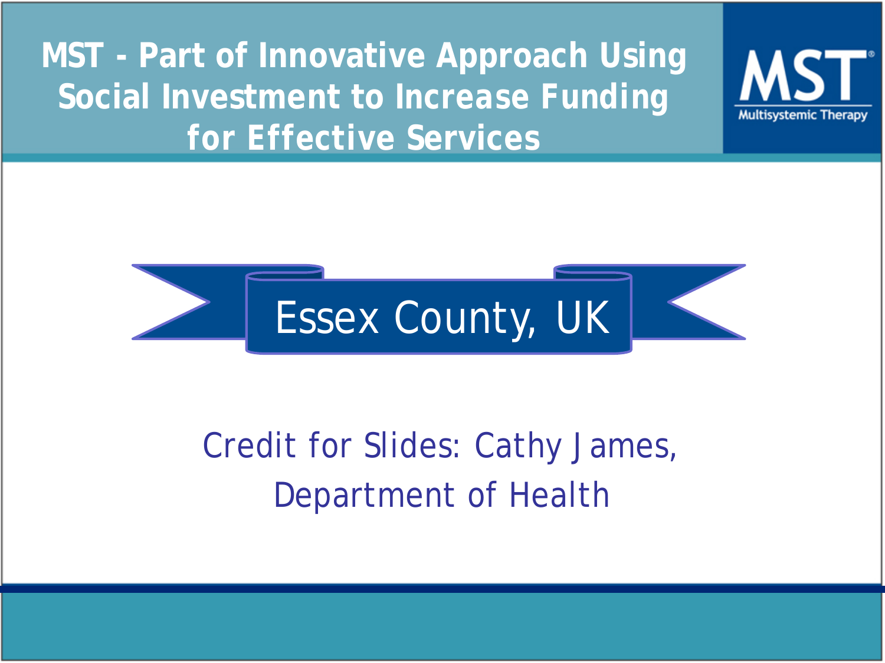# MST - Part of Innovative Approach Using Social Investment to Increase Funding for Effective Services

MST
Multisystemic Therapy

## Essex County, UK

Credit for Slides: Cathy James, Department of Health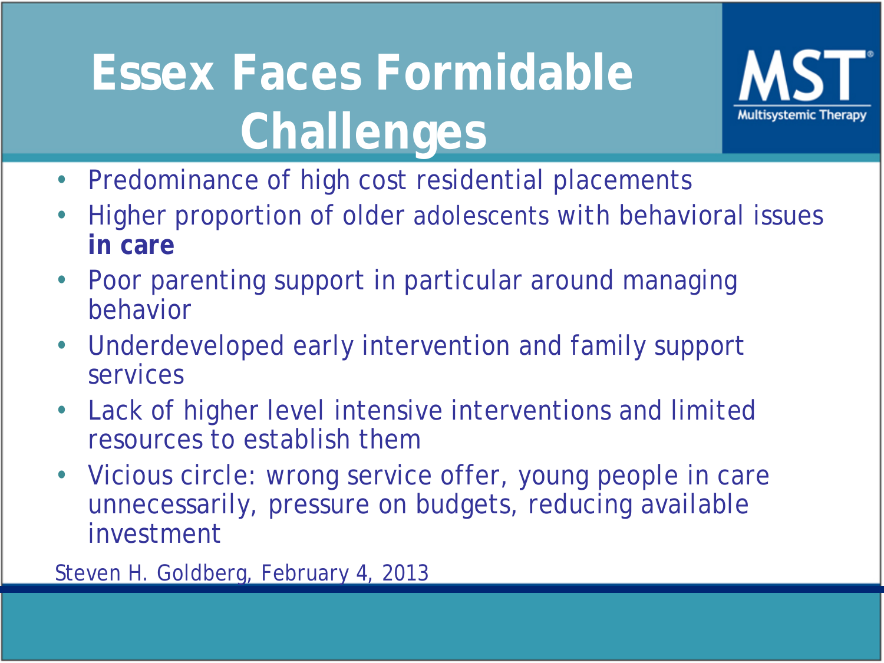# Essex Faces Formidable Challenges

MST Multisystemic Therapy

- Predominance of high cost residential placements
- Higher proportion of older adolescents with behavioral issues **in care**
- Poor parenting support in particular around managing behavior
- Underdeveloped early intervention and family support services
- Lack of higher level intensive interventions and limited resources to establish them
- Vicious circle: wrong service offer, young people in care unnecessarily, pressure on budgets, reducing available investment

Steven H. Goldberg, February 4, 2013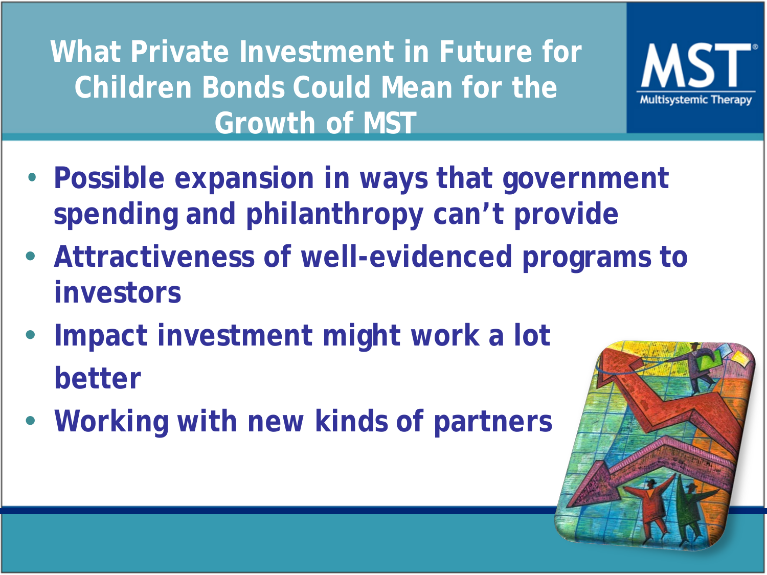# What Private Investment in Future for Children Bonds Could Mean for the Growth of MST

- Possible expansion in ways that government spending and philanthropy can't provide
- Attractiveness of well-evidenced programs to investors
- Impact investment might work a lot better
- Working with new kinds of partners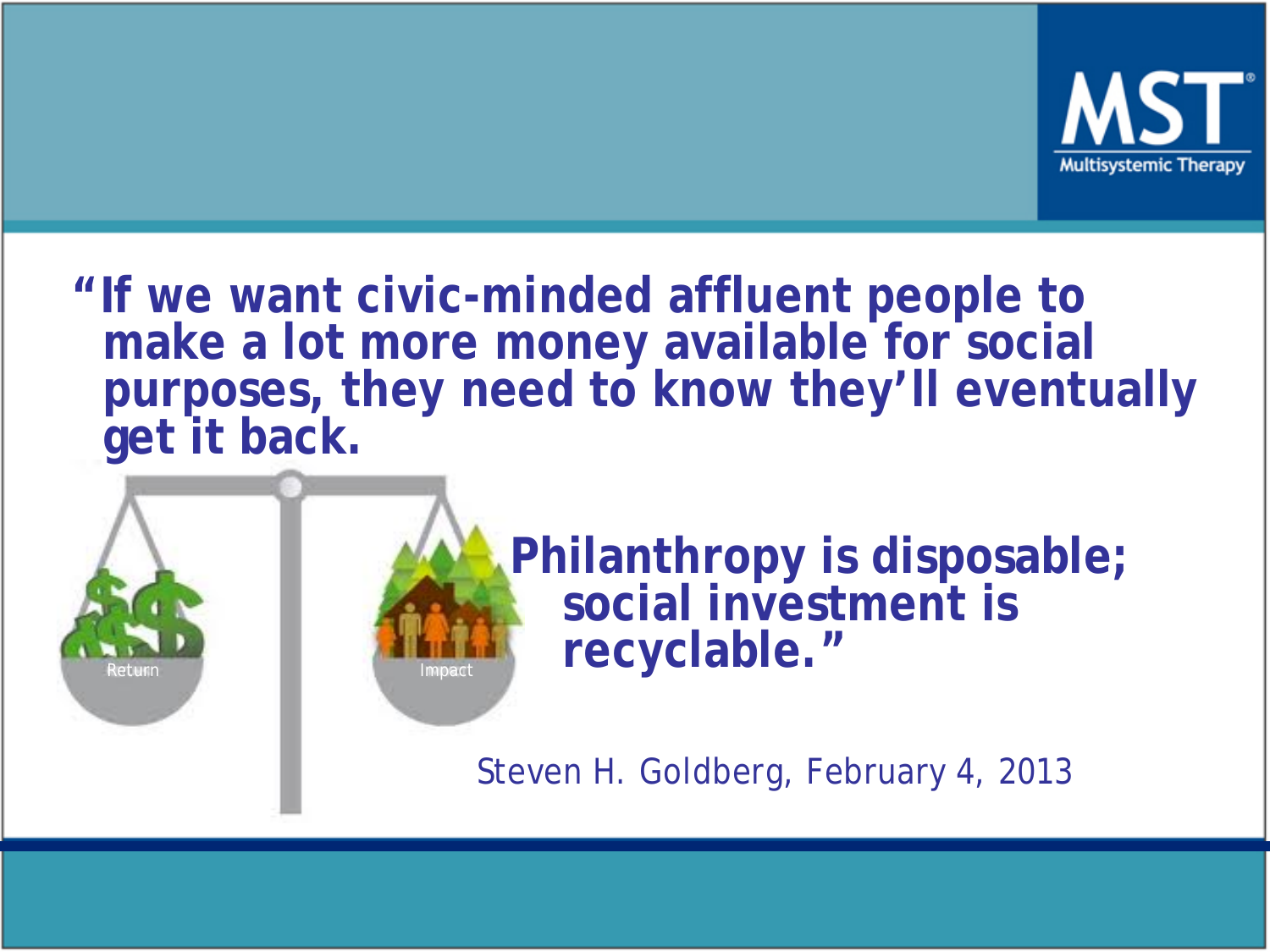**"If we want civic-minded affluent people to make a lot more money available for social purposes, they need to know they'll eventually get it back.**

Return

Impact

**Philanthropy is disposable; social investment is recyclable."**

Steven H. Goldberg, February 4, 2013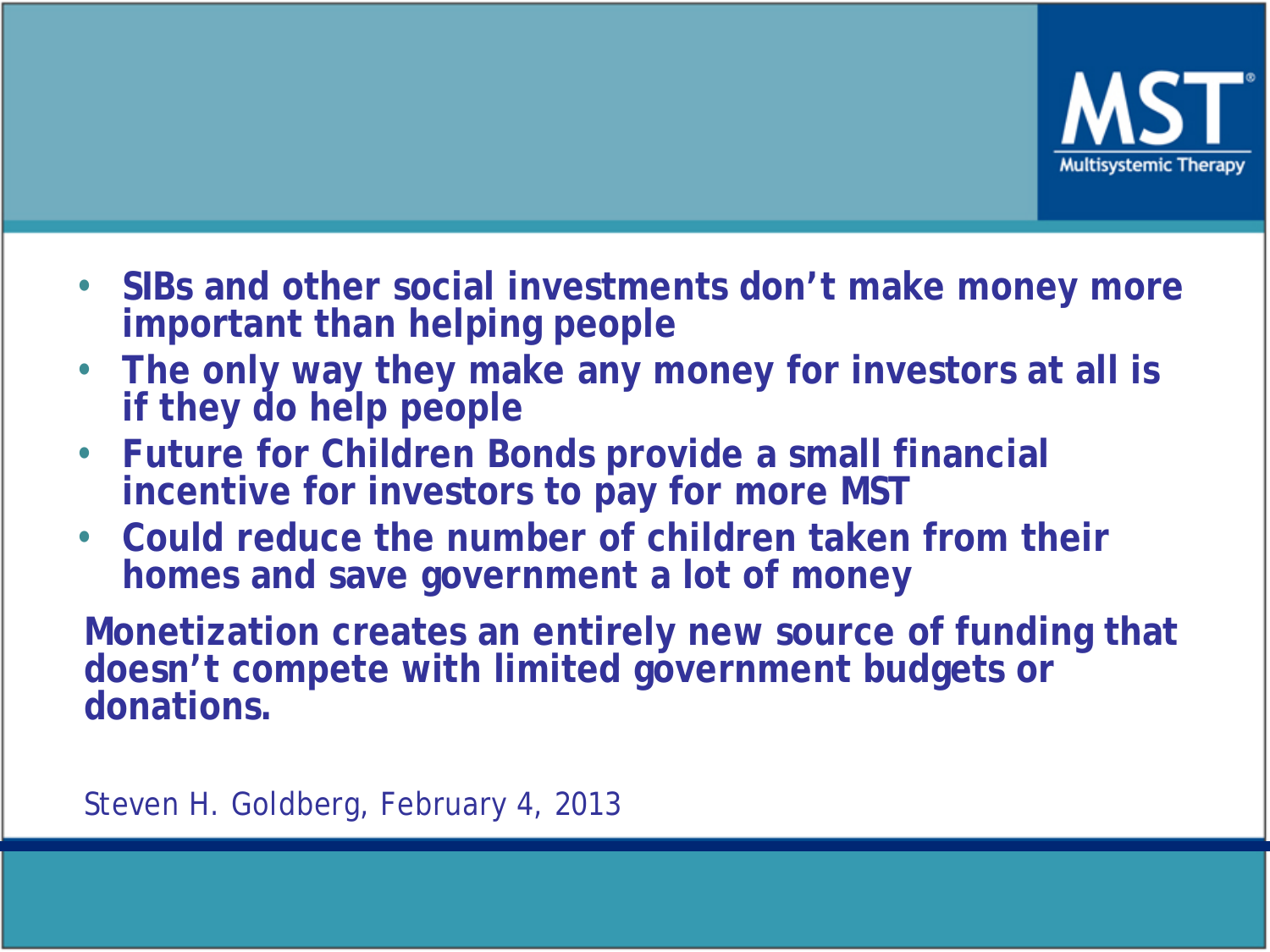- **SIBs and other social investments don't make money more important than helping people**
- **The only way they make any money for investors at all is if they do help people**
- **Future for Children Bonds provide a small financial incentive for investors to pay for more MST**
- **Could reduce the number of children taken from their homes and save government a lot of money**

**Monetization creates an entirely new source of funding that doesn't compete with limited government budgets or donations.**

Steven H. Goldberg, February 4, 2013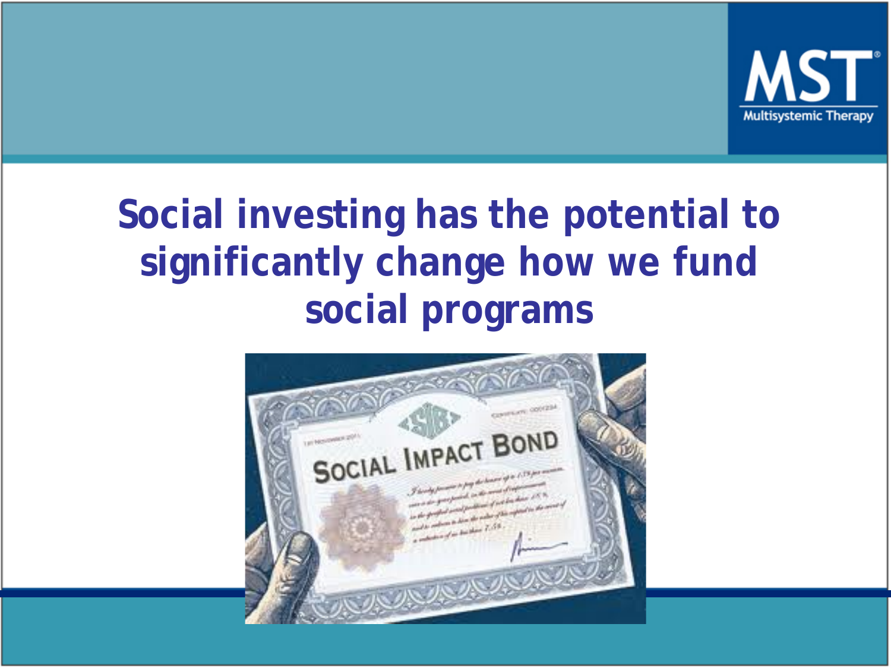# Social investing has the potential to significantly change how we fund social programs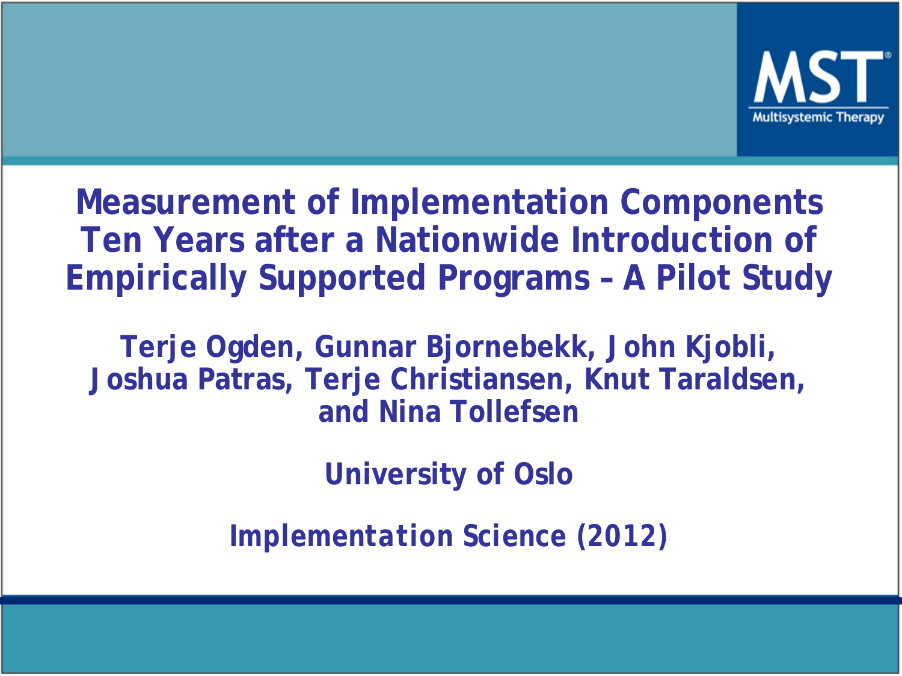# Measurement of Implementation Components Ten Years after a Nationwide Introduction of Empirically Supported Programs – A Pilot Study

**Terje Ogden, Gunnar Bjornebekk, John Kjobli, Joshua Patras, Terje Christiansen, Knut Taraldsen, and Nina Tollefsen**

**University of Oslo**

**Implementation Science (2012)**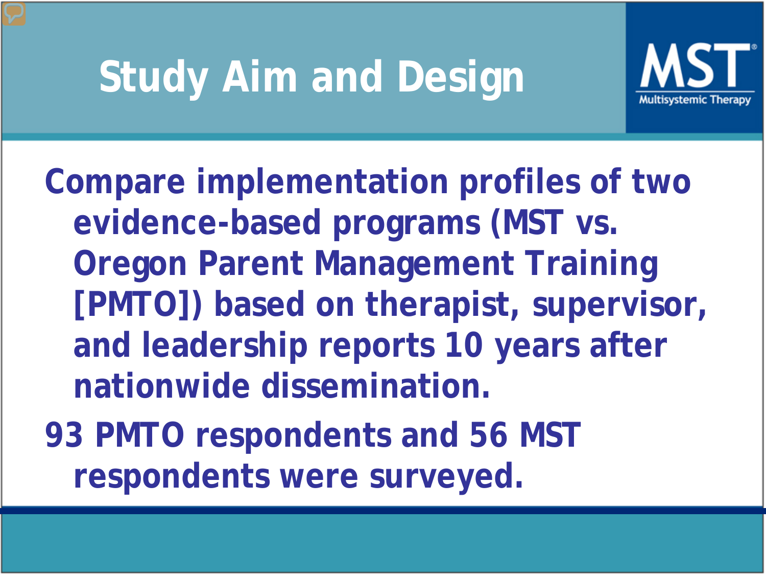# Study Aim and Design

- Compare implementation profiles of two evidence-based programs (MST vs. Oregon Parent Management Training [PMTO]) based on therapist, supervisor, and leadership reports 10 years after nationwide dissemination.
- 93 PMTO respondents and 56 MST respondents were surveyed.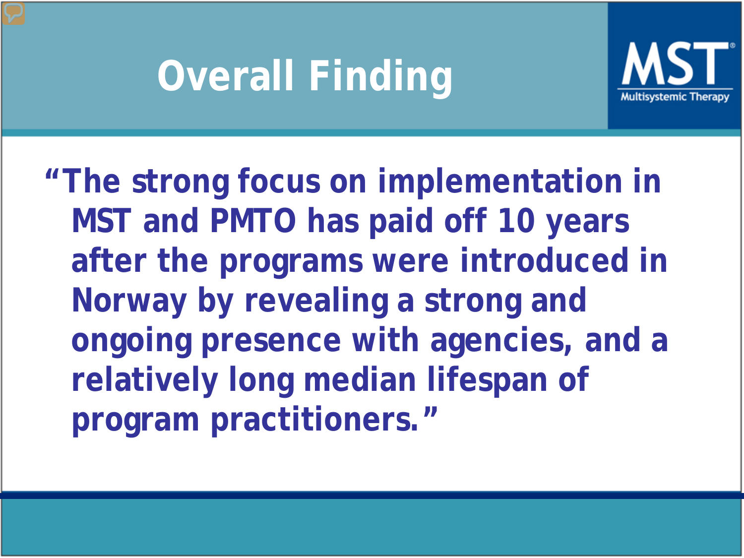# Overall Finding

MST Multisystemic Therapy

"The strong focus on implementation in MST and PMTO has paid off 10 years after the programs were introduced in Norway by revealing a strong and ongoing presence with agencies, and a relatively long median lifespan of program practitioners."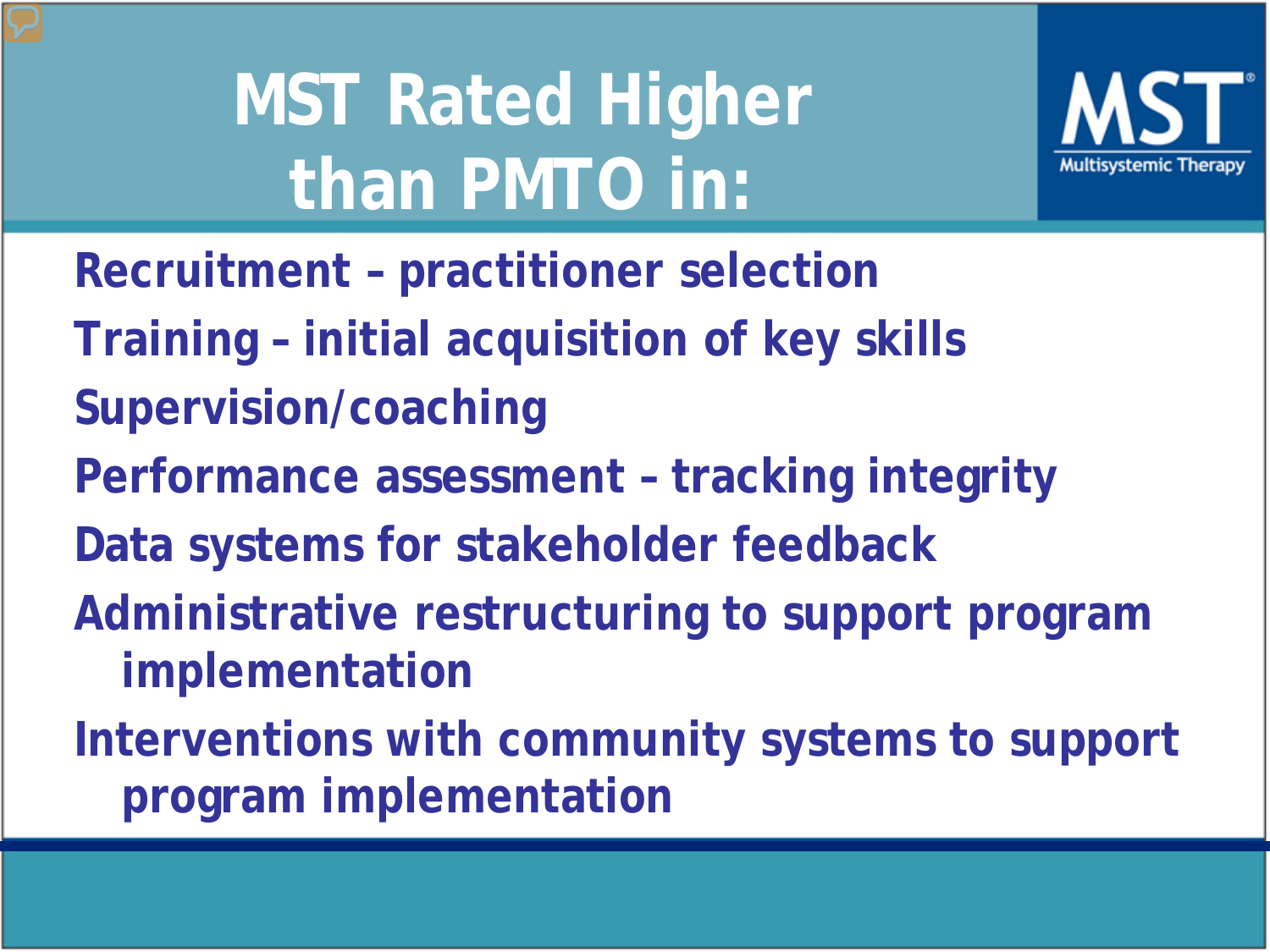# MST Rated Higher than PMTO in:

- Recruitment – practitioner selection
- Training – initial acquisition of key skills
- Supervision/coaching
- Performance assessment – tracking integrity
- Data systems for stakeholder feedback
- Administrative restructuring to support program implementation
- Interventions with community systems to support program implementation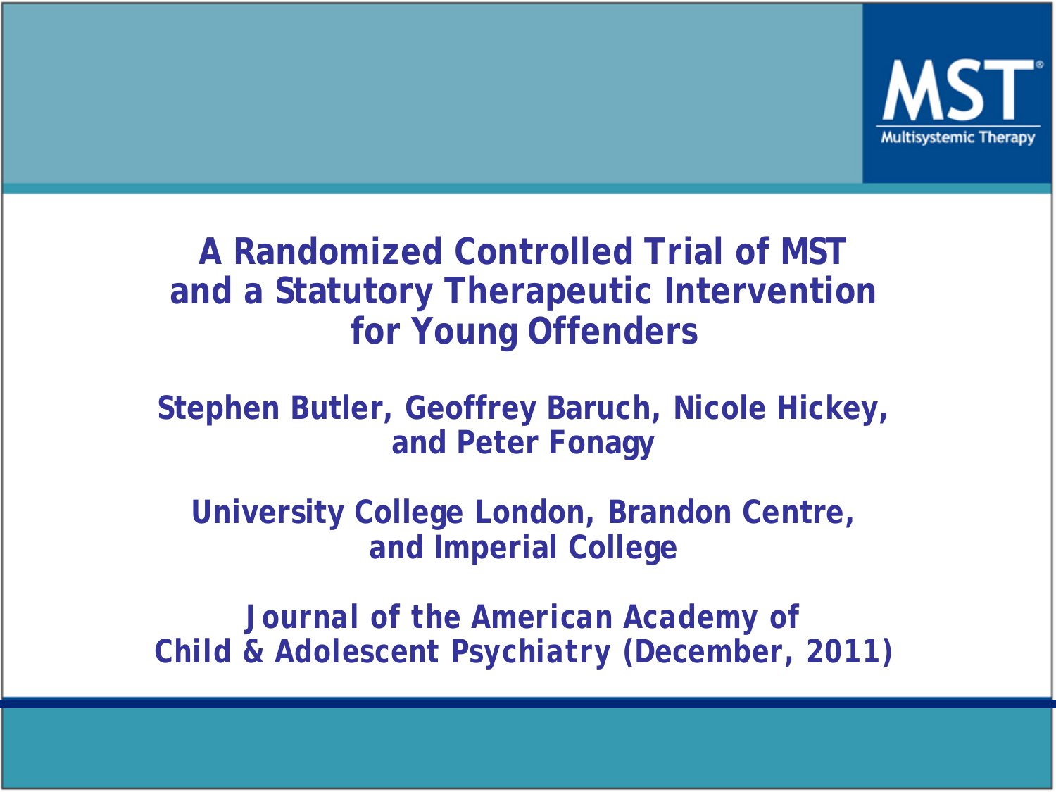MST
Multisystemic Therapy

# A Randomized Controlled Trial of MST and a Statutory Therapeutic Intervention for Young Offenders

**Stephen Butler, Geoffrey Baruch, Nicole Hickey, and Peter Fonagy**

**University College London, Brandon Centre, and Imperial College**

**Journal of the American Academy of Child & Adolescent Psychiatry (December, 2011)**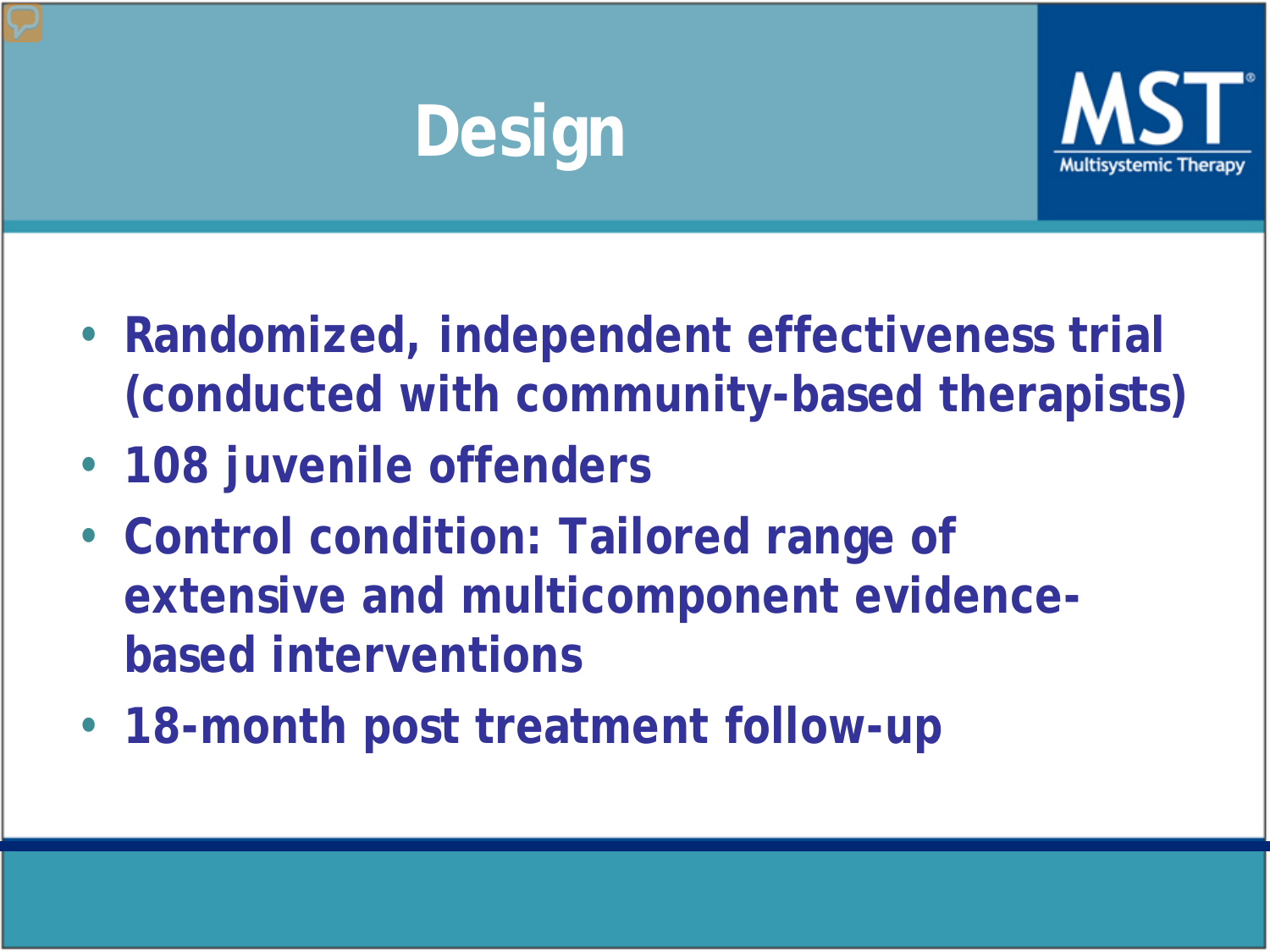# Design

- Randomized, independent effectiveness trial (conducted with community-based therapists)
- 108 juvenile offenders
- Control condition: Tailored range of extensive and multicomponent evidence-based interventions
- 18-month post treatment follow-up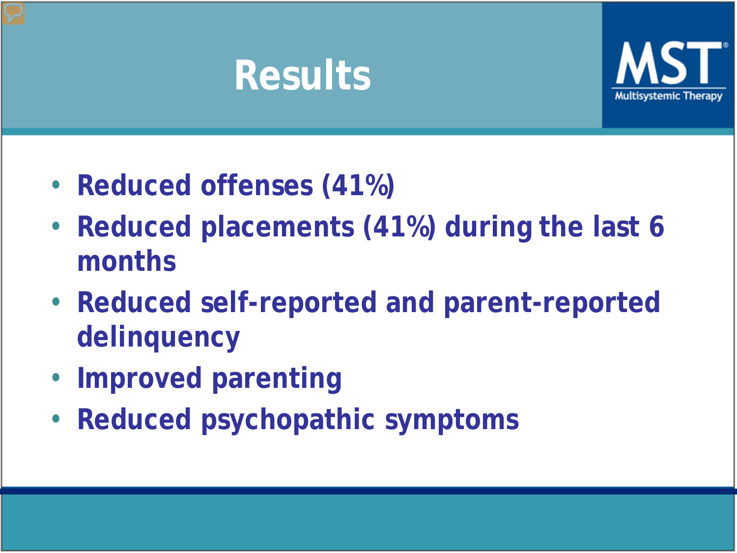# Results

- Reduced offenses (41%)
- Reduced placements (41%) during the last 6 months
- Reduced self-reported and parent-reported delinquency
- Improved parenting
- Reduced psychopathic symptoms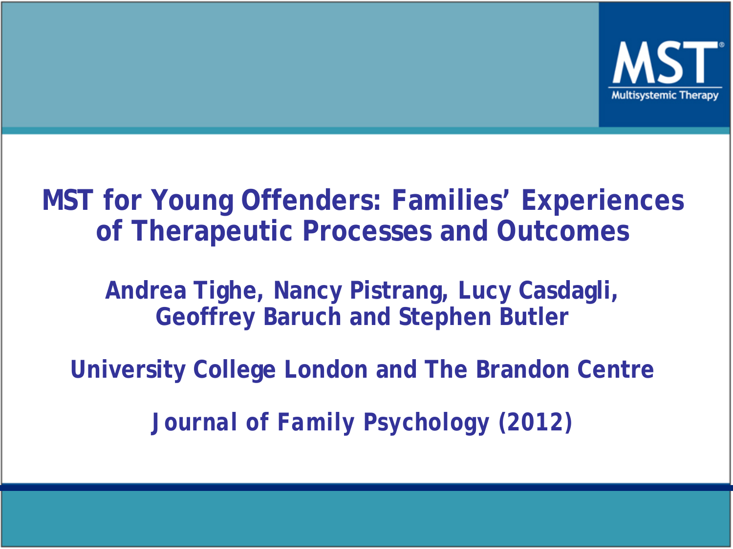# MST for Young Offenders: Families' Experiences of Therapeutic Processes and Outcomes

**Andrea Tighe, Nancy Pistrang, Lucy Casdagli, Geoffrey Baruch and Stephen Butler**

**University College London and The Brandon Centre**

**Journal of Family Psychology (2012)**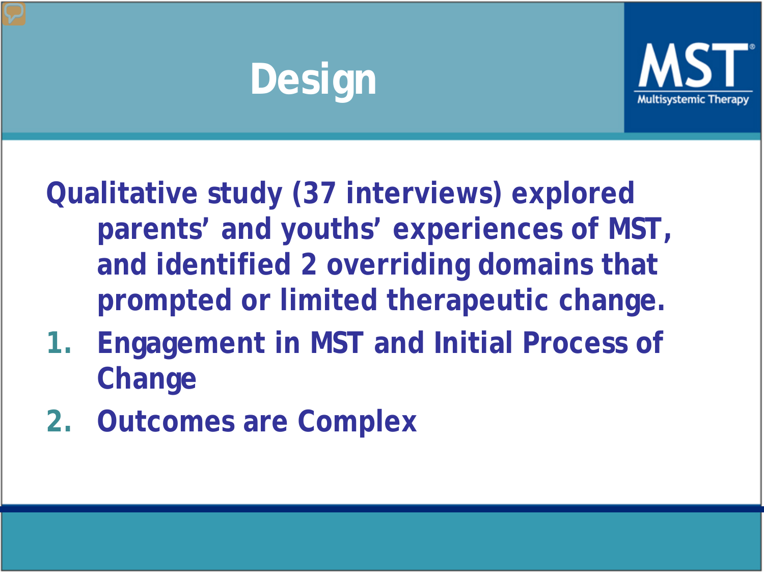# Design

Qualitative study (37 interviews) explored parents' and youths' experiences of MST, and identified 2 overriding domains that prompted or limited therapeutic change.

1. Engagement in MST and Initial Process of Change
2. Outcomes are Complex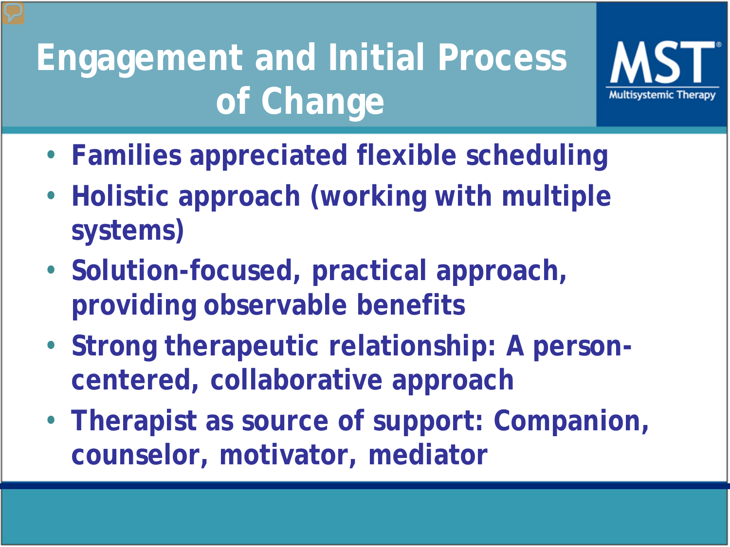# Engagement and Initial Process of Change

MST
Multisystemic Therapy

- **Families appreciated flexible scheduling**
- **Holistic approach (working with multiple systems)**
- **Solution-focused, practical approach, providing observable benefits**
- **Strong therapeutic relationship: A person-centered, collaborative approach**
- **Therapist as source of support: Companion, counselor, motivator, mediator**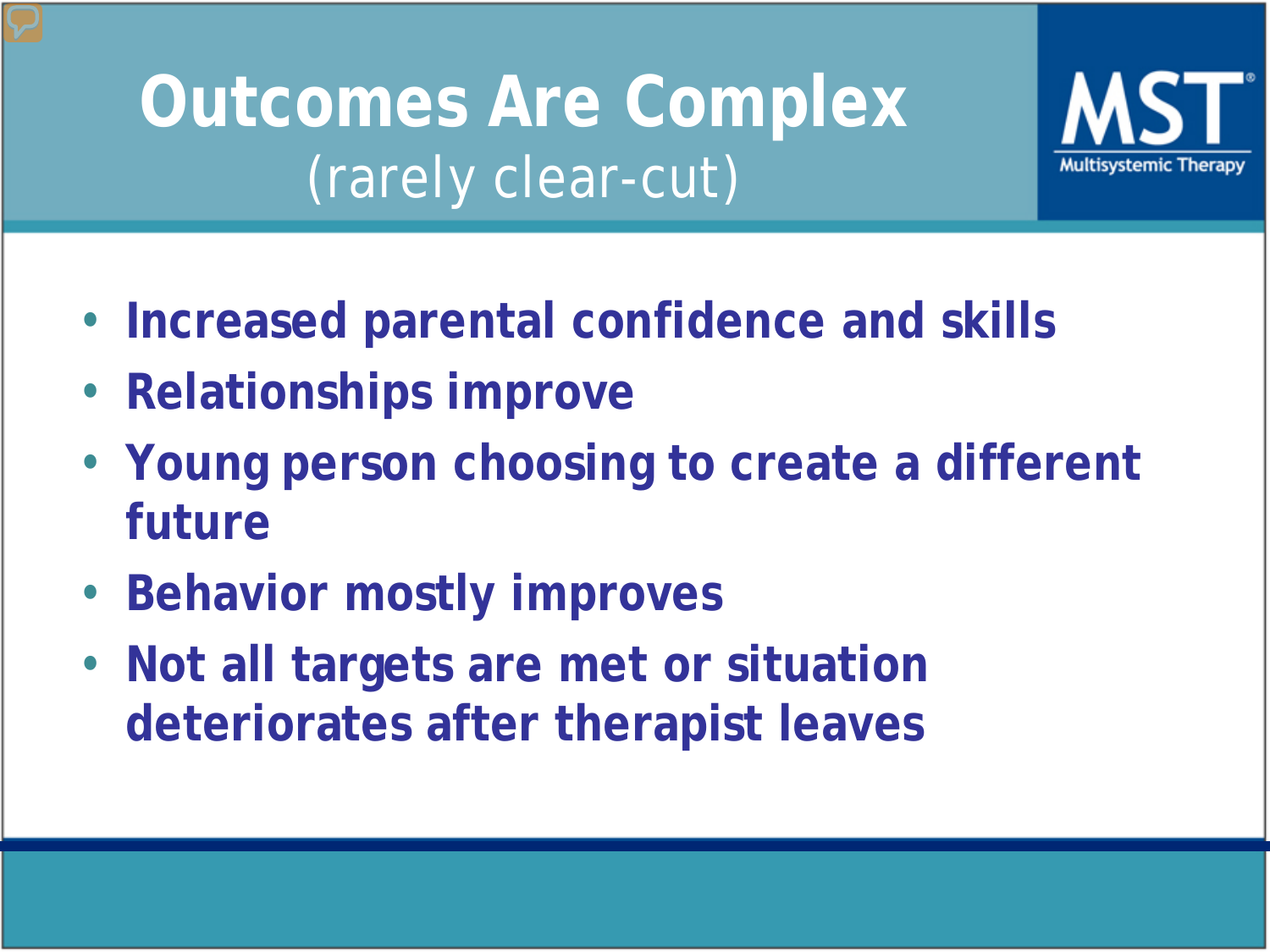# Outcomes Are Complex
(rarely clear-cut)

MST
Multisystemic Therapy

- **Increased parental confidence and skills**
- **Relationships improve**
- **Young person choosing to create a different future**
- **Behavior mostly improves**
- **Not all targets are met or situation deteriorates after therapist leaves**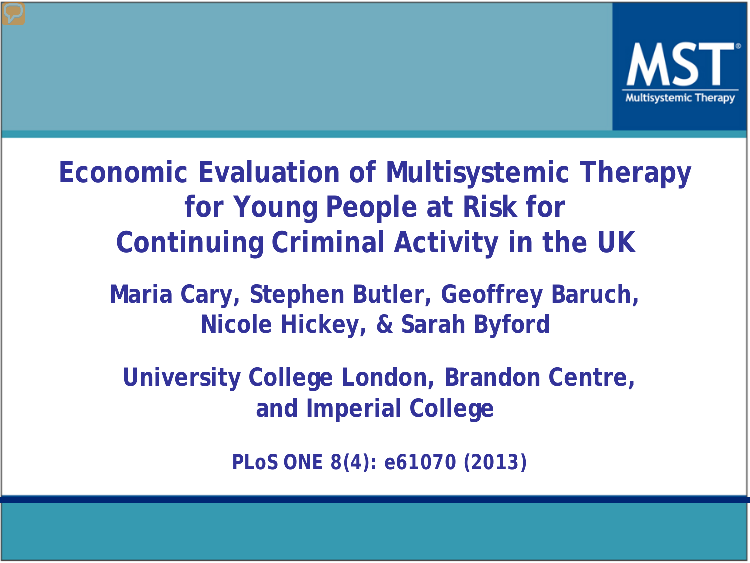MST

Multisystemic Therapy

# Economic Evaluation of Multisystemic Therapy for Young People at Risk for Continuing Criminal Activity in the UK

**Maria Cary, Stephen Butler, Geoffrey Baruch, Nicole Hickey, & Sarah Byford**

**University College London, Brandon Centre, and Imperial College**

**PLoS ONE 8(4): e61070 (2013)**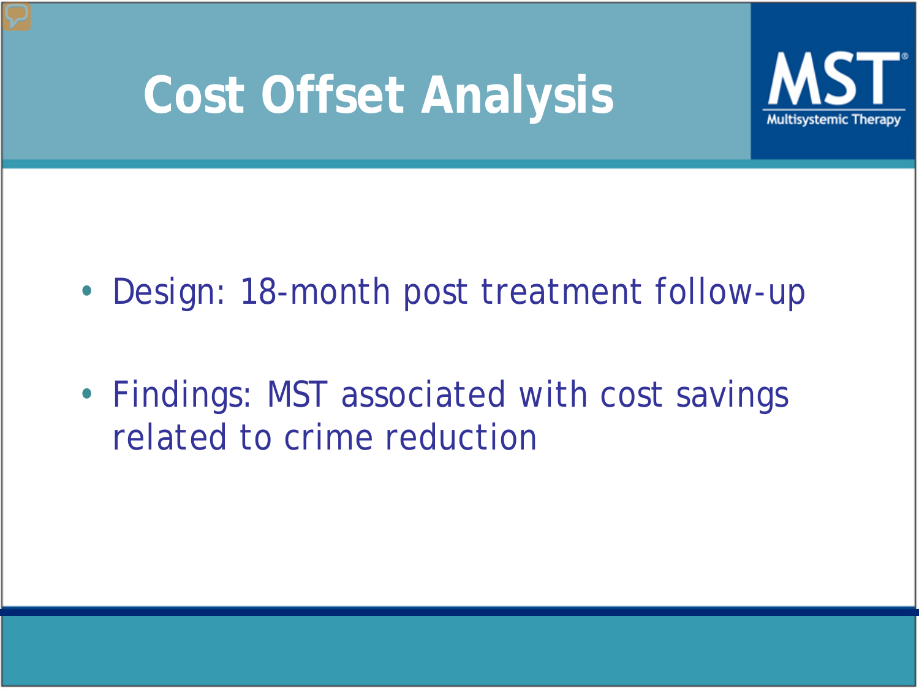# Cost Offset Analysis

- Design: 18-month post treatment follow-up
- Findings: MST associated with cost savings related to crime reduction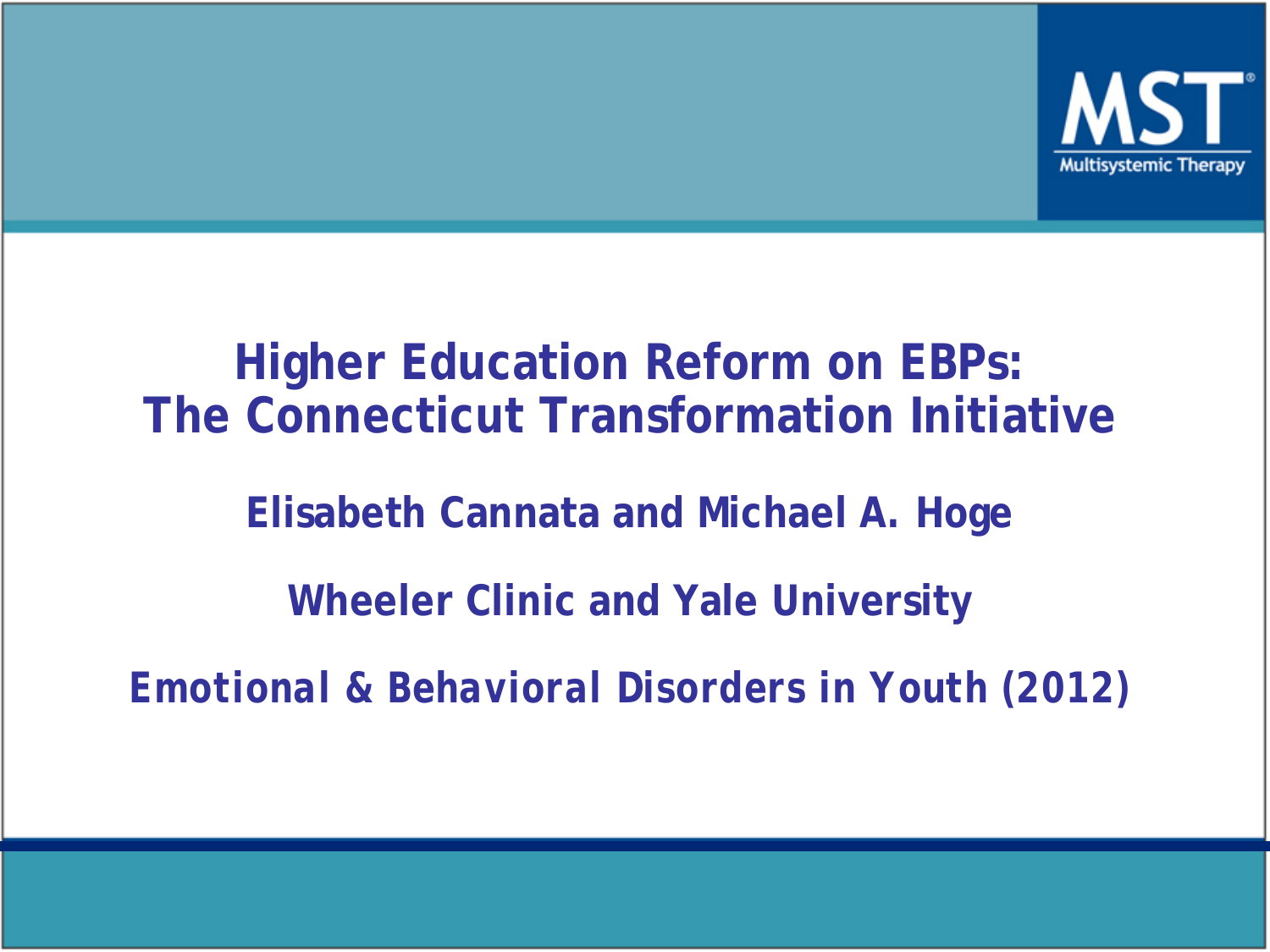# Higher Education Reform on EBPs: The Connecticut Transformation Initiative

**Elisabeth Cannata and Michael A. Hoge**

**Wheeler Clinic and Yale University**

***Emotional & Behavioral Disorders in Youth* (2012)**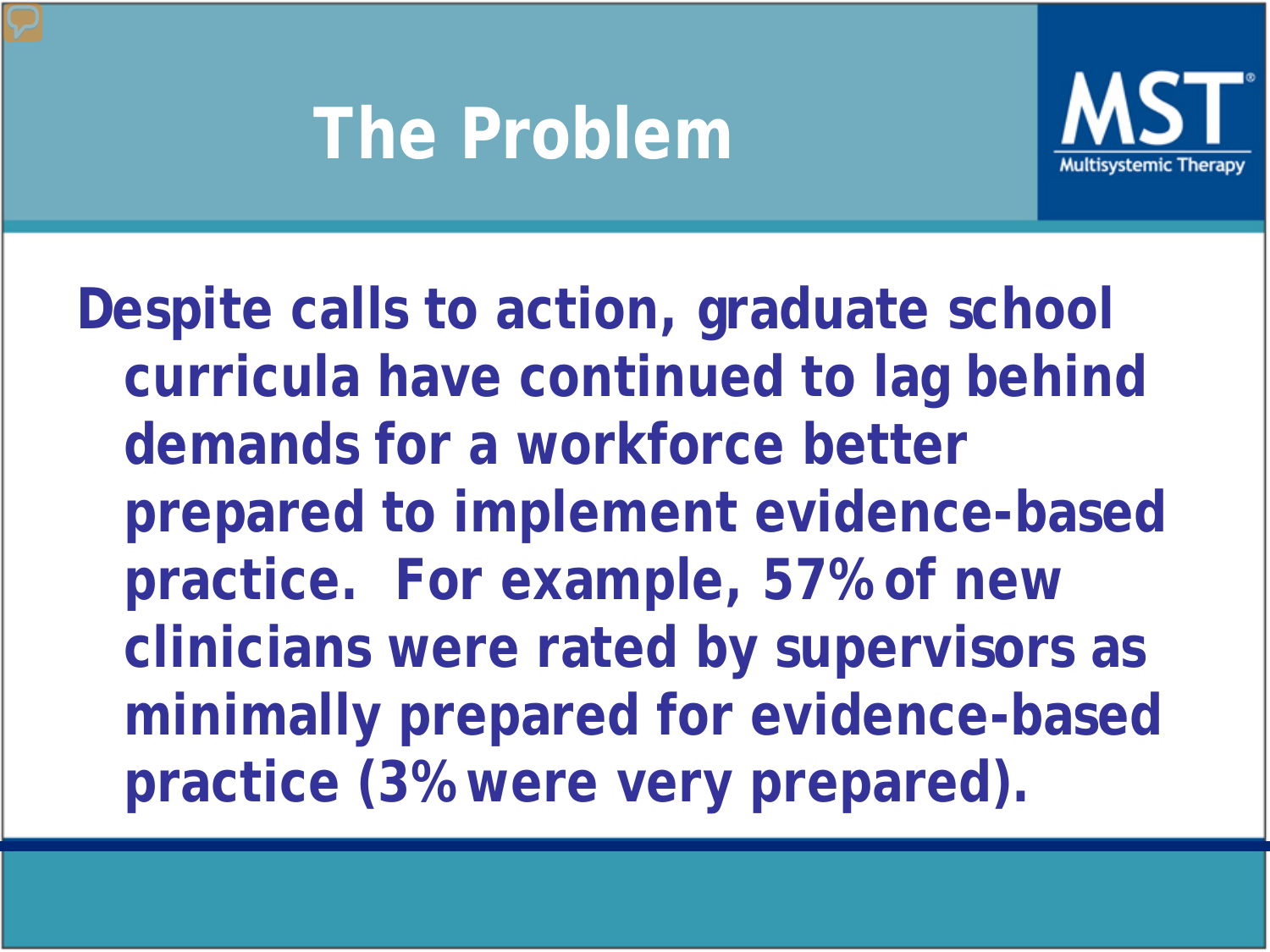# The Problem

Despite calls to action, graduate school curricula have continued to lag behind demands for a workforce better prepared to implement evidence-based practice. For example, 57% of new clinicians were rated by supervisors as minimally prepared for evidence-based practice (3% were very prepared).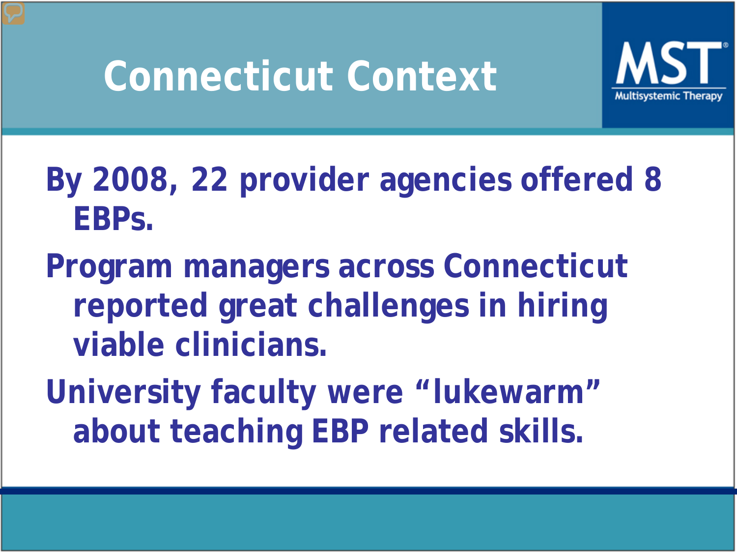# Connecticut Context

By 2008, 22 provider agencies offered 8 EBPs.

Program managers across Connecticut reported great challenges in hiring viable clinicians.

University faculty were “lukewarm” about teaching EBP related skills.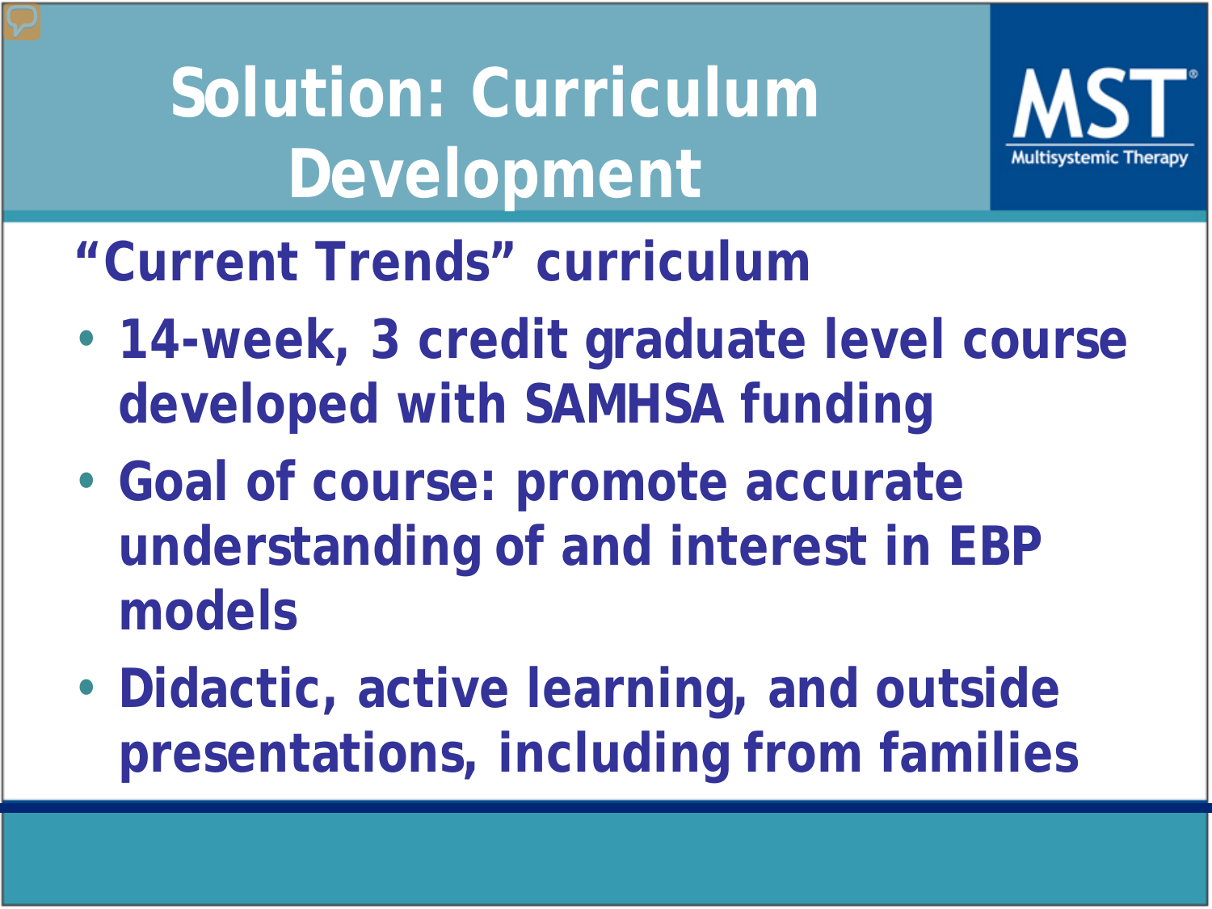# Solution: Curriculum Development

MST Multisystemic Therapy

**"Current Trends" curriculum**

- 14-week, 3 credit graduate level course developed with SAMHSA funding
- Goal of course: promote accurate understanding of and interest in EBP models
- Didactic, active learning, and outside presentations, including from families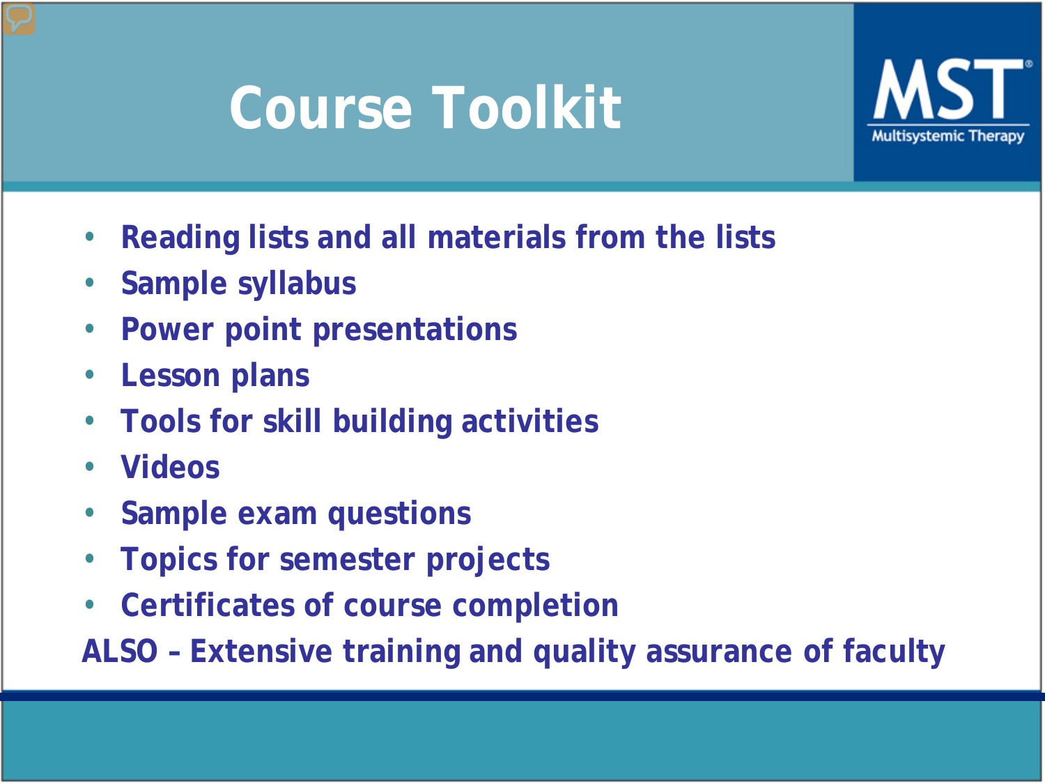# Course Toolkit

MST Multisystemic Therapy

- Reading lists and all materials from the lists
- Sample syllabus
- Power point presentations
- Lesson plans
- Tools for skill building activities
- Videos
- Sample exam questions
- Topics for semester projects
- Certificates of course completion

ALSO – Extensive training and quality assurance of faculty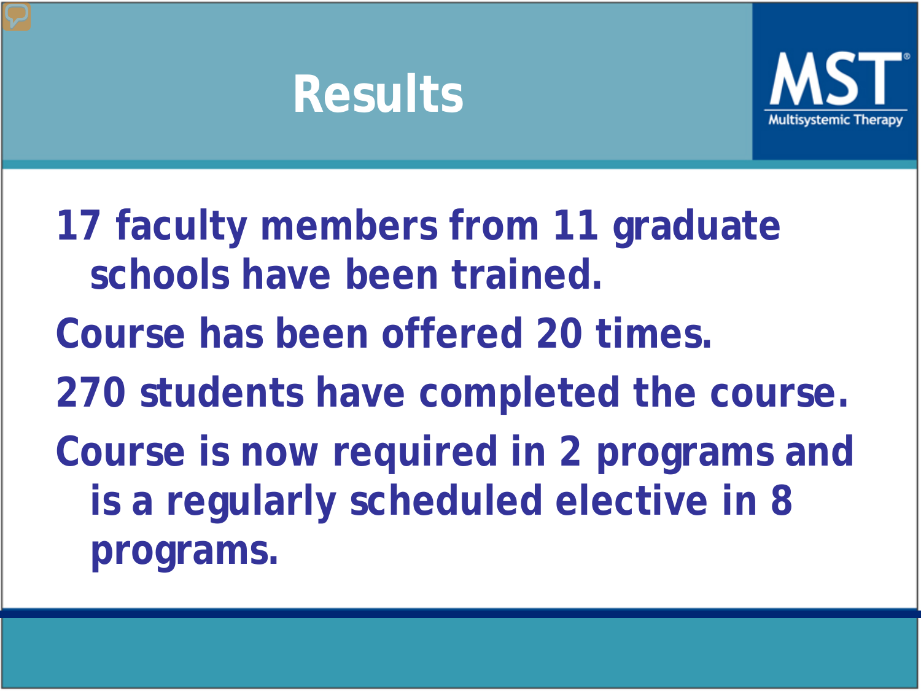# Results

- 17 faculty members from 11 graduate schools have been trained.
- Course has been offered 20 times.
- 270 students have completed the course.
- Course is now required in 2 programs and is a regularly scheduled elective in 8 programs.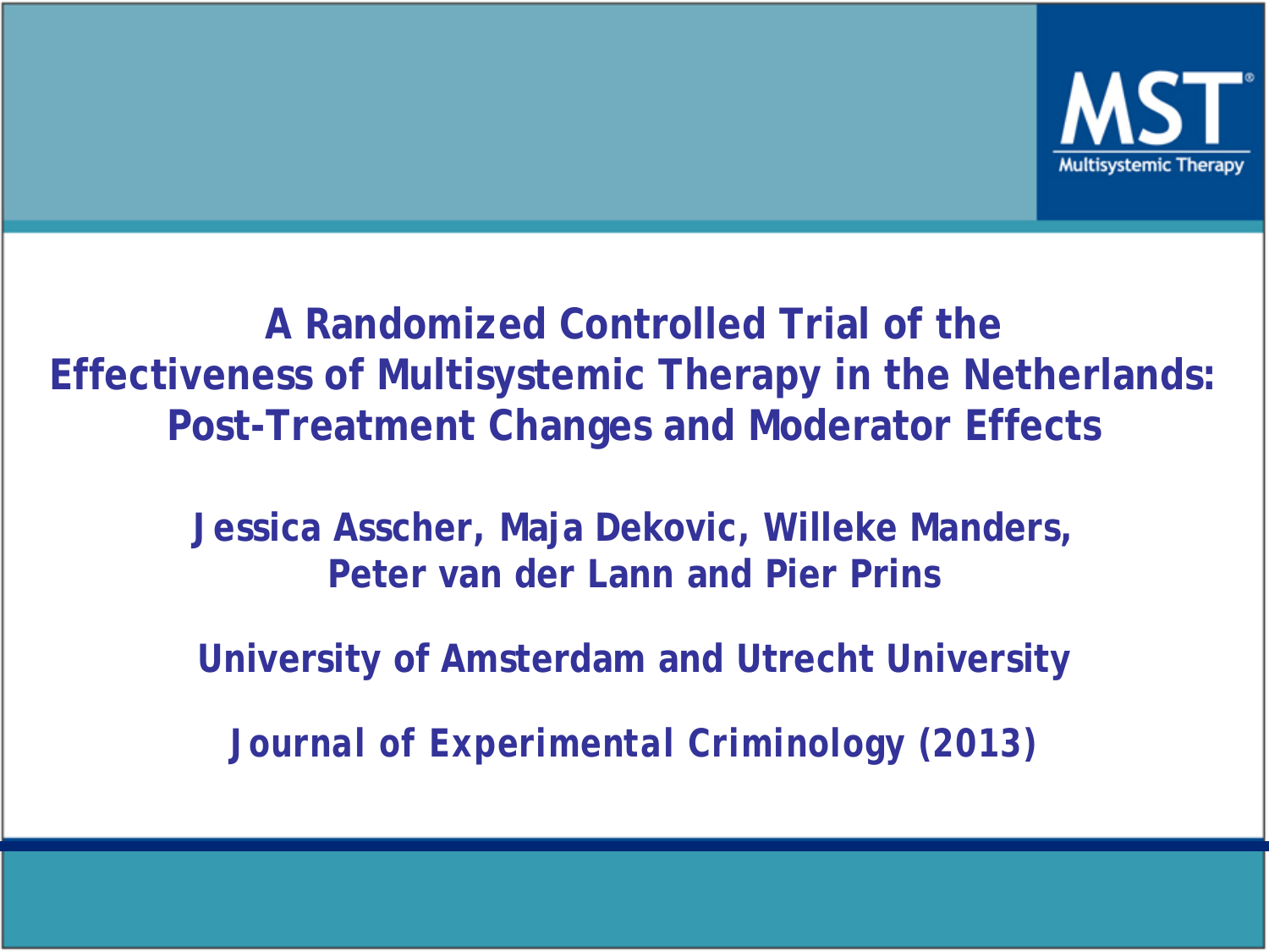# A Randomized Controlled Trial of the Effectiveness of Multisystemic Therapy in the Netherlands: Post-Treatment Changes and Moderator Effects

**Jessica Asscher, Maja Dekovic, Willeke Manders, Peter van der Lann and Pier Prins**

**University of Amsterdam and Utrecht University**

**Journal of Experimental Criminology (2013)**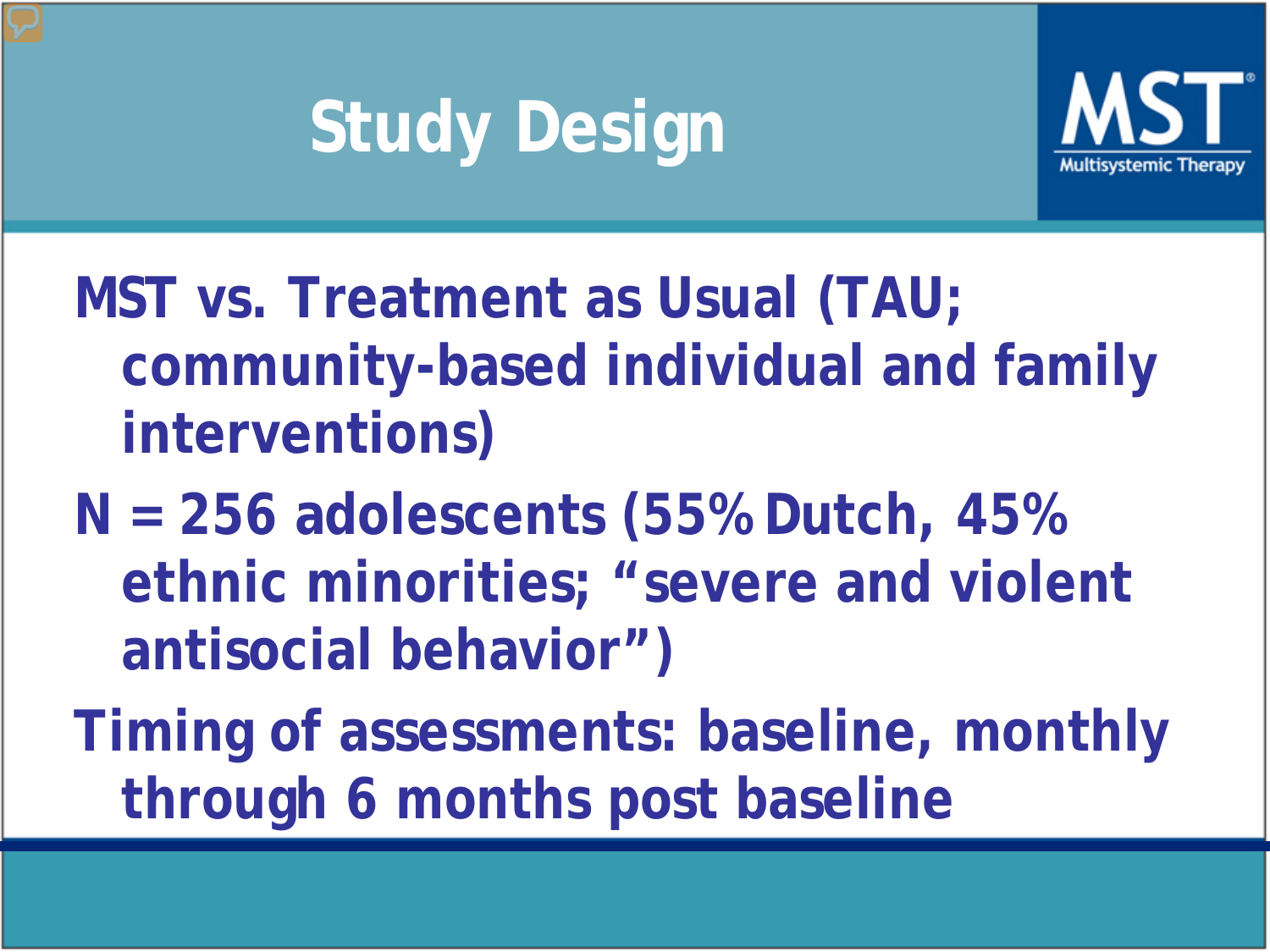# Study Design

MST Multisystemic Therapy

- MST vs. Treatment as Usual (TAU; community-based individual and family interventions)
- N = 256 adolescents (55% Dutch, 45% ethnic minorities; "severe and violent antisocial behavior")
- Timing of assessments: baseline, monthly through 6 months post baseline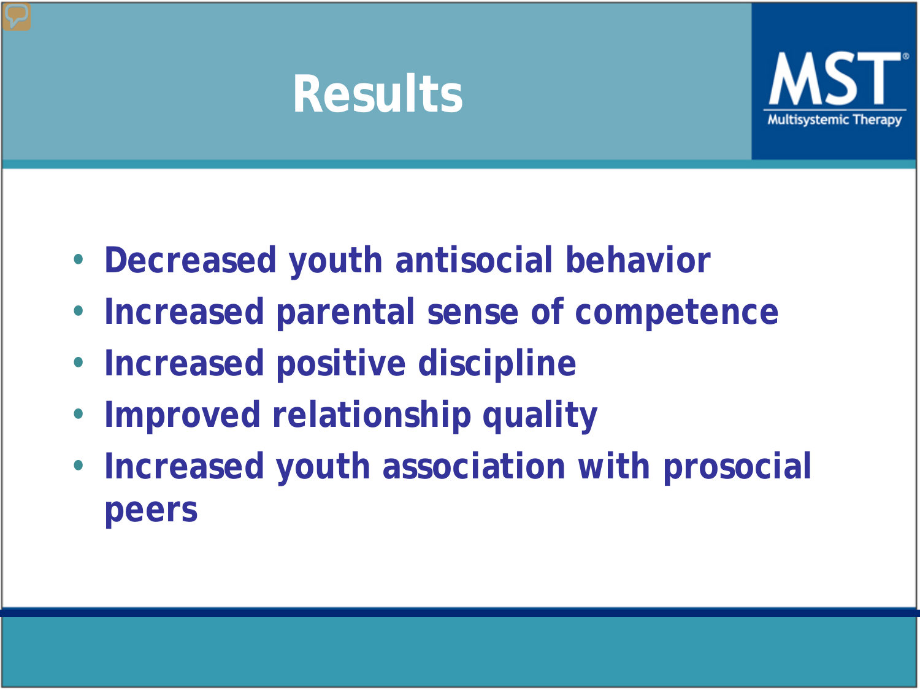# Results

- Decreased youth antisocial behavior
- Increased parental sense of competence
- Increased positive discipline
- Improved relationship quality
- Increased youth association with prosocial peers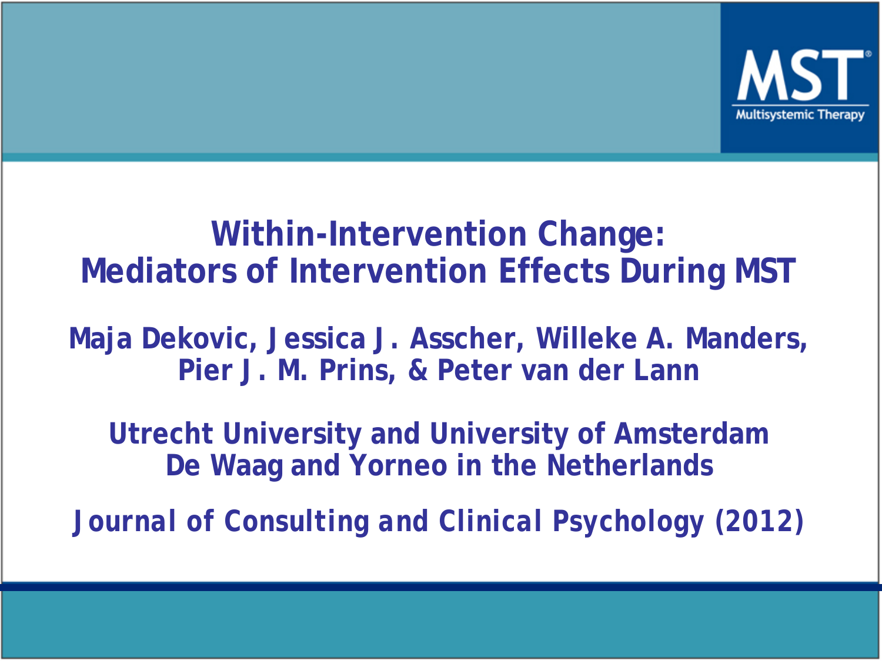# Within-Intervention Change: Mediators of Intervention Effects During MST

**Maja Dekovic, Jessica J. Asscher, Willeke A. Manders, Pier J. M. Prins, & Peter van der Lann**

**Utrecht University and University of Amsterdam**
**De Waag and Yorneo in the Netherlands**

**Journal of Consulting and Clinical Psychology (2012)**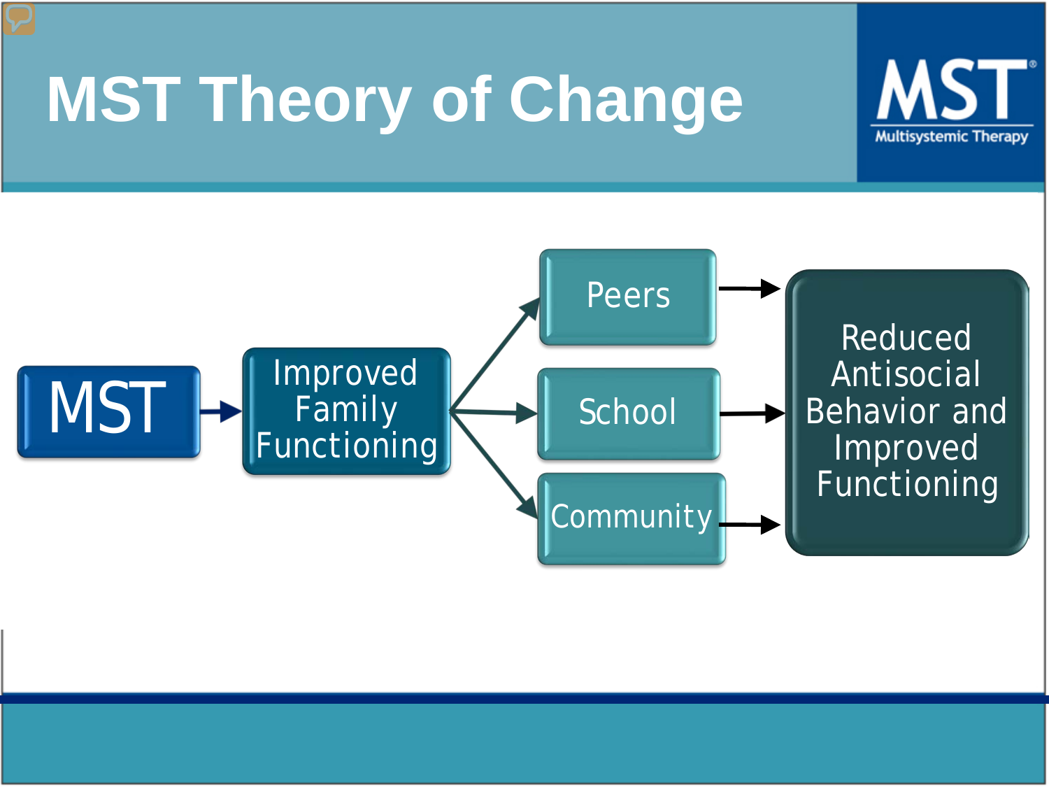# MST Theory of Change

MST Multisystemic Therapy

MST → Improved Family Functioning → Peers / School / Community → Reduced Antisocial Behavior and Improved Functioning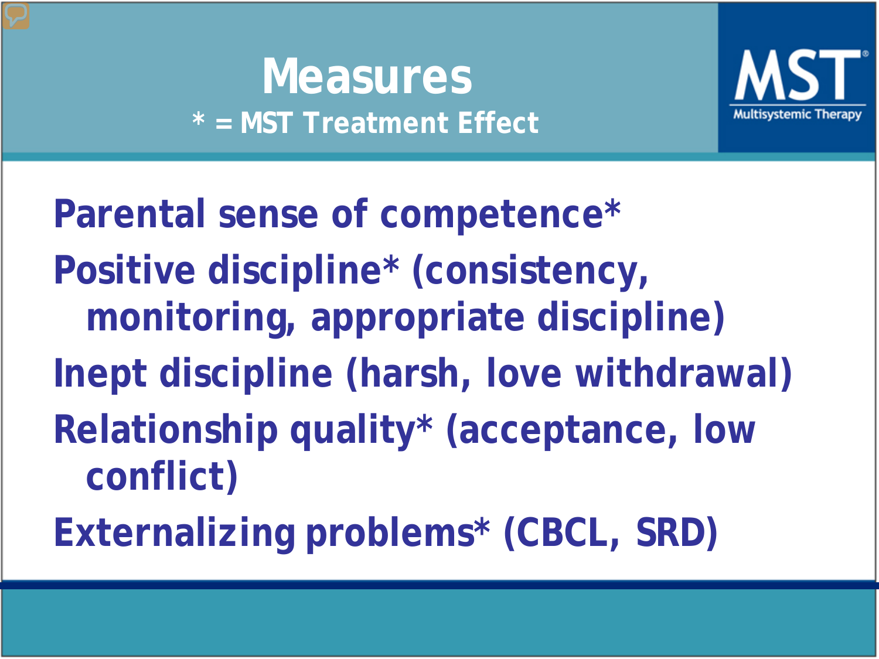# Measures

**\* = MST Treatment Effect**

MST Multisystemic Therapy

- Parental sense of competence*
- Positive discipline* (consistency, monitoring, appropriate discipline)
- Inept discipline (harsh, love withdrawal)
- Relationship quality* (acceptance, low conflict)
- Externalizing problems* (CBCL, SRD)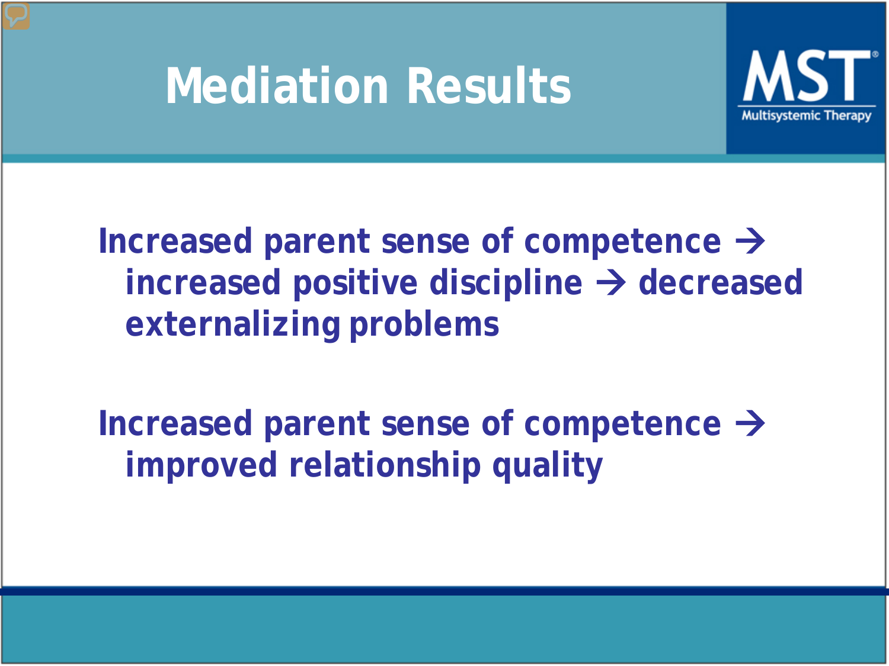# Mediation Results

Increased parent sense of competence → increased positive discipline → decreased externalizing problems

Increased parent sense of competence → improved relationship quality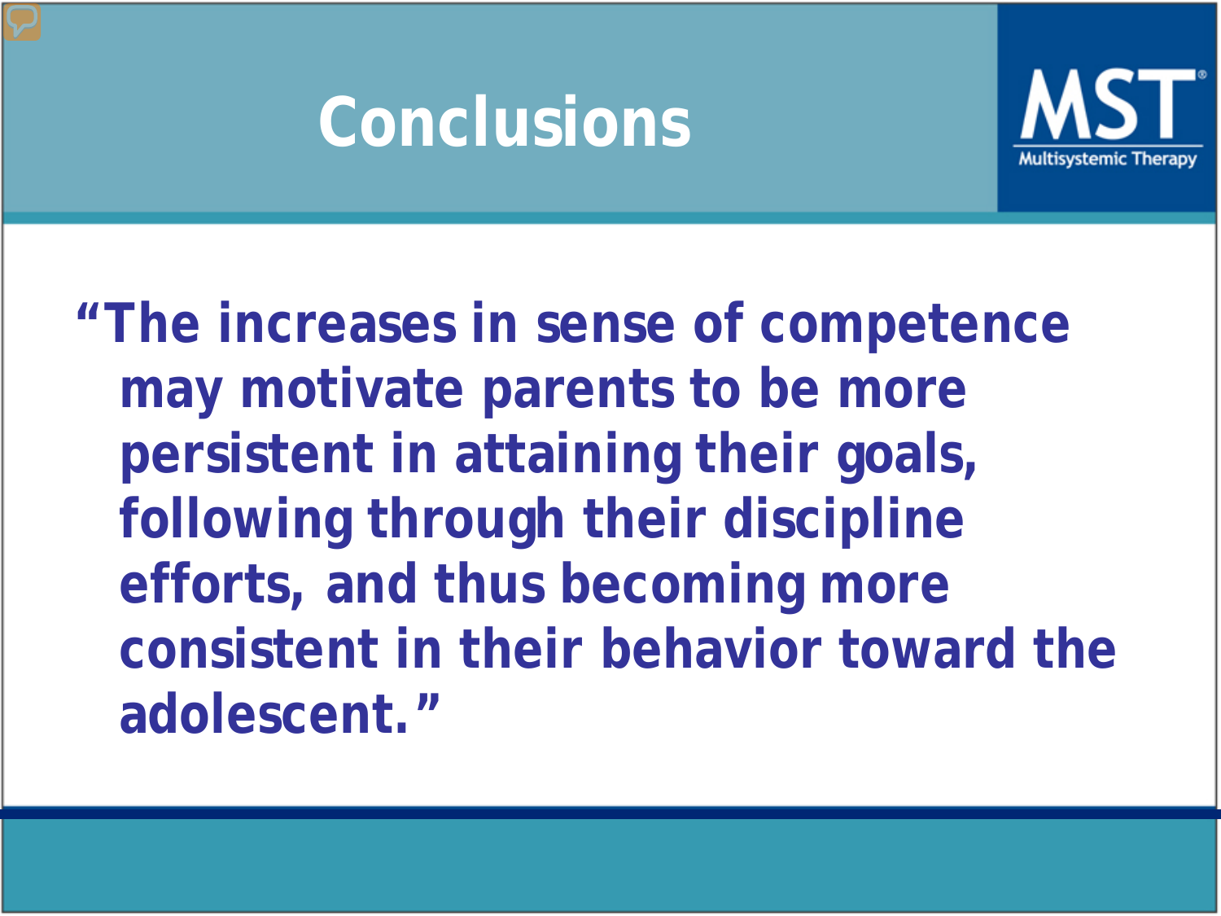# Conclusions

“The increases in sense of competence may motivate parents to be more persistent in attaining their goals, following through their discipline efforts, and thus becoming more consistent in their behavior toward the adolescent.”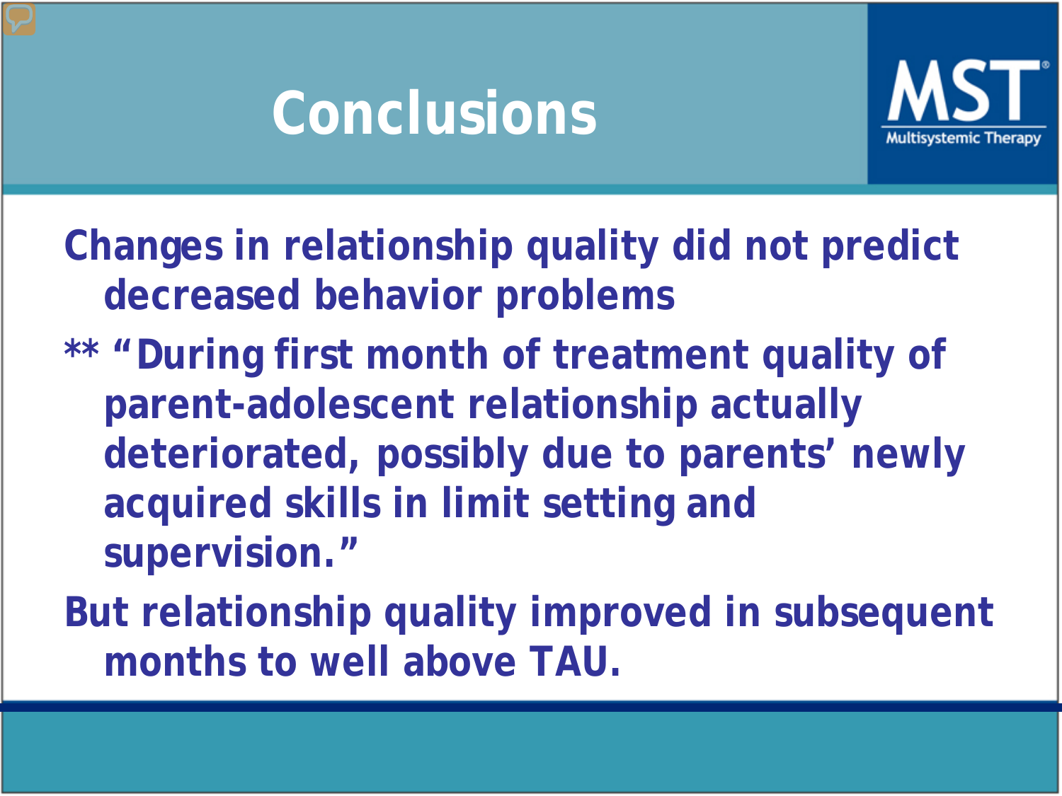# Conclusions

Changes in relationship quality did not predict decreased behavior problems

** "During first month of treatment quality of parent-adolescent relationship actually deteriorated, possibly due to parents' newly acquired skills in limit setting and supervision."

But relationship quality improved in subsequent months to well above TAU.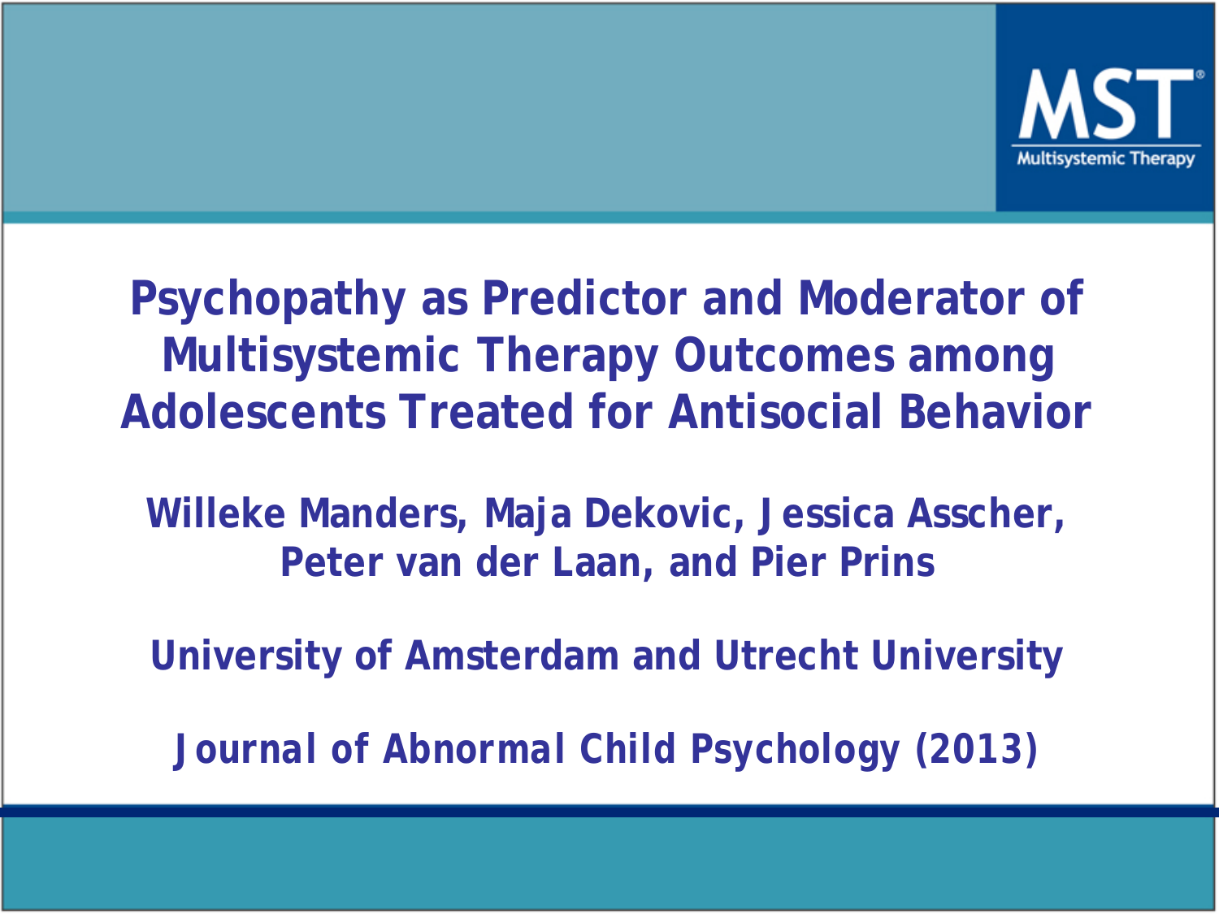MST
Multisystemic Therapy

# Psychopathy as Predictor and Moderator of Multisystemic Therapy Outcomes among Adolescents Treated for Antisocial Behavior

**Willeke Manders, Maja Dekovic, Jessica Asscher, Peter van der Laan, and Pier Prins**

**University of Amsterdam and Utrecht University**

**Journal of Abnormal Child Psychology (2013)**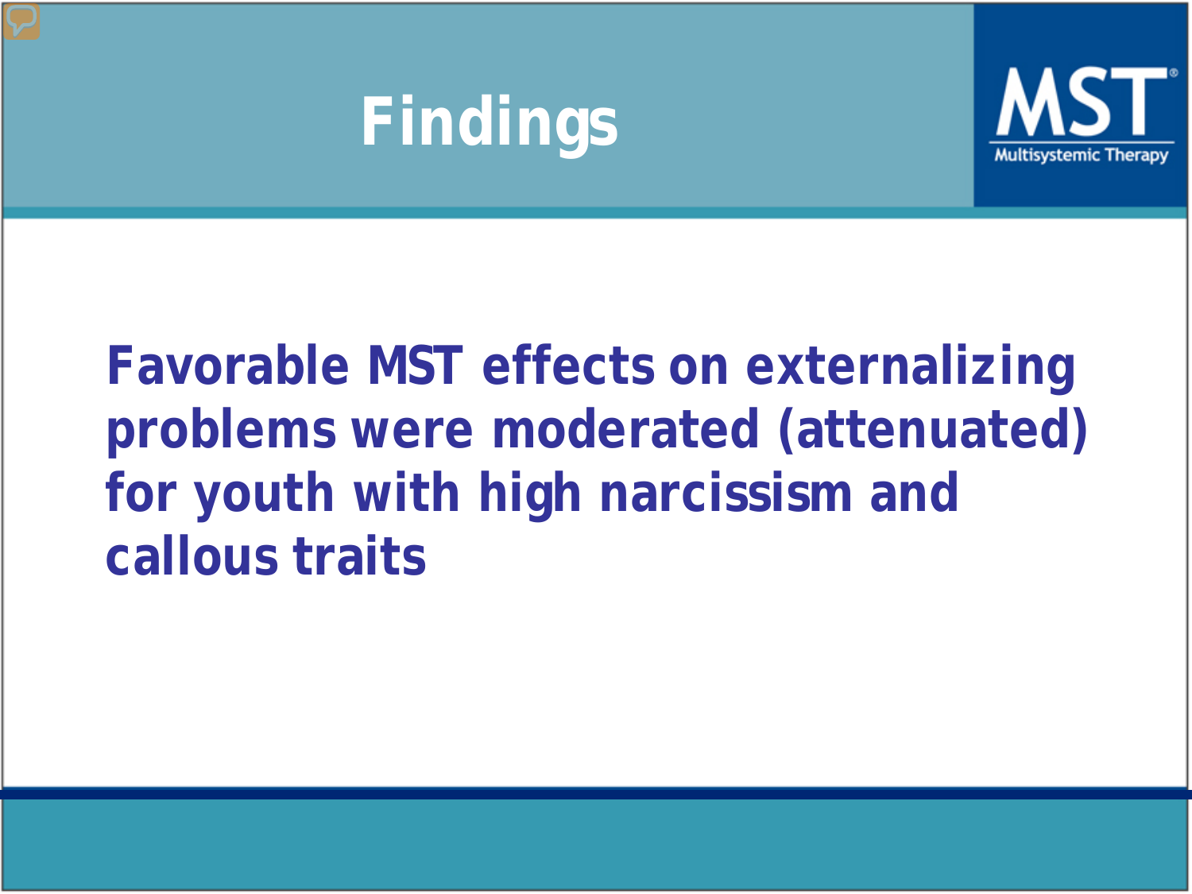# Findings

**Favorable MST effects on externalizing problems were moderated (attenuated) for youth with high narcissism and callous traits**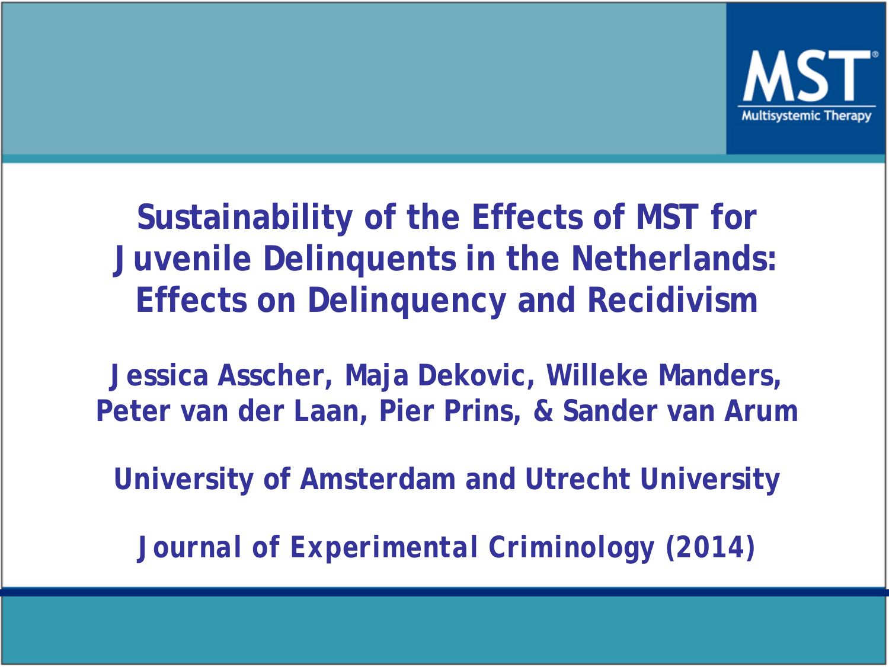MST
Multisystemic Therapy

# Sustainability of the Effects of MST for Juvenile Delinquents in the Netherlands: Effects on Delinquency and Recidivism

**Jessica Asscher, Maja Dekovic, Willeke Manders, Peter van der Laan, Pier Prins, & Sander van Arum**

**University of Amsterdam and Utrecht University**

**Journal of Experimental Criminology (2014)**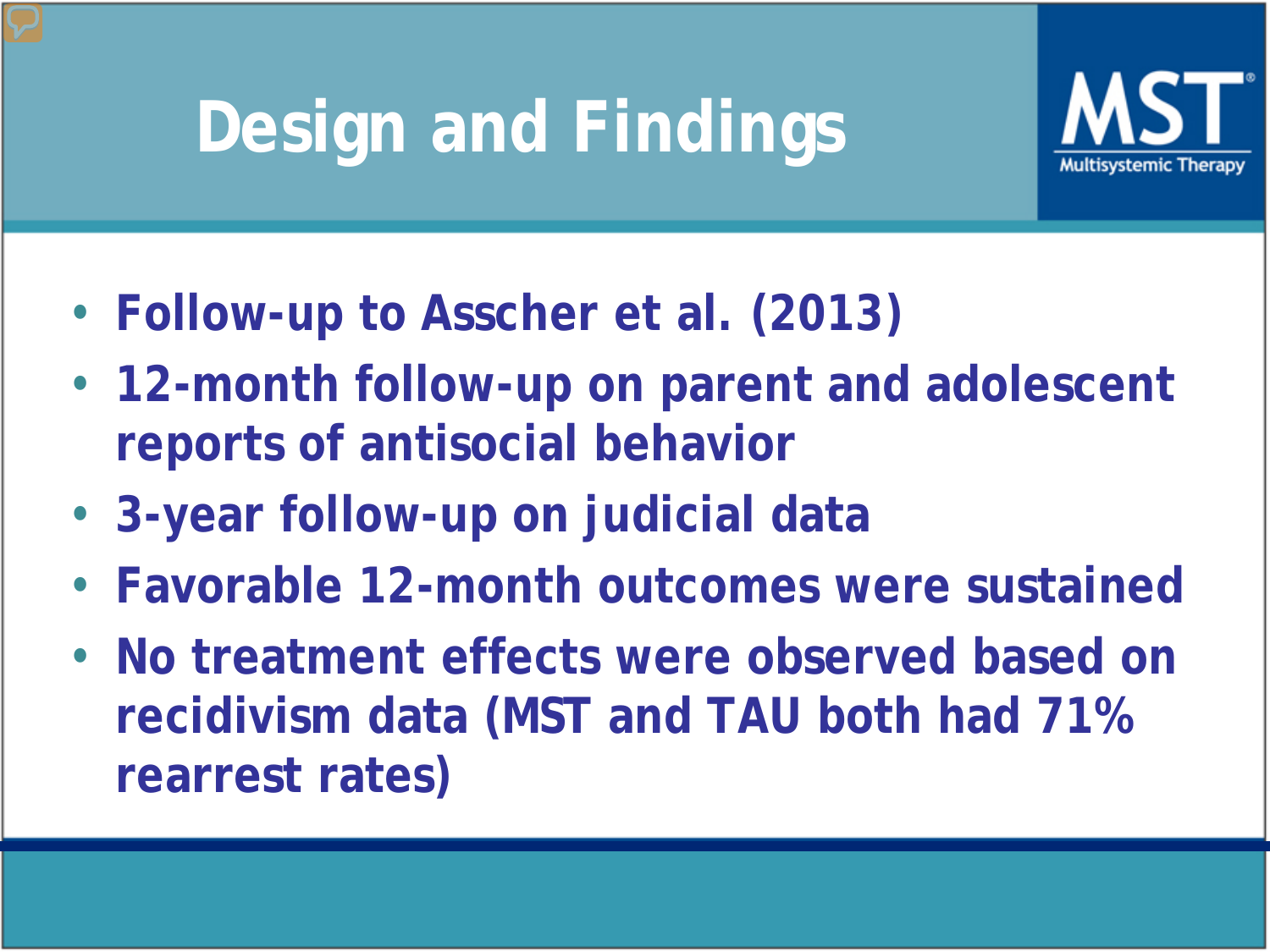# Design and Findings

- Follow-up to Asscher et al. (2013)
- 12-month follow-up on parent and adolescent reports of antisocial behavior
- 3-year follow-up on judicial data
- Favorable 12-month outcomes were sustained
- No treatment effects were observed based on recidivism data (MST and TAU both had 71% rearrest rates)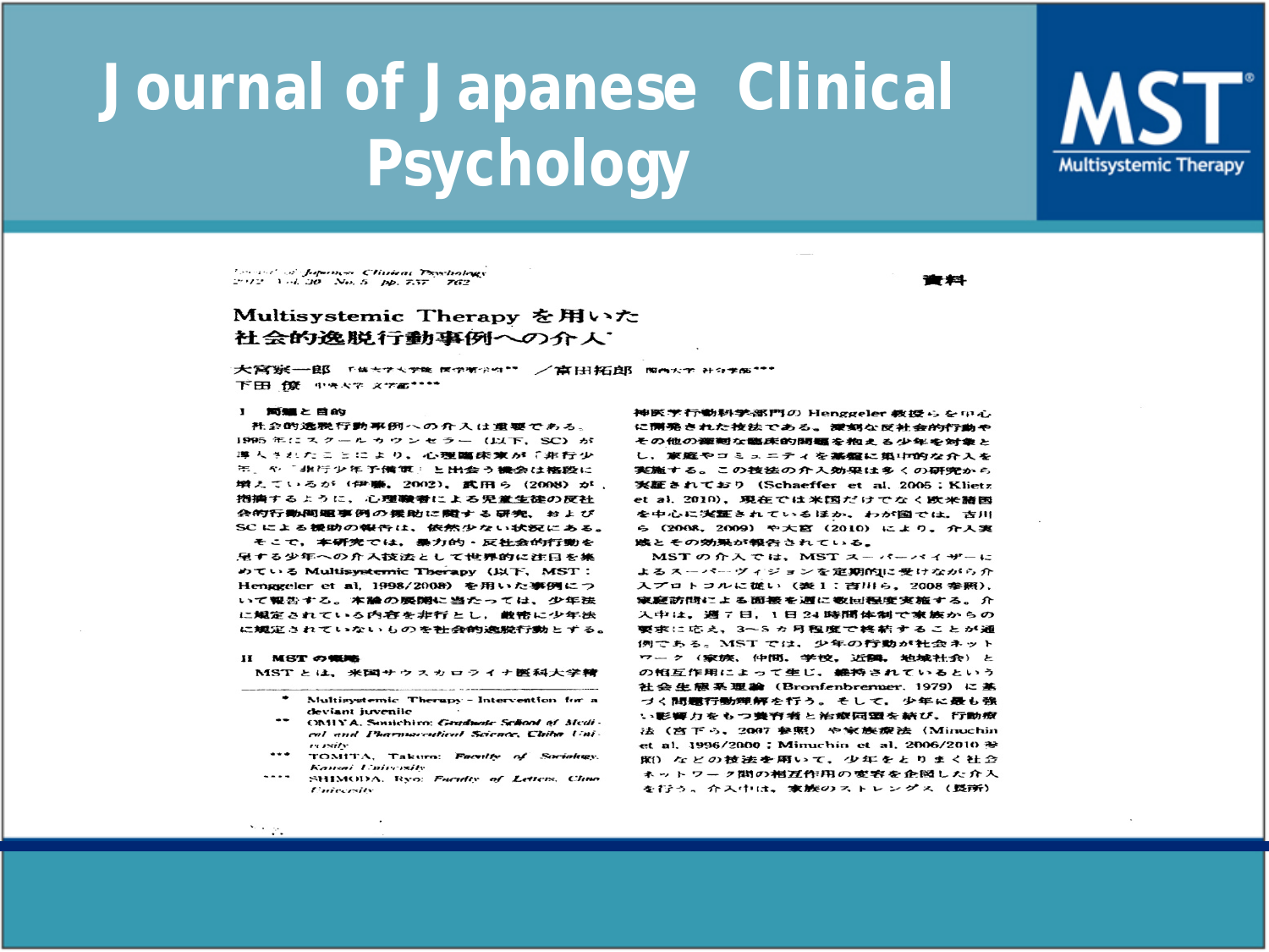# Journal of Japanese Clinical Psychology

MST
Multisystemic Therapy

資料

## Multisystemic Therapy を用いた社会的逸脱行動事例への介入*

大宮宗一郎 千葉大学大学院医学薬学府** ／富田拓郎 関西大学社会学部***
下田僚 中央大学文学部****

### I 問題と目的

社会的逸脱行動事例への介入は重要である。1995年にスクールカウンセラー（以下，SC）が導入されたことにより，心理臨床家が「非行少年」や「非行少年予備軍」と出会う機会は格段に増えているが（伊藤，2002），武田ら（2008）が指摘するように，心理職者による児童生徒の反社会的行動問題事例の援助に関する研究，およびSCによる援助の報告は，依然少ない状況にある。

そこで，本研究では，暴力的・反社会的行動を呈する少年への介入技法として世界的に注目を集めている Multisystemic Therapy（以下，MST：Henggeler et al, 1998/2008）を用いた事例について報告する。本論の展開に当たっては，少年法に規定されている内容を非行とし，触法に少年法に規定されていないものを社会的逸脱行動とする。

### II MST の概略

MST とは，米国サウスカロライナ医科大学精神医学行動科学部門の Henggeler 教授らを中心に開発された技法である。深刻な反社会的行動やその他の深刻な臨床的問題を抱える少年を対象とし，家庭やコミュニティを基盤に集中的な介入を実施する。この技法の介入効果は多くの研究から実証されており（Schaeffer et al, 2005；Klietz et al, 2010），現在では米国だけでなく欧米諸国を中心に実証されているほか，わが国では，吉川ら（2008, 2009）や大宮（2010）により，介入実践とその効果が報告されている。

MST の介入では，MST スーパーバイザーによるスーパーヴィジョンを定期的に受けながら介入プロトコルに従い（表1：吉川ら，2008 参照），家庭訪問による面接を週に数回程度実施する。介入中は，週7日，1日24時間体制で家族からの要求に応え，3～5カ月程度で終結することが通例である。MST では，少年の行動が社会ネットワーク（家族，仲間，学校，近隣，地域社会）との相互作用によって生じ，維持されているという社会生態系理論（Bronfenbrenner, 1979）に基づく問題行動理解を行う。そして，少年に最も強い影響力をもつ養育者と治療同盟を結び，行動療法（宮下ら，2007 参照）や家族療法（Minuchin et al, 1996/2000；Minuchin et al, 2006/2010 参照）などの技法を用いて，少年をとりまく社会ネットワーク間の相互作用の変容を企図した介入を行う。介入中は，家族のストレングス（長所）

---

\* Multisystemic Therapy - Intervention for a deviant juvenile
\*\* OMIYA, Souichiro: *Graduate School of Medical and Pharmaceutical Science, Chiba University*
\*\*\* TOMITA, Takuro: *Faculty of Sociology, Kansai University*
\*\*\*\* SHIMODA, Ryo: *Faculty of Letters, Chuo University*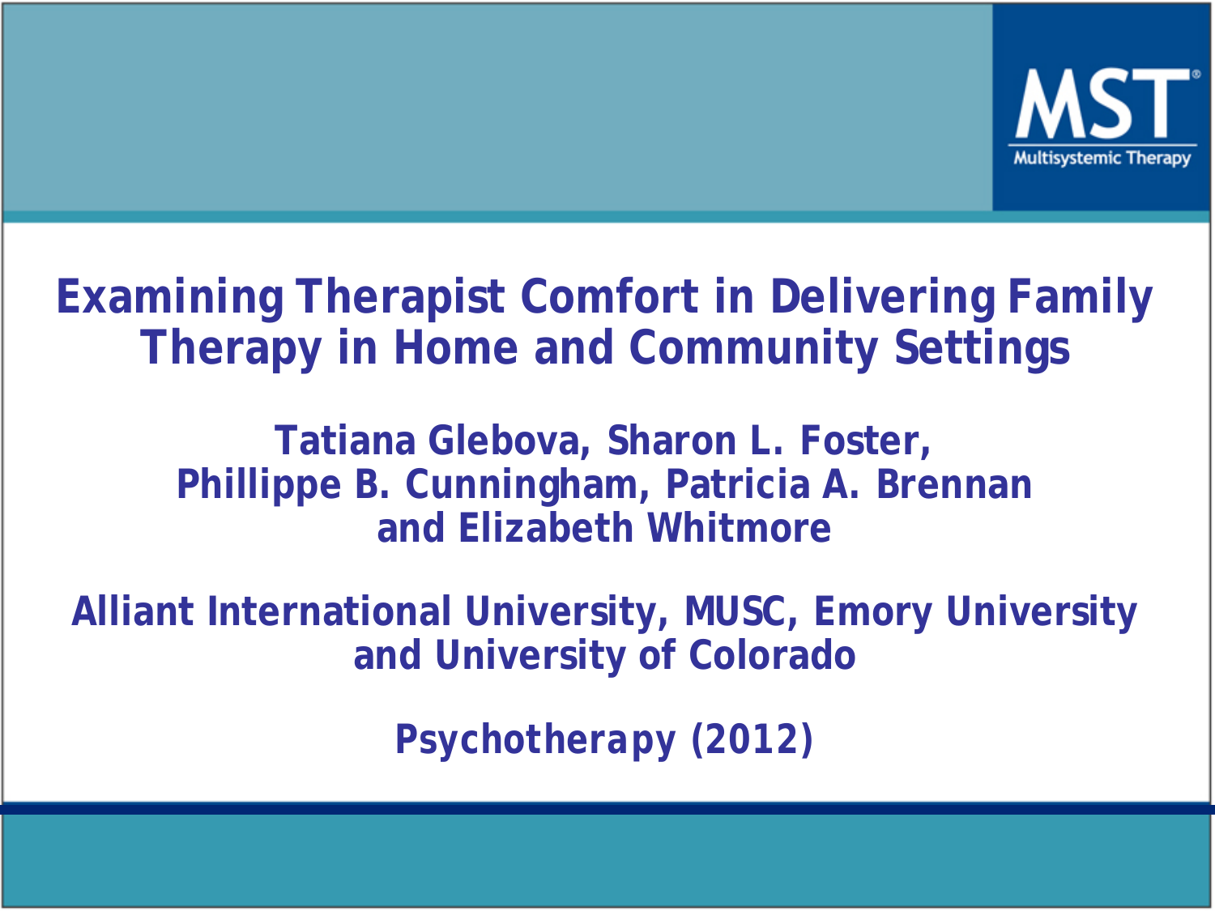# Examining Therapist Comfort in Delivering Family Therapy in Home and Community Settings

**Tatiana Glebova, Sharon L. Foster, Phillippe B. Cunningham, Patricia A. Brennan and Elizabeth Whitmore**

**Alliant International University, MUSC, Emory University and University of Colorado**

**Psychotherapy (2012)**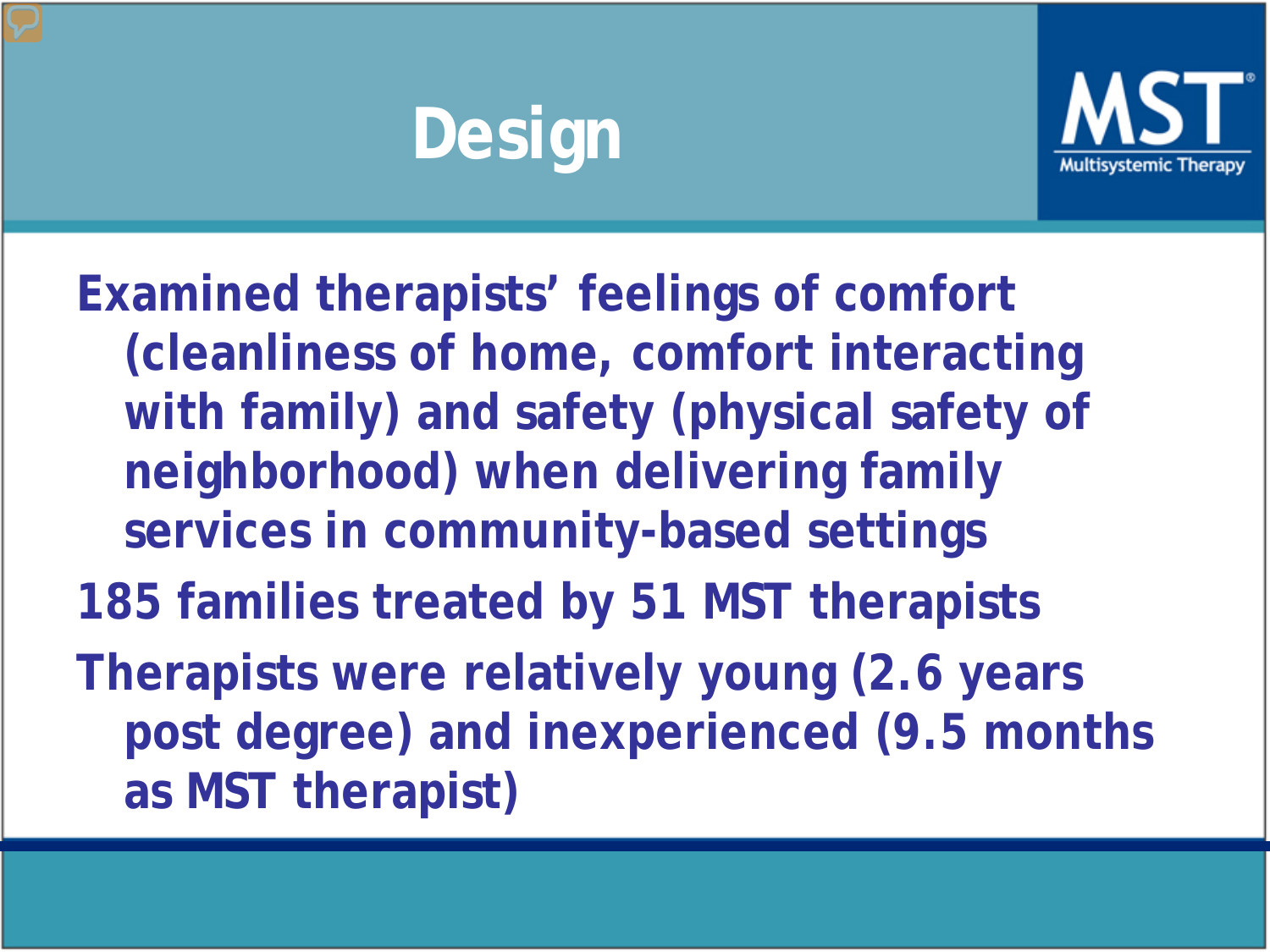# Design

- Examined therapists' feelings of comfort (cleanliness of home, comfort interacting with family) and safety (physical safety of neighborhood) when delivering family services in community-based settings
- 185 families treated by 51 MST therapists
- Therapists were relatively young (2.6 years post degree) and inexperienced (9.5 months as MST therapist)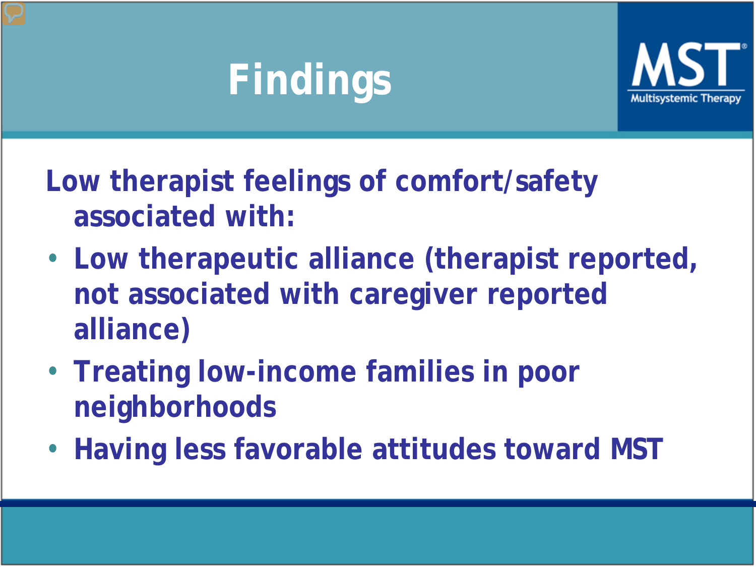# Findings

**Low therapist feelings of comfort/safety associated with:**

- **Low therapeutic alliance (therapist reported, not associated with caregiver reported alliance)**
- **Treating low-income families in poor neighborhoods**
- **Having less favorable attitudes toward MST**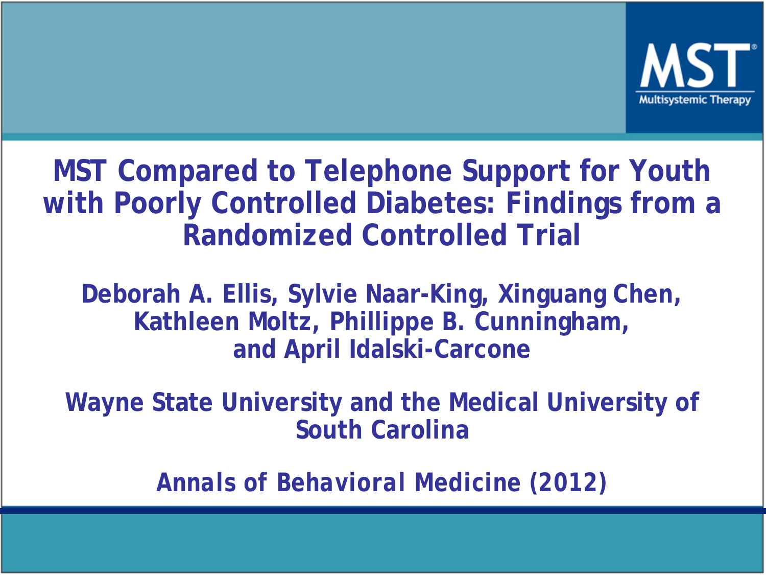MST Multisystemic Therapy

# MST Compared to Telephone Support for Youth with Poorly Controlled Diabetes: Findings from a Randomized Controlled Trial

**Deborah A. Ellis, Sylvie Naar-King, Xinguang Chen, Kathleen Moltz, Phillippe B. Cunningham, and April Idalski-Carcone**

**Wayne State University and the Medical University of South Carolina**

**Annals of Behavioral Medicine (2012)**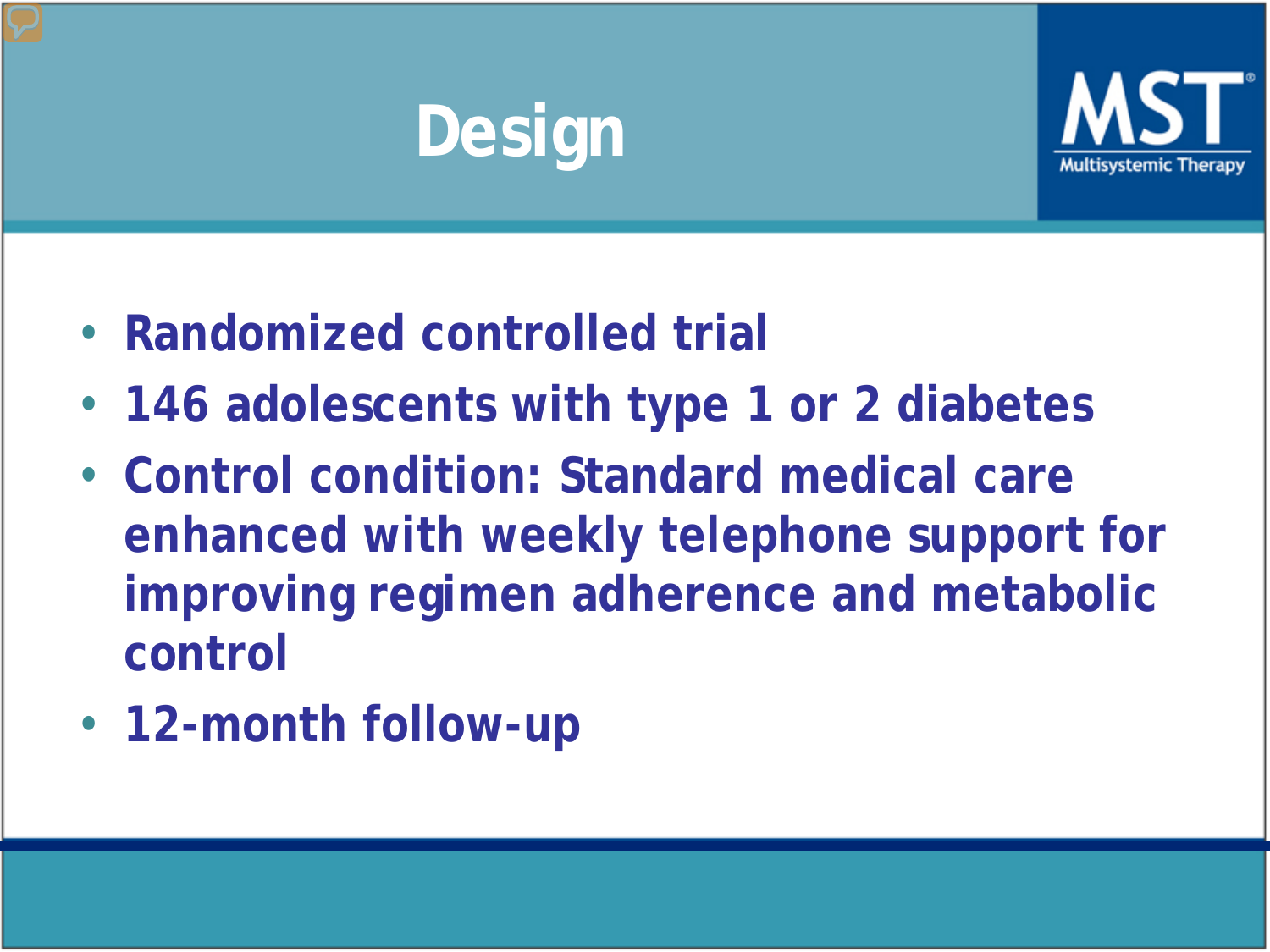# Design

- Randomized controlled trial
- 146 adolescents with type 1 or 2 diabetes
- Control condition: Standard medical care enhanced with weekly telephone support for improving regimen adherence and metabolic control
- 12-month follow-up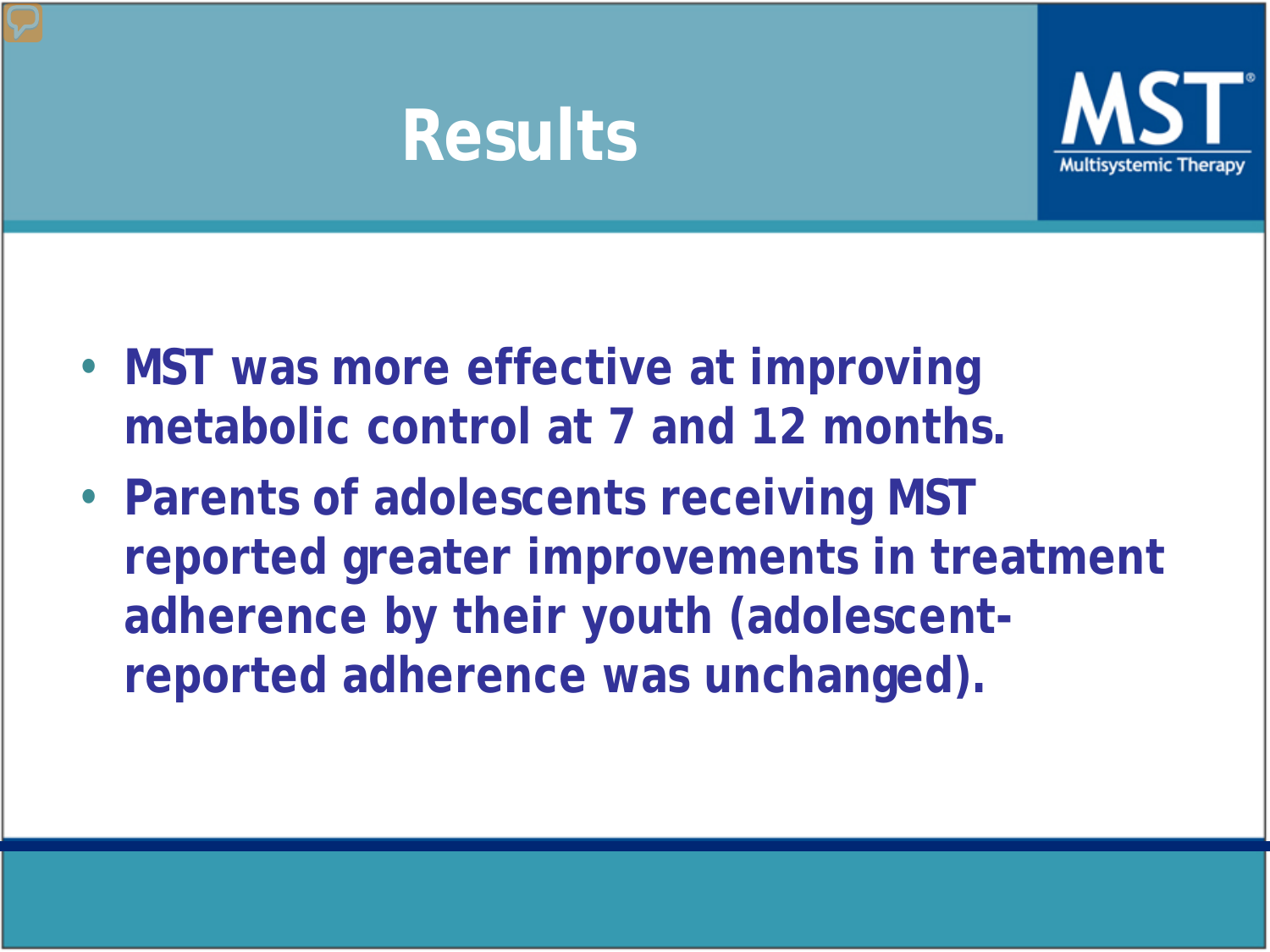# Results

- MST was more effective at improving metabolic control at 7 and 12 months.
- Parents of adolescents receiving MST reported greater improvements in treatment adherence by their youth (adolescent-reported adherence was unchanged).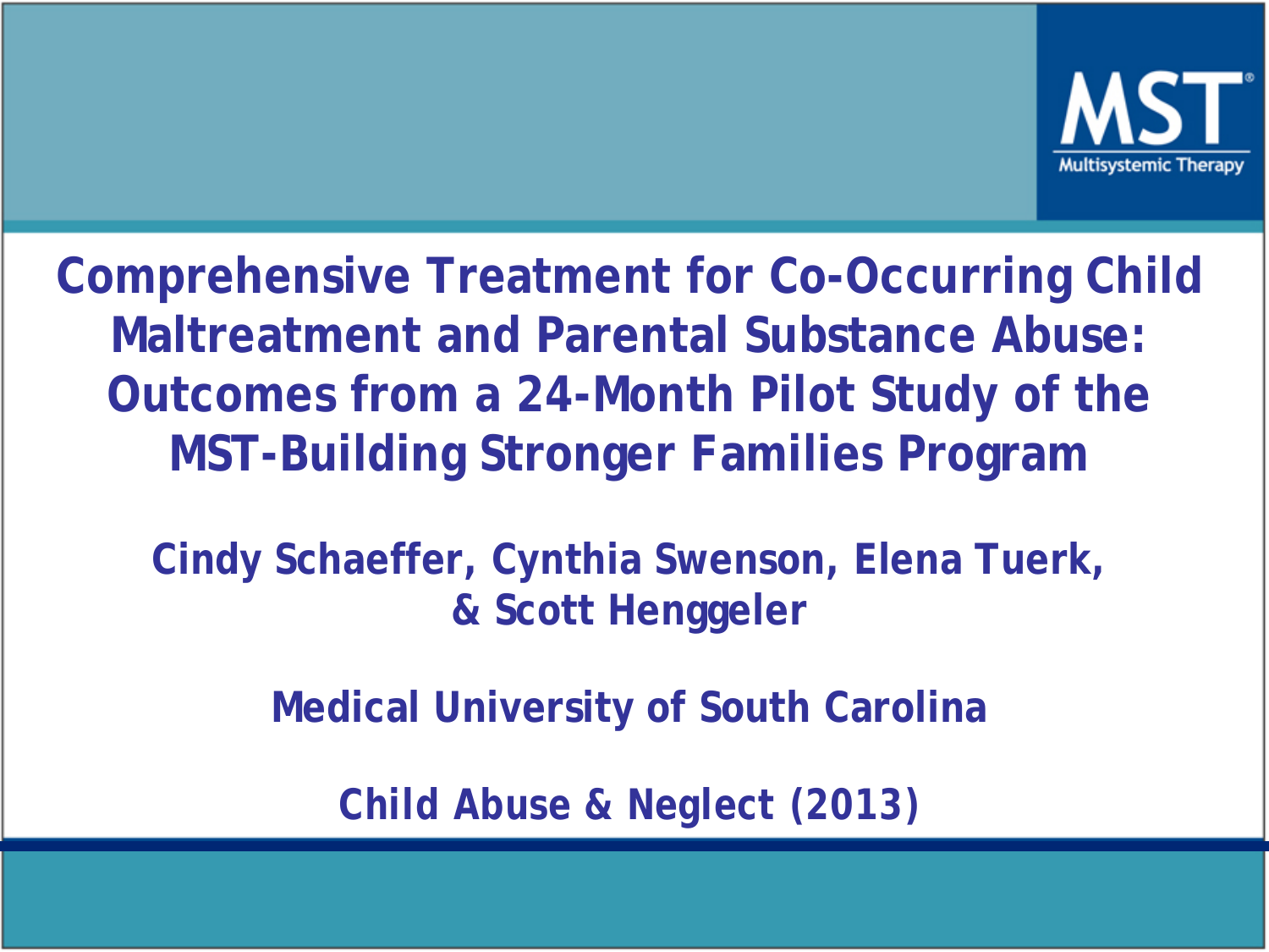# Comprehensive Treatment for Co-Occurring Child Maltreatment and Parental Substance Abuse: Outcomes from a 24-Month Pilot Study of the MST-Building Stronger Families Program

**Cindy Schaeffer, Cynthia Swenson, Elena Tuerk, & Scott Henggeler**

**Medical University of South Carolina**

**Child Abuse & Neglect (2013)**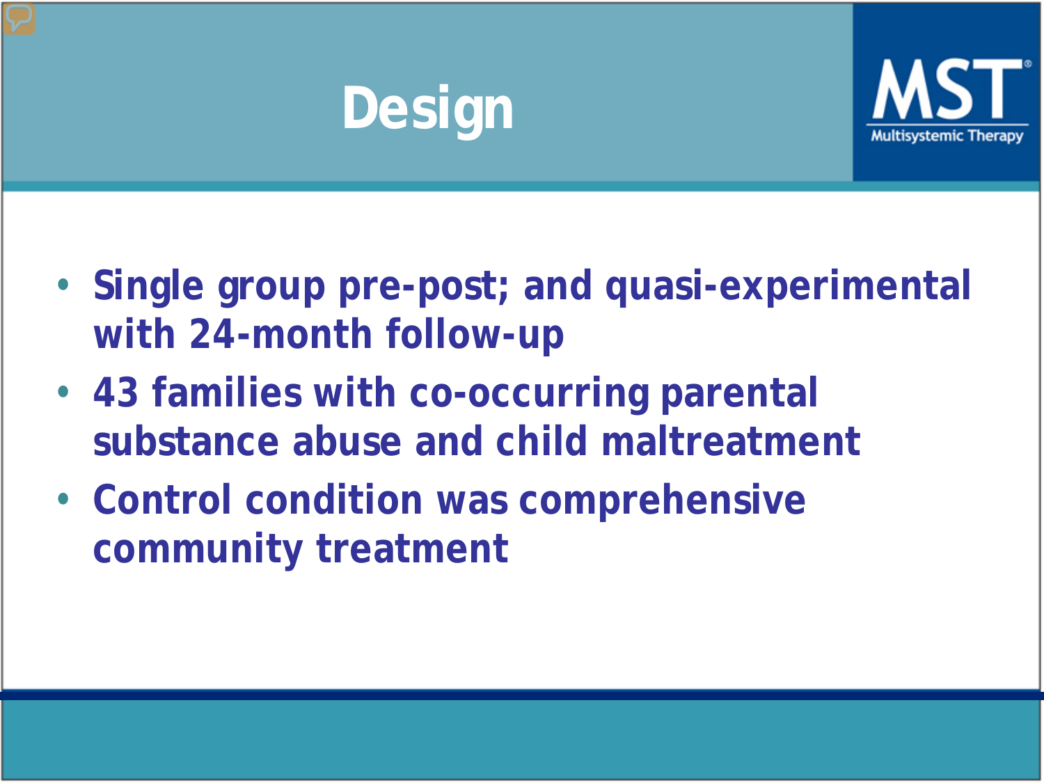# Design

- Single group pre-post; and quasi-experimental with 24-month follow-up
- 43 families with co-occurring parental substance abuse and child maltreatment
- Control condition was comprehensive community treatment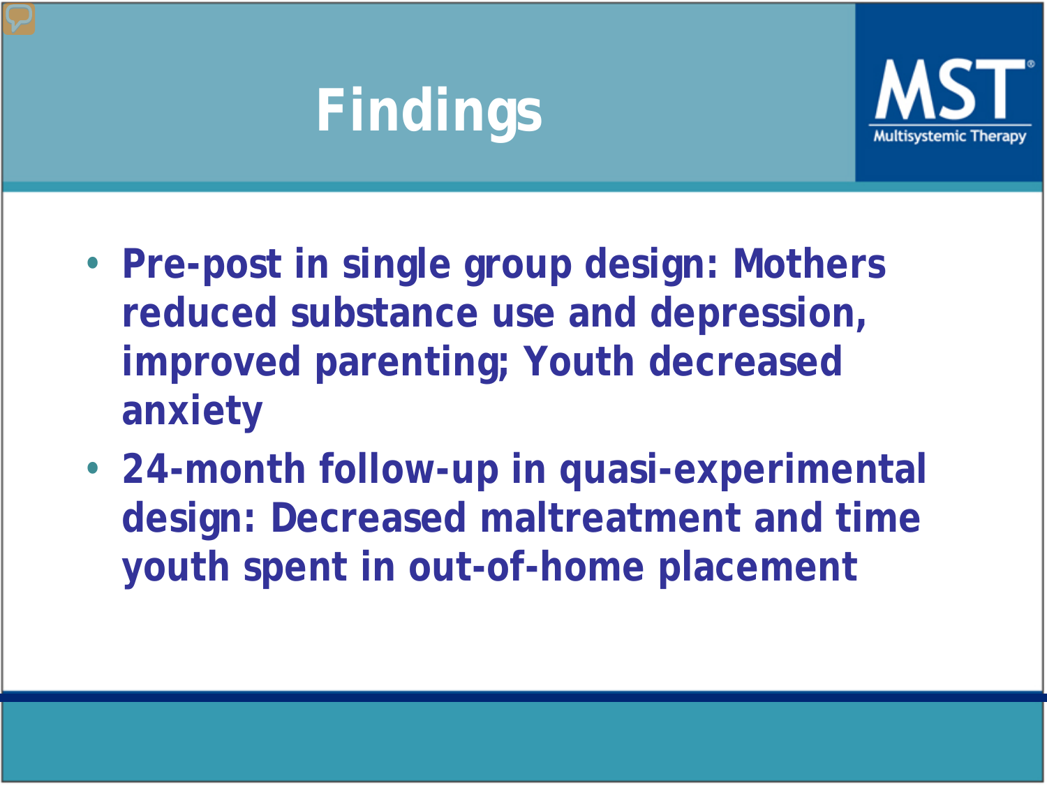# Findings

- Pre-post in single group design: Mothers reduced substance use and depression, improved parenting; Youth decreased anxiety
- 24-month follow-up in quasi-experimental design: Decreased maltreatment and time youth spent in out-of-home placement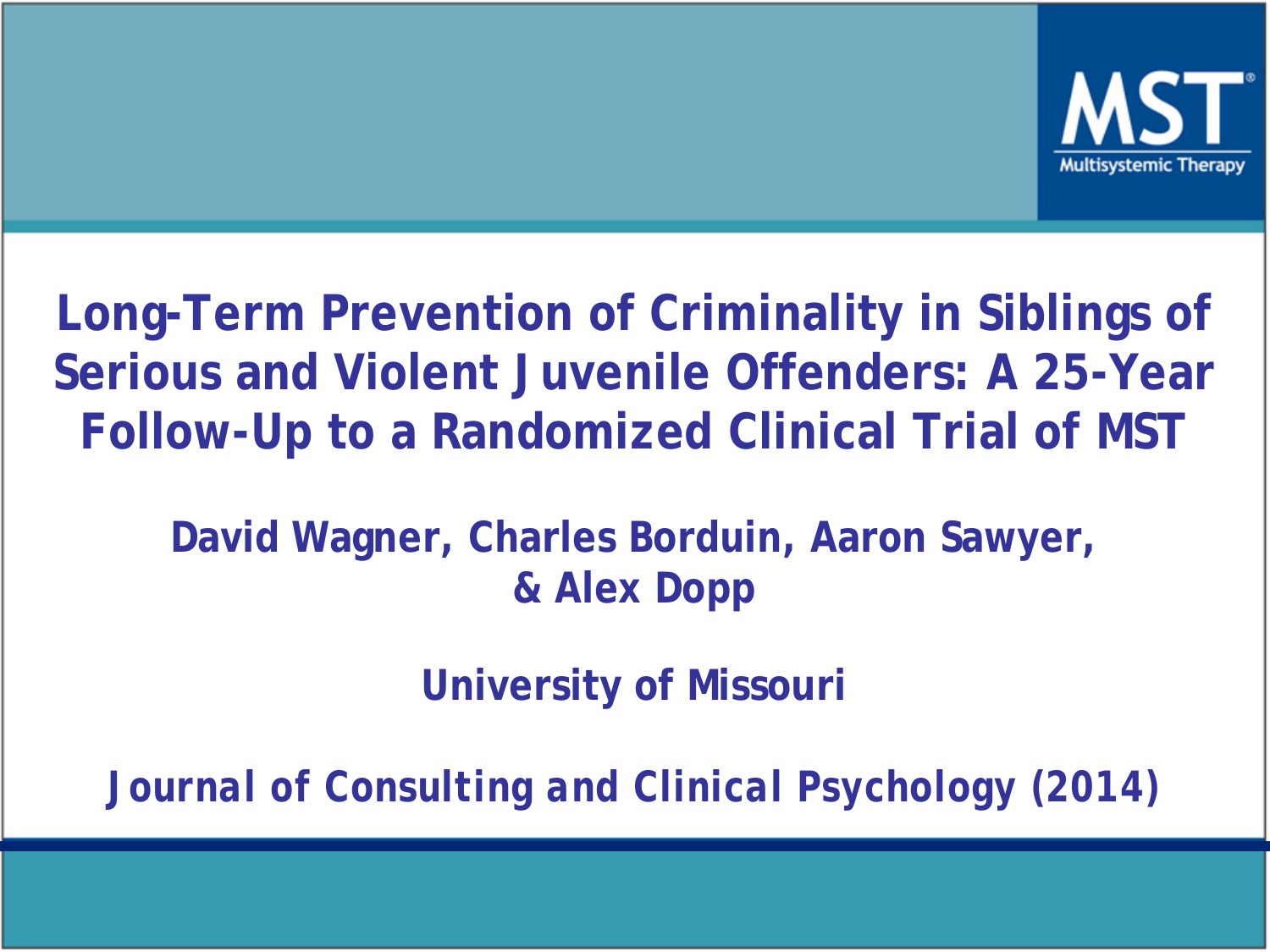# Long-Term Prevention of Criminality in Siblings of Serious and Violent Juvenile Offenders: A 25-Year Follow-Up to a Randomized Clinical Trial of MST

**David Wagner, Charles Borduin, Aaron Sawyer, & Alex Dopp**

**University of Missouri**

**Journal of Consulting and Clinical Psychology (2014)**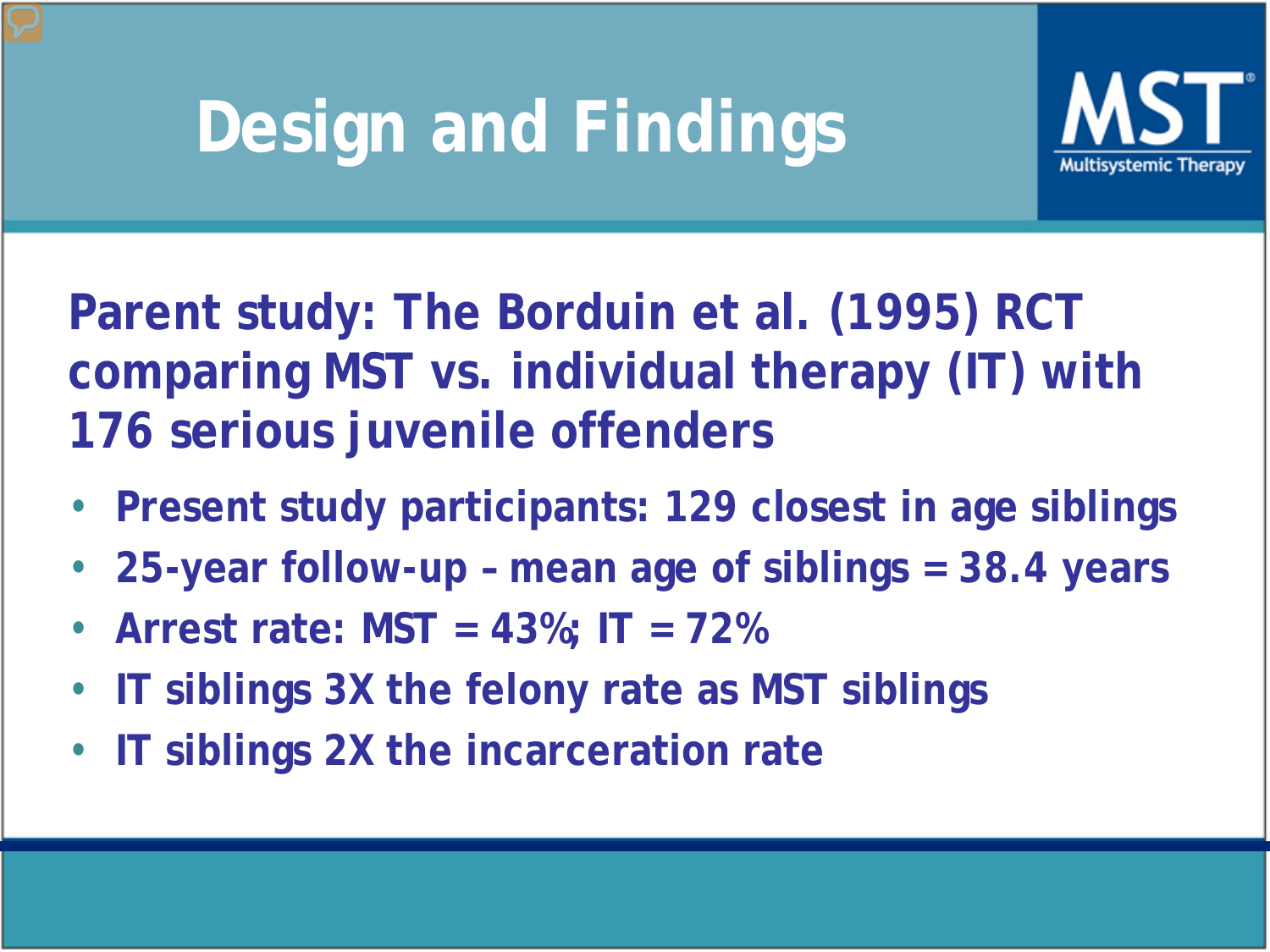# Design and Findings

MST
Multisystemic Therapy

**Parent study: The Borduin et al. (1995) RCT comparing MST vs. individual therapy (IT) with 176 serious juvenile offenders**

- Present study participants: 129 closest in age siblings
- 25-year follow-up – mean age of siblings = 38.4 years
- Arrest rate: MST = 43%; IT = 72%
- IT siblings 3X the felony rate as MST siblings
- IT siblings 2X the incarceration rate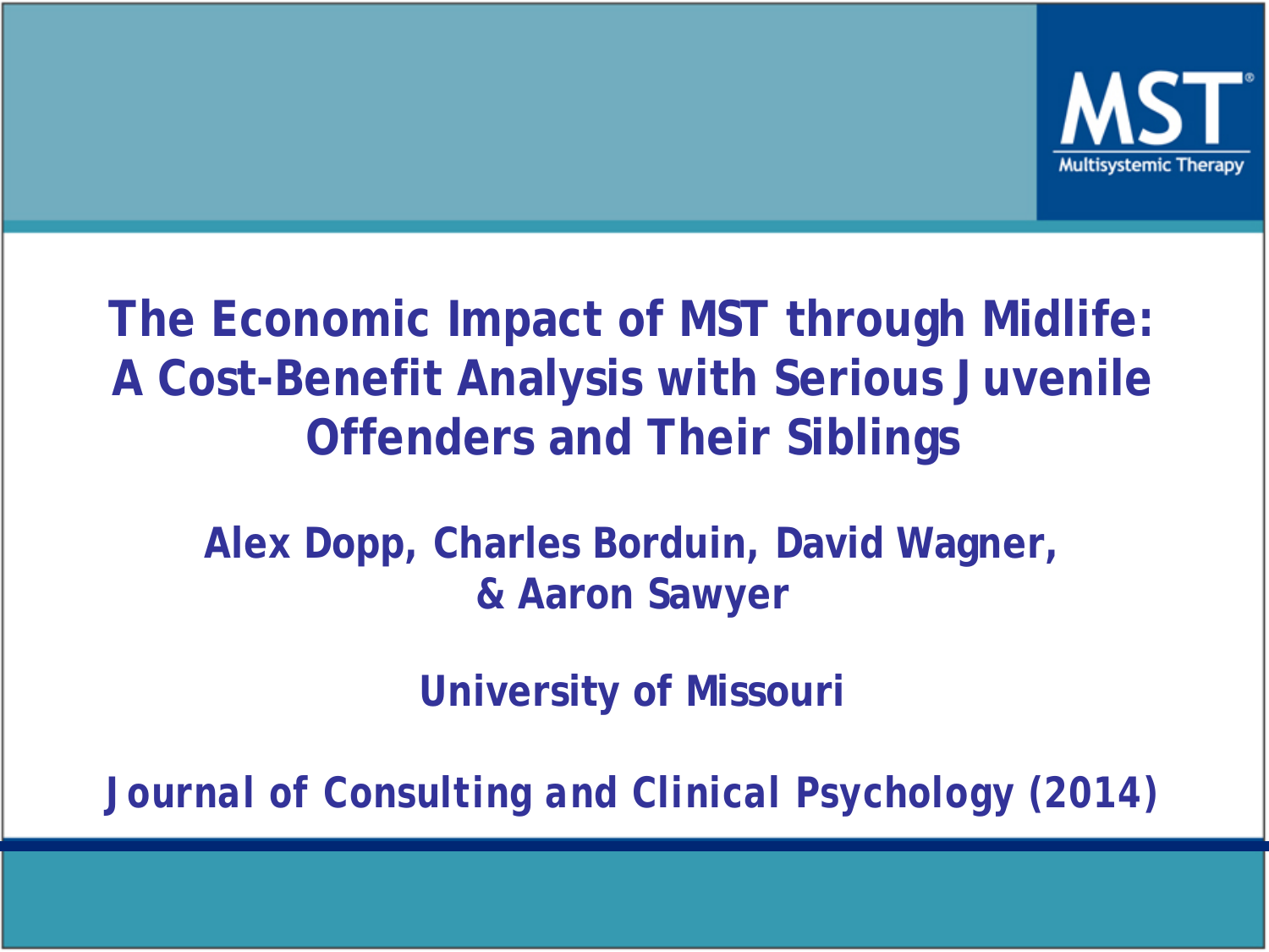MST
Multisystemic Therapy

# The Economic Impact of MST through Midlife: A Cost-Benefit Analysis with Serious Juvenile Offenders and Their Siblings

**Alex Dopp, Charles Borduin, David Wagner, & Aaron Sawyer**

**University of Missouri**

**Journal of Consulting and Clinical Psychology (2014)**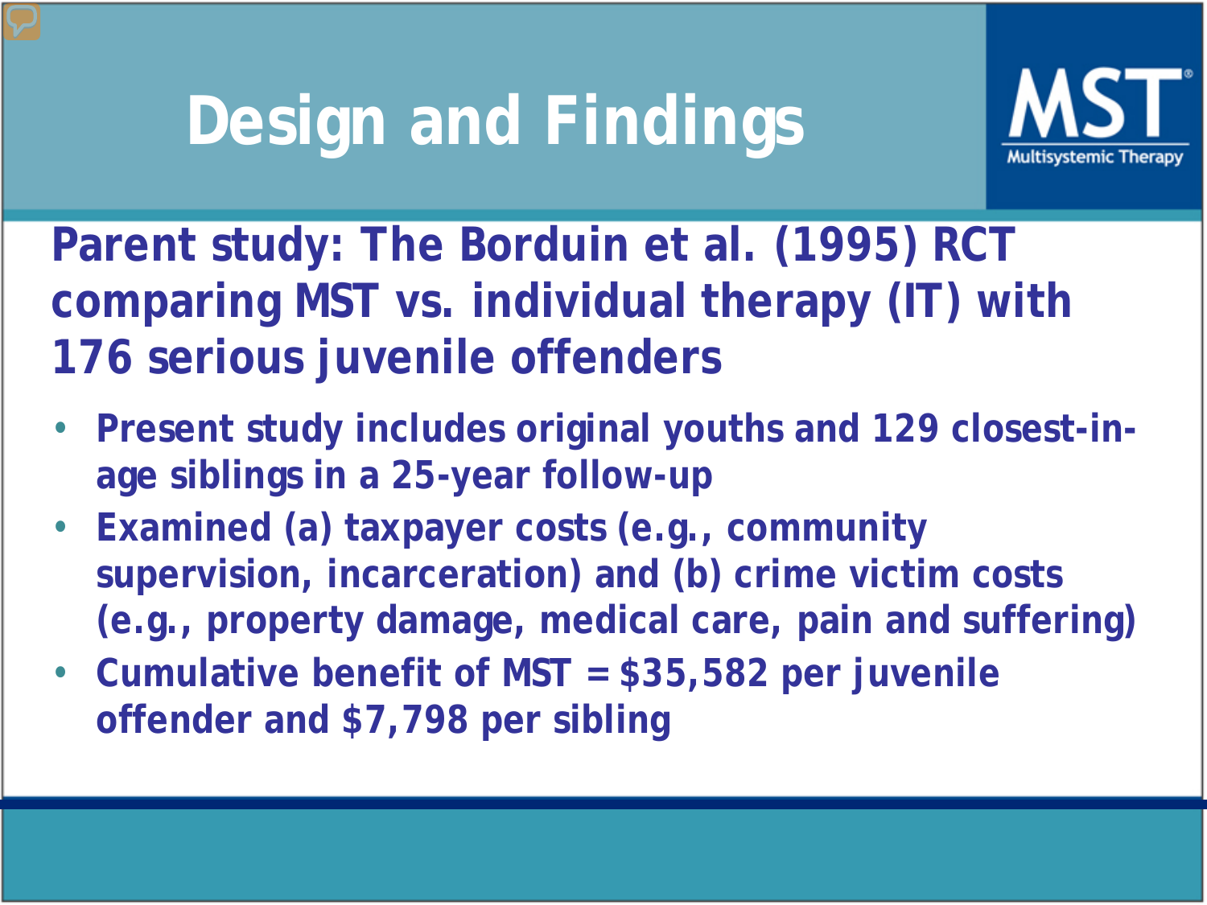# Design and Findings

**Parent study: The Borduin et al. (1995) RCT comparing MST vs. individual therapy (IT) with 176 serious juvenile offenders**

- Present study includes original youths and 129 closest-in-age siblings in a 25-year follow-up
- Examined (a) taxpayer costs (e.g., community supervision, incarceration) and (b) crime victim costs (e.g., property damage, medical care, pain and suffering)
- Cumulative benefit of MST = $35,582 per juvenile offender and $7,798 per sibling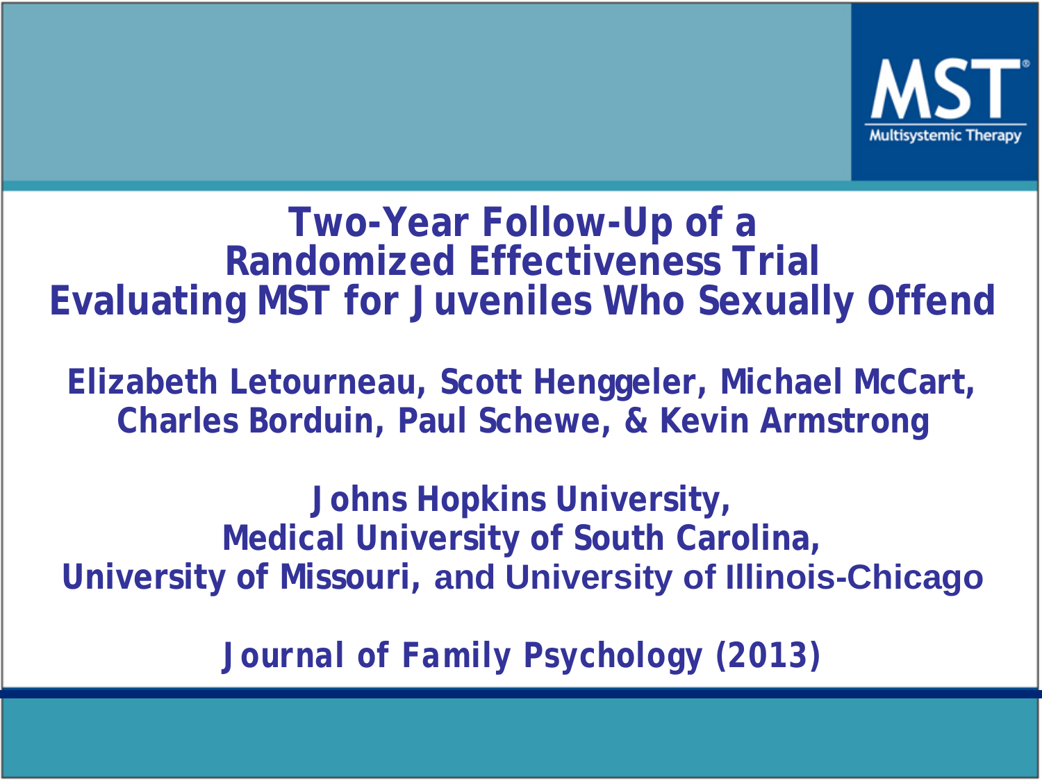MST Multisystemic Therapy

# Two-Year Follow-Up of a Randomized Effectiveness Trial Evaluating MST for Juveniles Who Sexually Offend

**Elizabeth Letourneau, Scott Henggeler, Michael McCart, Charles Borduin, Paul Schewe, & Kevin Armstrong**

**Johns Hopkins University, Medical University of South Carolina, University of Missouri, and University of Illinois-Chicago**

***Journal of Family Psychology* (2013)**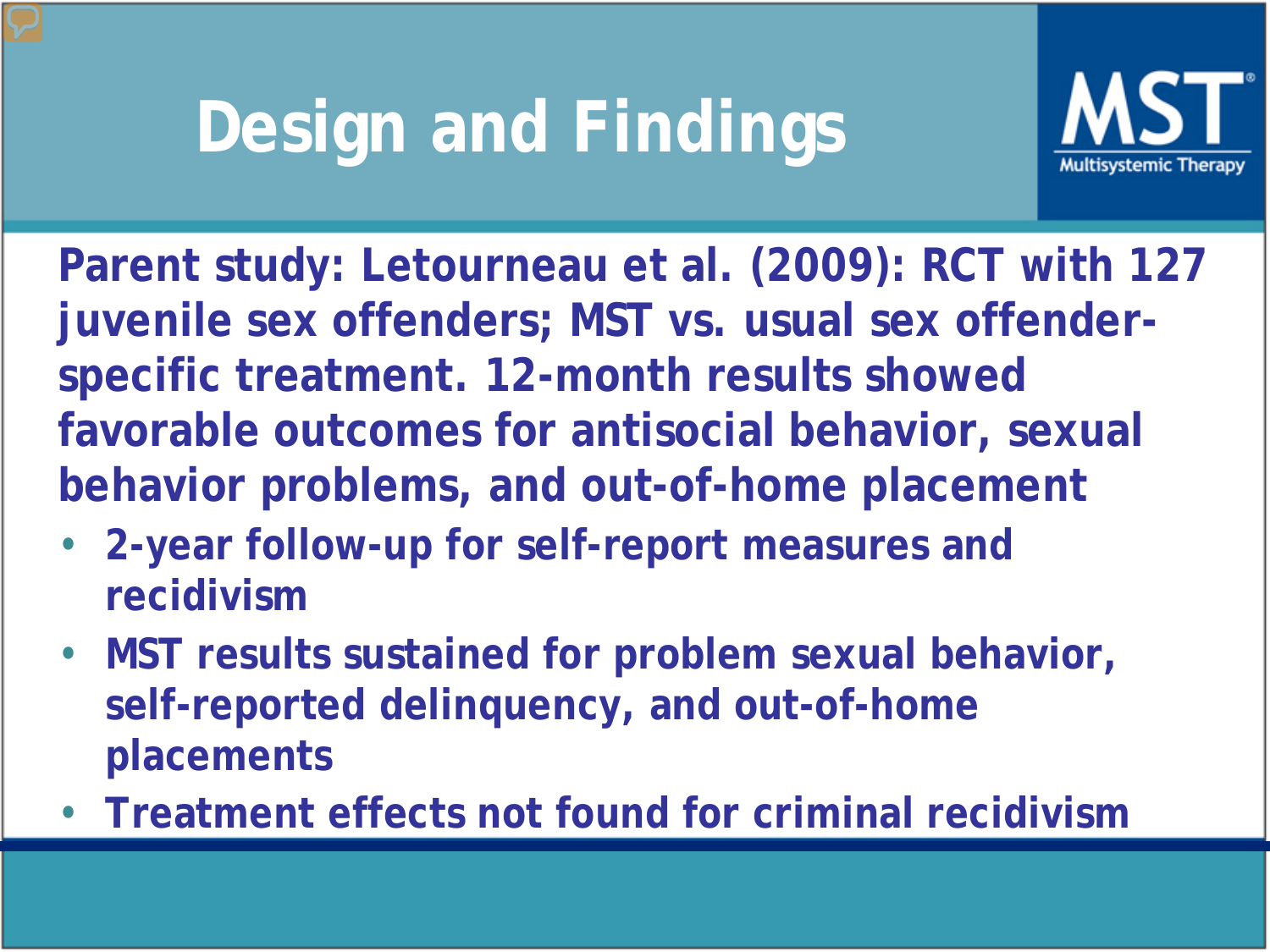# Design and Findings

MST Multisystemic Therapy

**Parent study: Letourneau et al. (2009): RCT with 127 juvenile sex offenders; MST vs. usual sex offender-specific treatment. 12-month results showed favorable outcomes for antisocial behavior, sexual behavior problems, and out-of-home placement**

- **2-year follow-up for self-report measures and recidivism**
- **MST results sustained for problem sexual behavior, self-reported delinquency, and out-of-home placements**
- **Treatment effects not found for criminal recidivism**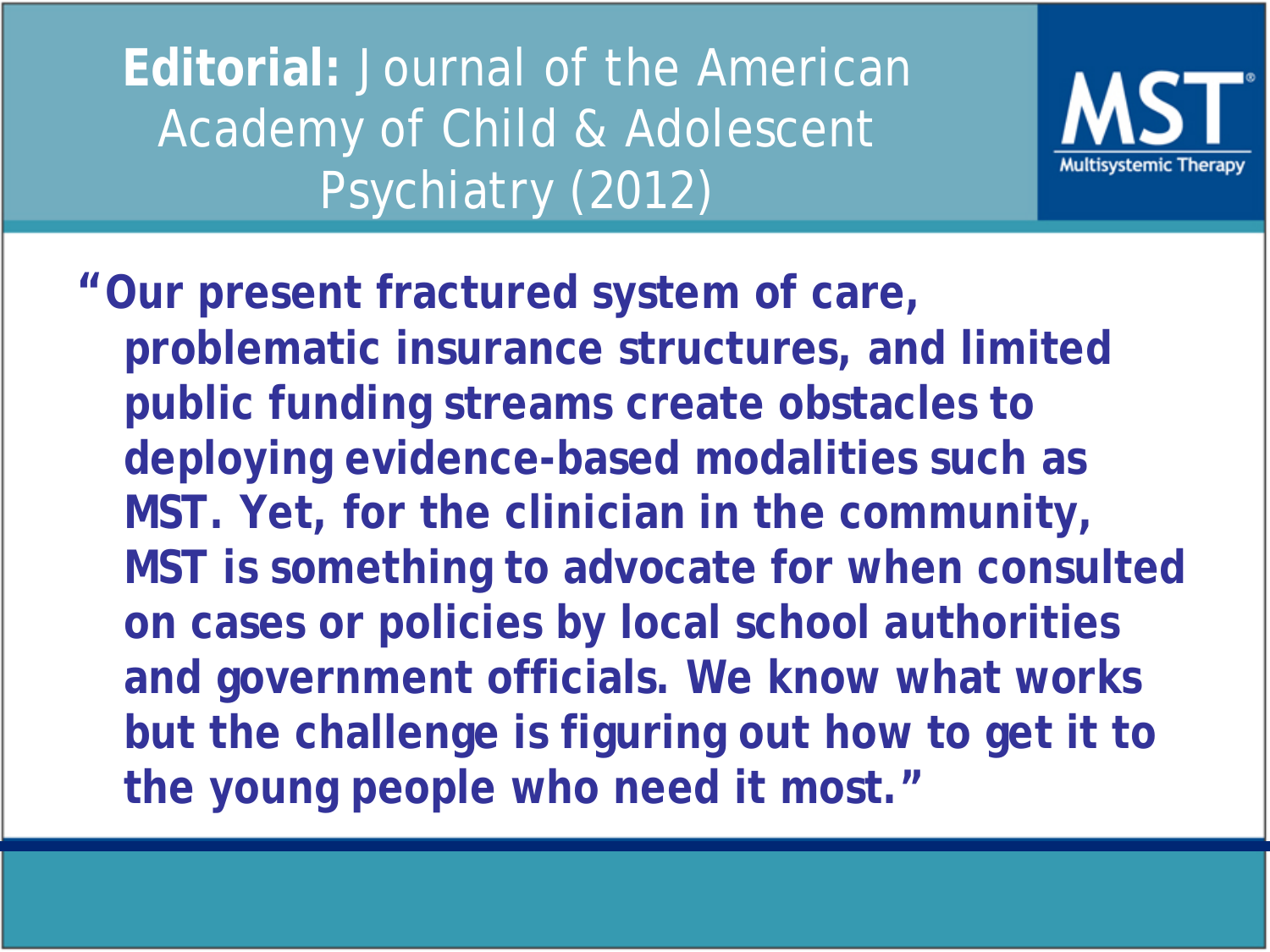# **Editorial:** Journal of the American Academy of Child & Adolescent Psychiatry (2012)

MST Multisystemic Therapy

**"Our present fractured system of care, problematic insurance structures, and limited public funding streams create obstacles to deploying evidence-based modalities such as MST. Yet, for the clinician in the community, MST is something to advocate for when consulted on cases or policies by local school authorities and government officials. We know what works but the challenge is figuring out how to get it to the young people who need it most."**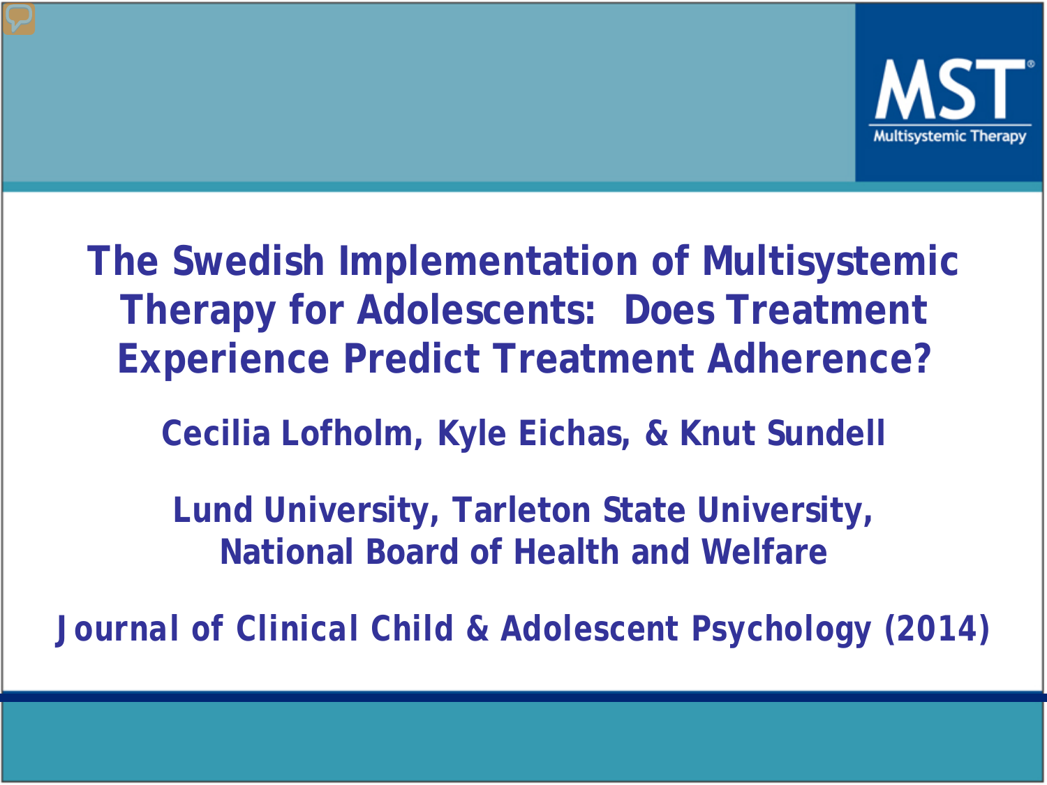# The Swedish Implementation of Multisystemic Therapy for Adolescents: Does Treatment Experience Predict Treatment Adherence?

**Cecilia Lofholm, Kyle Eichas, & Knut Sundell**

**Lund University, Tarleton State University, National Board of Health and Welfare**

**Journal of Clinical Child & Adolescent Psychology (2014)**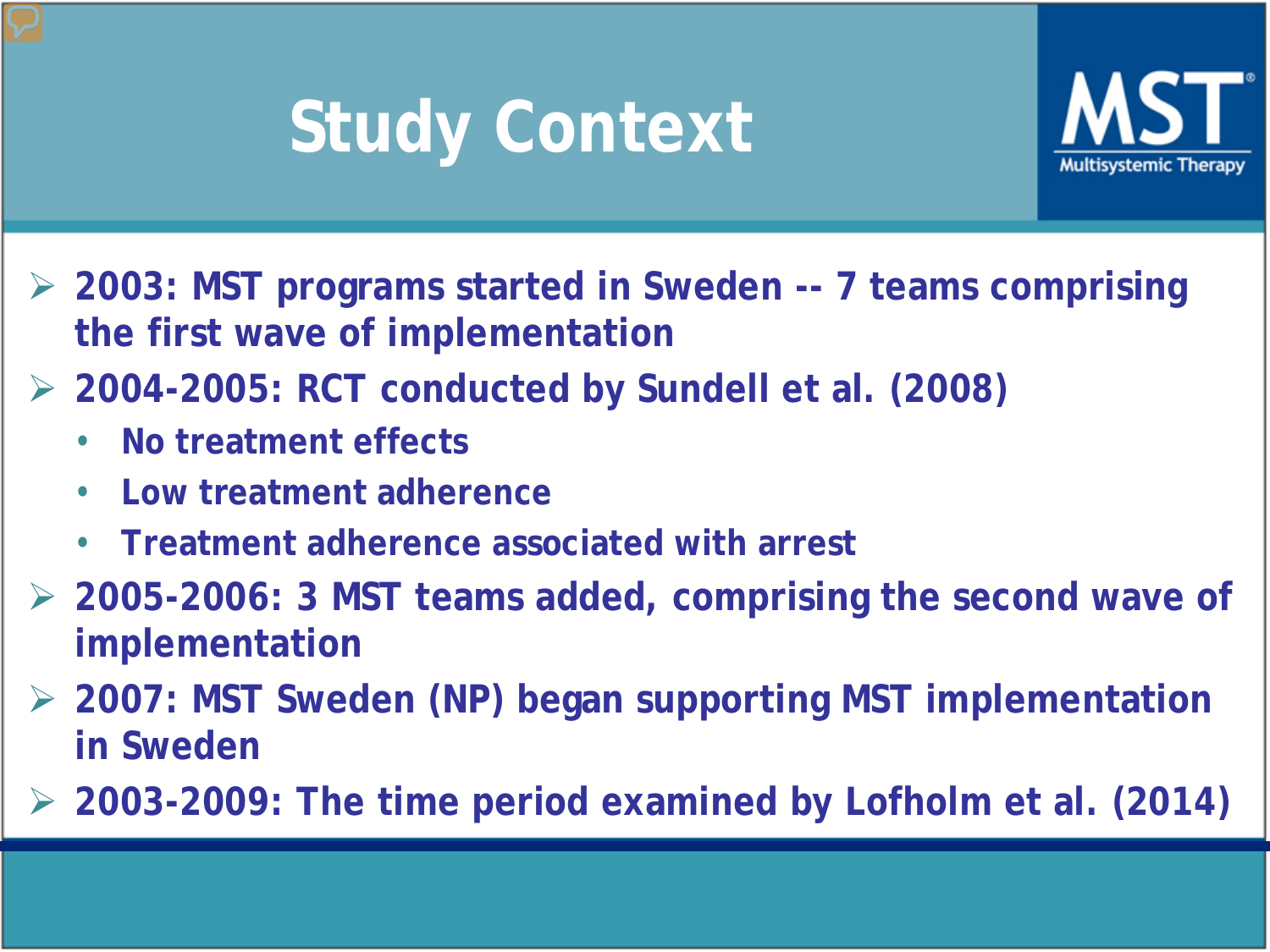# Study Context

- 2003: MST programs started in Sweden -- 7 teams comprising the first wave of implementation
- 2004-2005: RCT conducted by Sundell et al. (2008)
  - No treatment effects
  - Low treatment adherence
  - Treatment adherence associated with arrest
- 2005-2006: 3 MST teams added, comprising the second wave of implementation
- 2007: MST Sweden (NP) began supporting MST implementation in Sweden
- 2003-2009: The time period examined by Lofholm et al. (2014)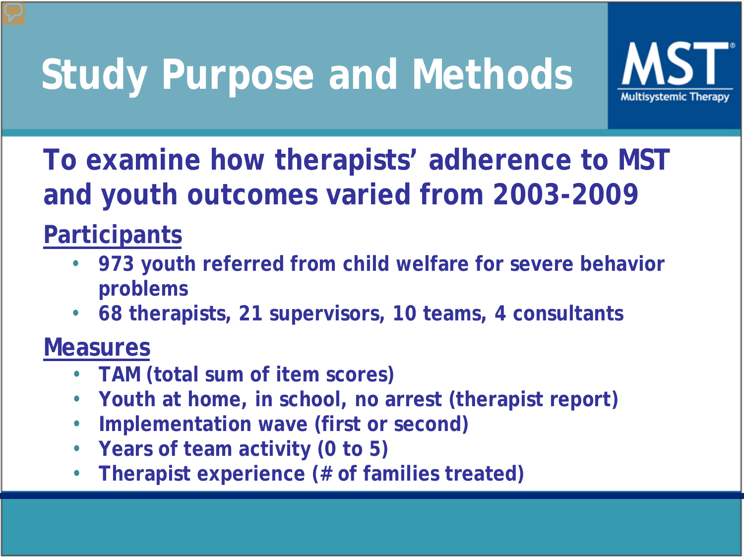# Study Purpose and Methods

MST Multisystemic Therapy

## To examine how therapists' adherence to MST and youth outcomes varied from 2003-2009

### Participants

- 973 youth referred from child welfare for severe behavior problems
- 68 therapists, 21 supervisors, 10 teams, 4 consultants

### Measures

- TAM (total sum of item scores)
- Youth at home, in school, no arrest (therapist report)
- Implementation wave (first or second)
- Years of team activity (0 to 5)
- Therapist experience (# of families treated)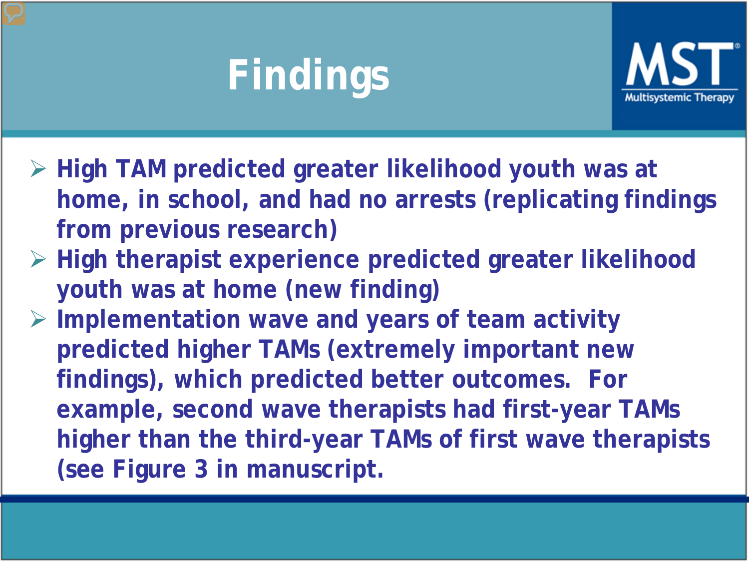# Findings

- High TAM predicted greater likelihood youth was at home, in school, and had no arrests (replicating findings from previous research)
- High therapist experience predicted greater likelihood youth was at home (new finding)
- Implementation wave and years of team activity predicted higher TAMs (extremely important new findings), which predicted better outcomes.  For example, second wave therapists had first-year TAMs higher than the third-year TAMs of first wave therapists (see Figure 3 in manuscript.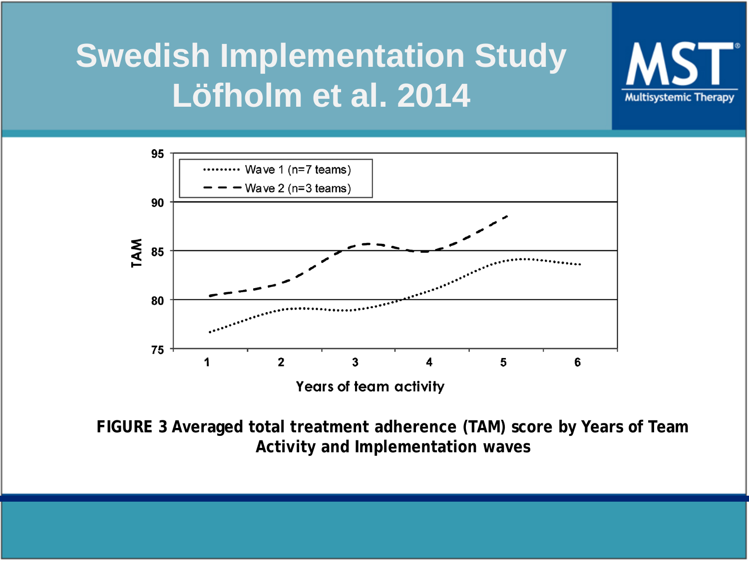# Swedish Implementation Study
# Löfholm et al. 2014

FIGURE 3 Averaged total treatment adherence (TAM) score by Years of Team Activity and Implementation waves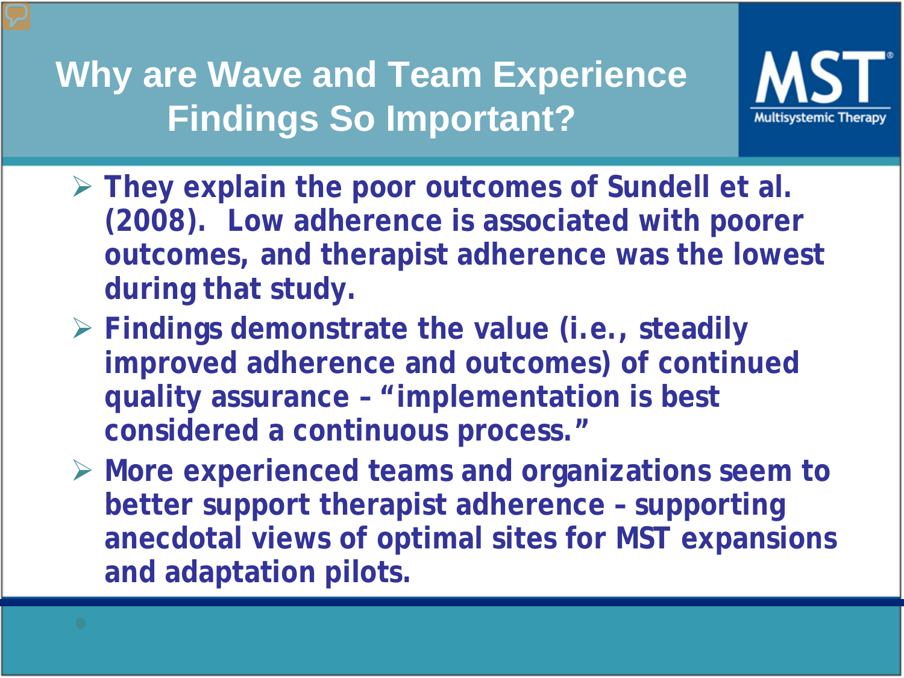# Why are Wave and Team Experience Findings So Important?

- They explain the poor outcomes of Sundell et al. (2008). Low adherence is associated with poorer outcomes, and therapist adherence was the lowest during that study.
- Findings demonstrate the value (i.e., steadily improved adherence and outcomes) of continued quality assurance – "implementation is best considered a continuous process."
- More experienced teams and organizations seem to better support therapist adherence – supporting anecdotal views of optimal sites for MST expansions and adaptation pilots.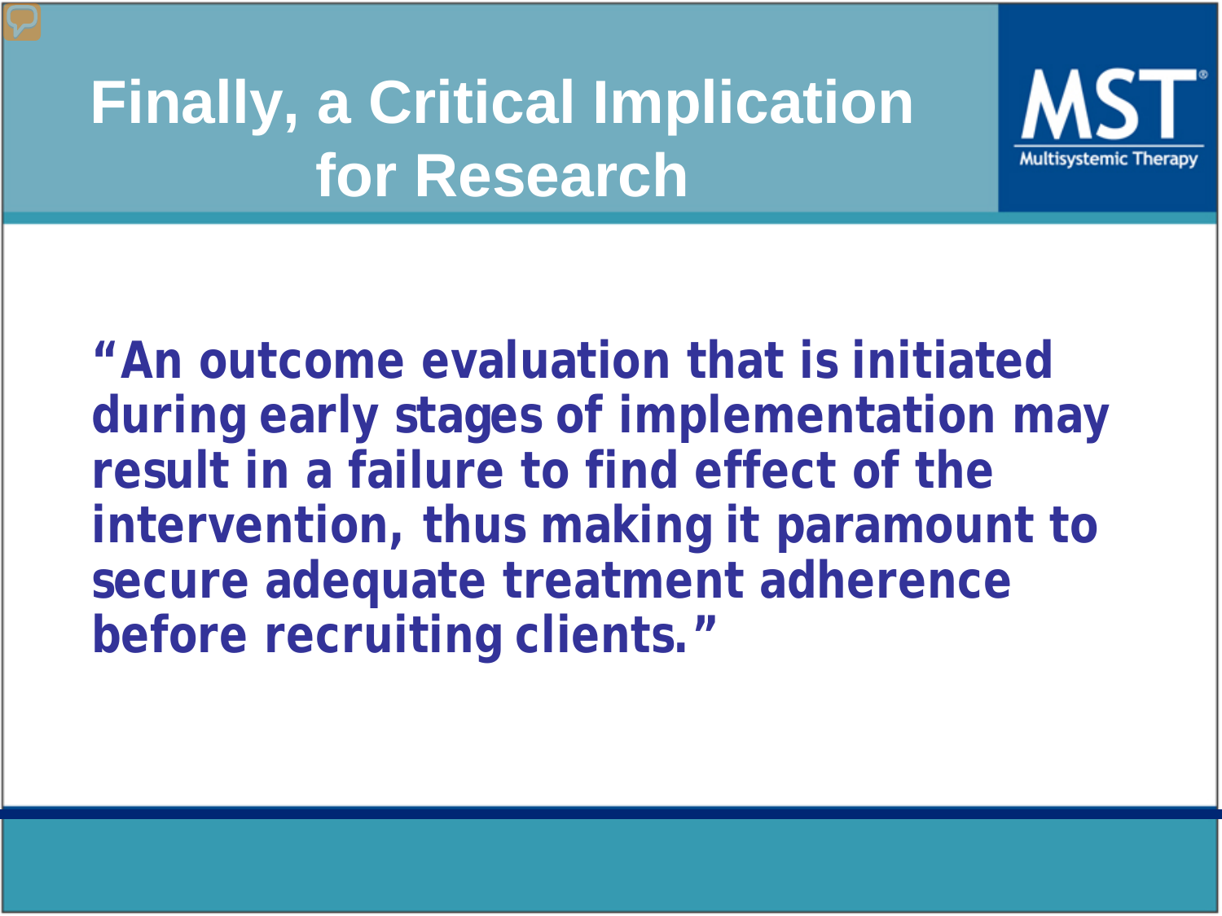# Finally, a Critical Implication for Research

MST
Multisystemic Therapy

**"An outcome evaluation that is initiated during early stages of implementation may result in a failure to find effect of the intervention, thus making it paramount to secure adequate treatment adherence before recruiting clients."**